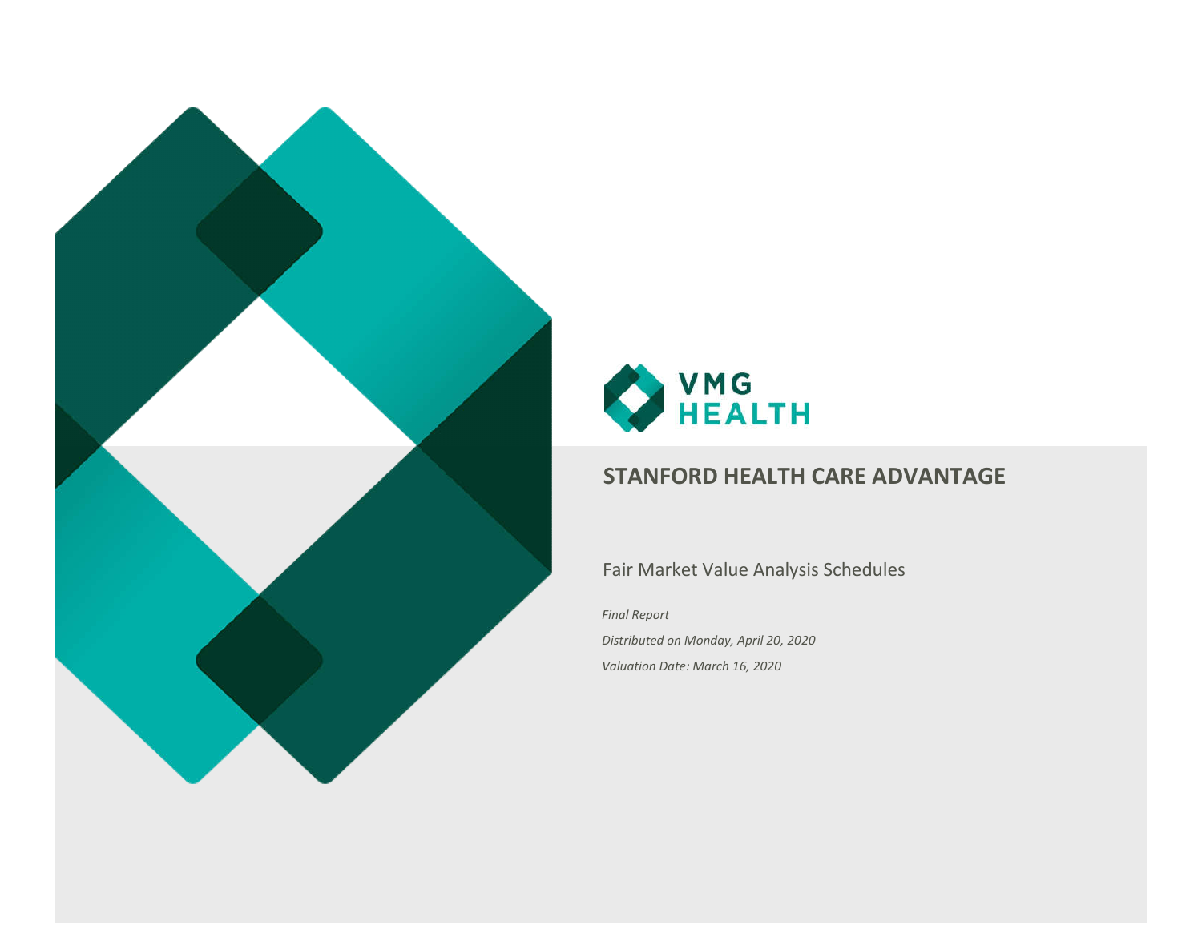VMG HEALTH

# STANFORD HEALTH CARE ADVANTAGE

Fair Market Value Analysis Schedules

*Final Report*

*Distributed on Monday, April 20, 2020*

*Valuation Date: March 16, 2020*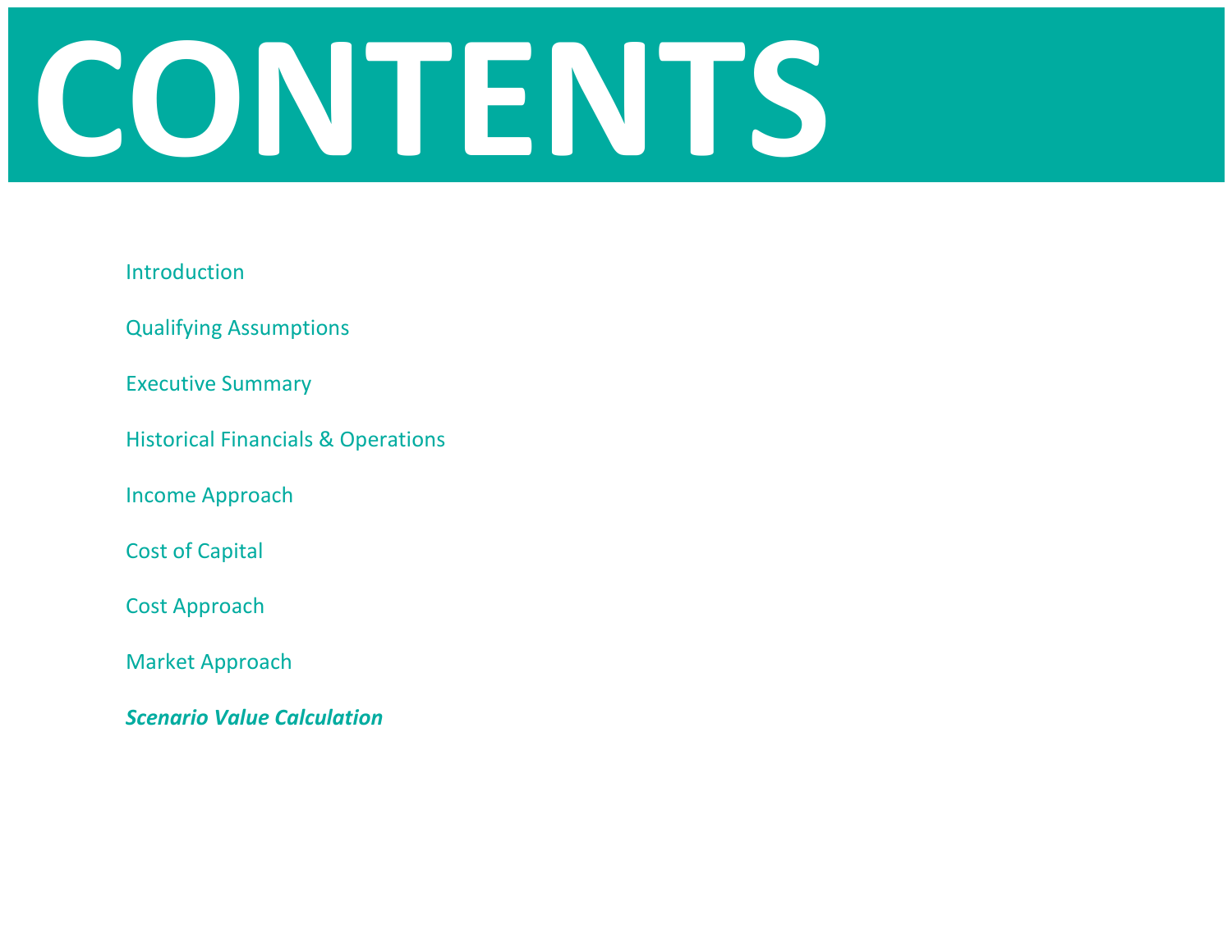# CONTENTS

Introduction

Qualifying Assumptions

Executive Summary

Historical Financials & Operations

Income Approach

Cost of Capital

Cost Approach

Market Approach

***Scenario Value Calculation***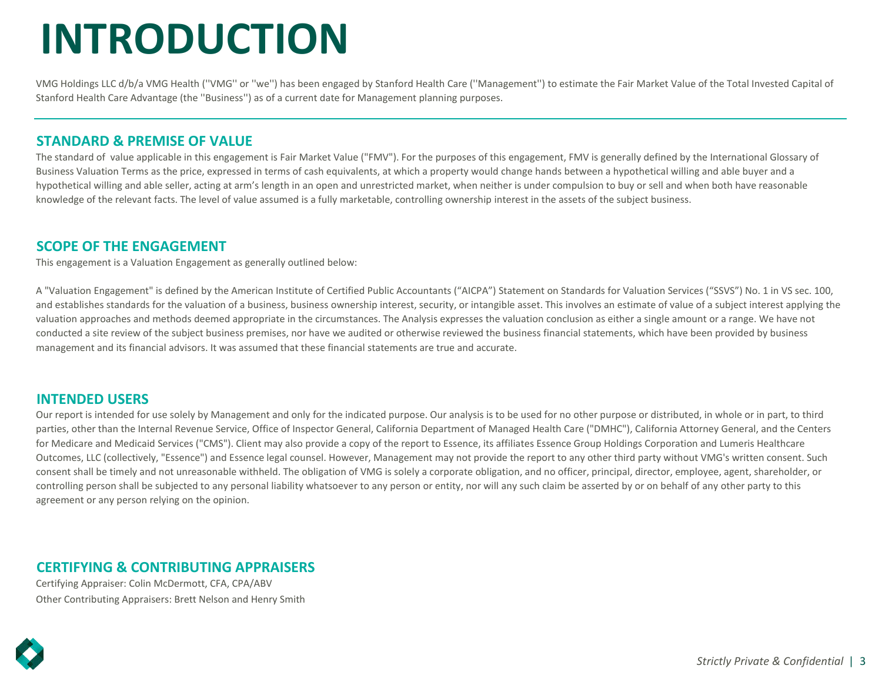# INTRODUCTION

VMG Holdings LLC d/b/a VMG Health (''VMG'' or ''we'') has been engaged by Stanford Health Care (''Management'') to estimate the Fair Market Value of the Total Invested Capital of Stanford Health Care Advantage (the ''Business'') as of a current date for Management planning purposes.

## STANDARD & PREMISE OF VALUE

The standard of value applicable in this engagement is Fair Market Value ("FMV"). For the purposes of this engagement, FMV is generally defined by the International Glossary of Business Valuation Terms as the price, expressed in terms of cash equivalents, at which a property would change hands between a hypothetical willing and able buyer and a hypothetical willing and able seller, acting at arm's length in an open and unrestricted market, when neither is under compulsion to buy or sell and when both have reasonable knowledge of the relevant facts. The level of value assumed is a fully marketable, controlling ownership interest in the assets of the subject business.

## SCOPE OF THE ENGAGEMENT

This engagement is a Valuation Engagement as generally outlined below:

A "Valuation Engagement" is defined by the American Institute of Certified Public Accountants ("AICPA") Statement on Standards for Valuation Services ("SSVS") No. 1 in VS sec. 100, and establishes standards for the valuation of a business, business ownership interest, security, or intangible asset. This involves an estimate of value of a subject interest applying the valuation approaches and methods deemed appropriate in the circumstances. The Analysis expresses the valuation conclusion as either a single amount or a range. We have not conducted a site review of the subject business premises, nor have we audited or otherwise reviewed the business financial statements, which have been provided by business management and its financial advisors. It was assumed that these financial statements are true and accurate.

## INTENDED USERS

Our report is intended for use solely by Management and only for the indicated purpose. Our analysis is to be used for no other purpose or distributed, in whole or in part, to third parties, other than the Internal Revenue Service, Office of Inspector General, California Department of Managed Health Care ("DMHC"), California Attorney General, and the Centers for Medicare and Medicaid Services ("CMS"). Client may also provide a copy of the report to Essence, its affiliates Essence Group Holdings Corporation and Lumeris Healthcare Outcomes, LLC (collectively, "Essence") and Essence legal counsel. However, Management may not provide the report to any other third party without VMG's written consent. Such consent shall be timely and not unreasonable withheld. The obligation of VMG is solely a corporate obligation, and no officer, principal, director, employee, agent, shareholder, or controlling person shall be subjected to any personal liability whatsoever to any person or entity, nor will any such claim be asserted by or on behalf of any other party to this agreement or any person relying on the opinion.

## CERTIFYING & CONTRIBUTING APPRAISERS

Certifying Appraiser: Colin McDermott, CFA, CPA/ABV

Other Contributing Appraisers: Brett Nelson and Henry Smith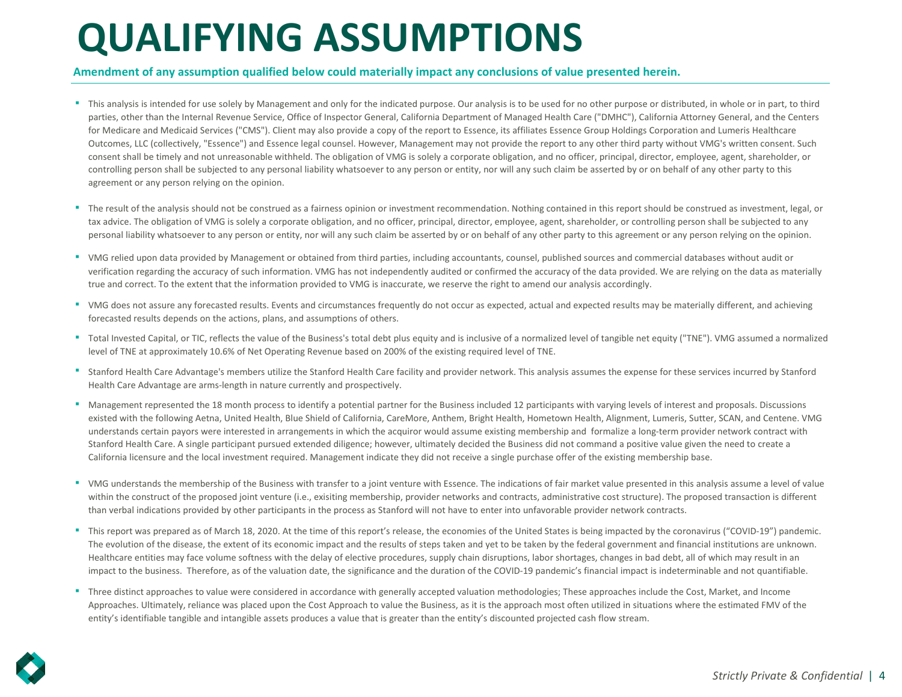# QUALIFYING ASSUMPTIONS

**Amendment of any assumption qualified below could materially impact any conclusions of value presented herein.**

- This analysis is intended for use solely by Management and only for the indicated purpose. Our analysis is to be used for no other purpose or distributed, in whole or in part, to third parties, other than the Internal Revenue Service, Office of Inspector General, California Department of Managed Health Care ("DMHC"), California Attorney General, and the Centers for Medicare and Medicaid Services ("CMS"). Client may also provide a copy of the report to Essence, its affiliates Essence Group Holdings Corporation and Lumeris Healthcare Outcomes, LLC (collectively, "Essence") and Essence legal counsel. However, Management may not provide the report to any other third party without VMG's written consent. Such consent shall be timely and not unreasonable withheld. The obligation of VMG is solely a corporate obligation, and no officer, principal, director, employee, agent, shareholder, or controlling person shall be subjected to any personal liability whatsoever to any person or entity, nor will any such claim be asserted by or on behalf of any other party to this agreement or any person relying on the opinion.

- The result of the analysis should not be construed as a fairness opinion or investment recommendation. Nothing contained in this report should be construed as investment, legal, or tax advice. The obligation of VMG is solely a corporate obligation, and no officer, principal, director, employee, agent, shareholder, or controlling person shall be subjected to any personal liability whatsoever to any person or entity, nor will any such claim be asserted by or on behalf of any other party to this agreement or any person relying on the opinion.

- VMG relied upon data provided by Management or obtained from third parties, including accountants, counsel, published sources and commercial databases without audit or verification regarding the accuracy of such information. VMG has not independently audited or confirmed the accuracy of the data provided. We are relying on the data as materially true and correct. To the extent that the information provided to VMG is inaccurate, we reserve the right to amend our analysis accordingly.

- VMG does not assure any forecasted results. Events and circumstances frequently do not occur as expected, actual and expected results may be materially different, and achieving forecasted results depends on the actions, plans, and assumptions of others.

- Total Invested Capital, or TIC, reflects the value of the Business's total debt plus equity and is inclusive of a normalized level of tangible net equity ("TNE"). VMG assumed a normalized level of TNE at approximately 10.6% of Net Operating Revenue based on 200% of the existing required level of TNE.

- Stanford Health Care Advantage's members utilize the Stanford Health Care facility and provider network. This analysis assumes the expense for these services incurred by Stanford Health Care Advantage are arms-length in nature currently and prospectively.

- Management represented the 18 month process to identify a potential partner for the Business included 12 participants with varying levels of interest and proposals. Discussions existed with the following Aetna, United Health, Blue Shield of California, CareMore, Anthem, Bright Health, Hometown Health, Alignment, Lumeris, Sutter, SCAN, and Centene. VMG understands certain payors were interested in arrangements in which the acquiror would assume existing membership and formalize a long-term provider network contract with Stanford Health Care. A single participant pursued extended diligence; however, ultimately decided the Business did not command a positive value given the need to create a California licensure and the local investment required. Management indicate they did not receive a single purchase offer of the existing membership base.

- VMG understands the membership of the Business with transfer to a joint venture with Essence. The indications of fair market value presented in this analysis assume a level of value within the construct of the proposed joint venture (i.e., exisiting membership, provider networks and contracts, administrative cost structure). The proposed transaction is different than verbal indications provided by other participants in the process as Stanford will not have to enter into unfavorable provider network contracts.

- This report was prepared as of March 18, 2020. At the time of this report's release, the economies of the United States is being impacted by the coronavirus ("COVID-19") pandemic. The evolution of the disease, the extent of its economic impact and the results of steps taken and yet to be taken by the federal government and financial institutions are unknown. Healthcare entities may face volume softness with the delay of elective procedures, supply chain disruptions, labor shortages, changes in bad debt, all of which may result in an impact to the business. Therefore, as of the valuation date, the significance and the duration of the COVID-19 pandemic's financial impact is indeterminable and not quantifiable.

- Three distinct approaches to value were considered in accordance with generally accepted valuation methodologies; These approaches include the Cost, Market, and Income Approaches. Ultimately, reliance was placed upon the Cost Approach to value the Business, as it is the approach most often utilized in situations where the estimated FMV of the entity's identifiable tangible and intangible assets produces a value that is greater than the entity's discounted projected cash flow stream.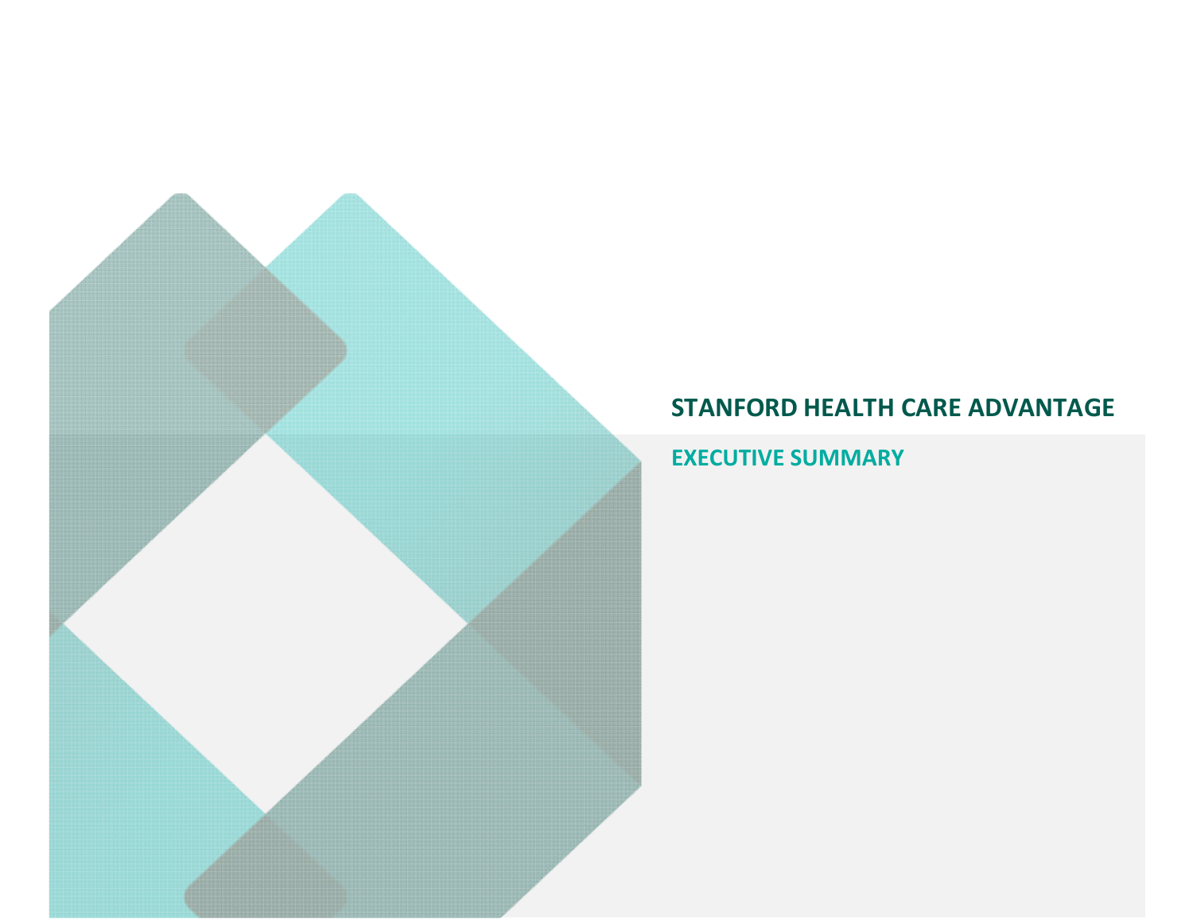# STANFORD HEALTH CARE ADVANTAGE

## EXECUTIVE SUMMARY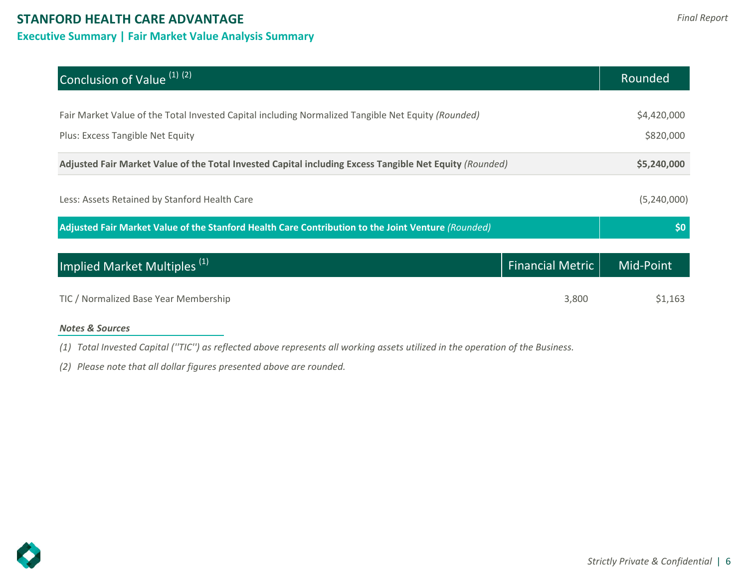# STANFORD HEALTH CARE ADVANTAGE

## Executive Summary | Fair Market Value Analysis Summary

| Conclusion of Value [1] [2] | Rounded |
|---|---|
| Fair Market Value of the Total Invested Capital including Normalized Tangible Net Equity *(Rounded)* | $4,420,000 |
| Plus: Excess Tangible Net Equity | $820,000 |
| **Adjusted Fair Market Value of the Total Invested Capital including Excess Tangible Net Equity** *(Rounded)* | **$5,240,000** |
| Less: Assets Retained by Stanford Health Care | (5,240,000) |
| **Adjusted Fair Market Value of the Stanford Health Care Contribution to the Joint Venture** *(Rounded)* | **$0** |

| Implied Market Multiples [1] | Financial Metric | Mid-Point |
|---|---|---|
| TIC / Normalized Base Year Membership | 3,800 | $1,163 |

***Notes & Sources***

*(1) Total Invested Capital (''TIC'') as reflected above represents all working assets utilized in the operation of the Business.*

*(2) Please note that all dollar figures presented above are rounded.*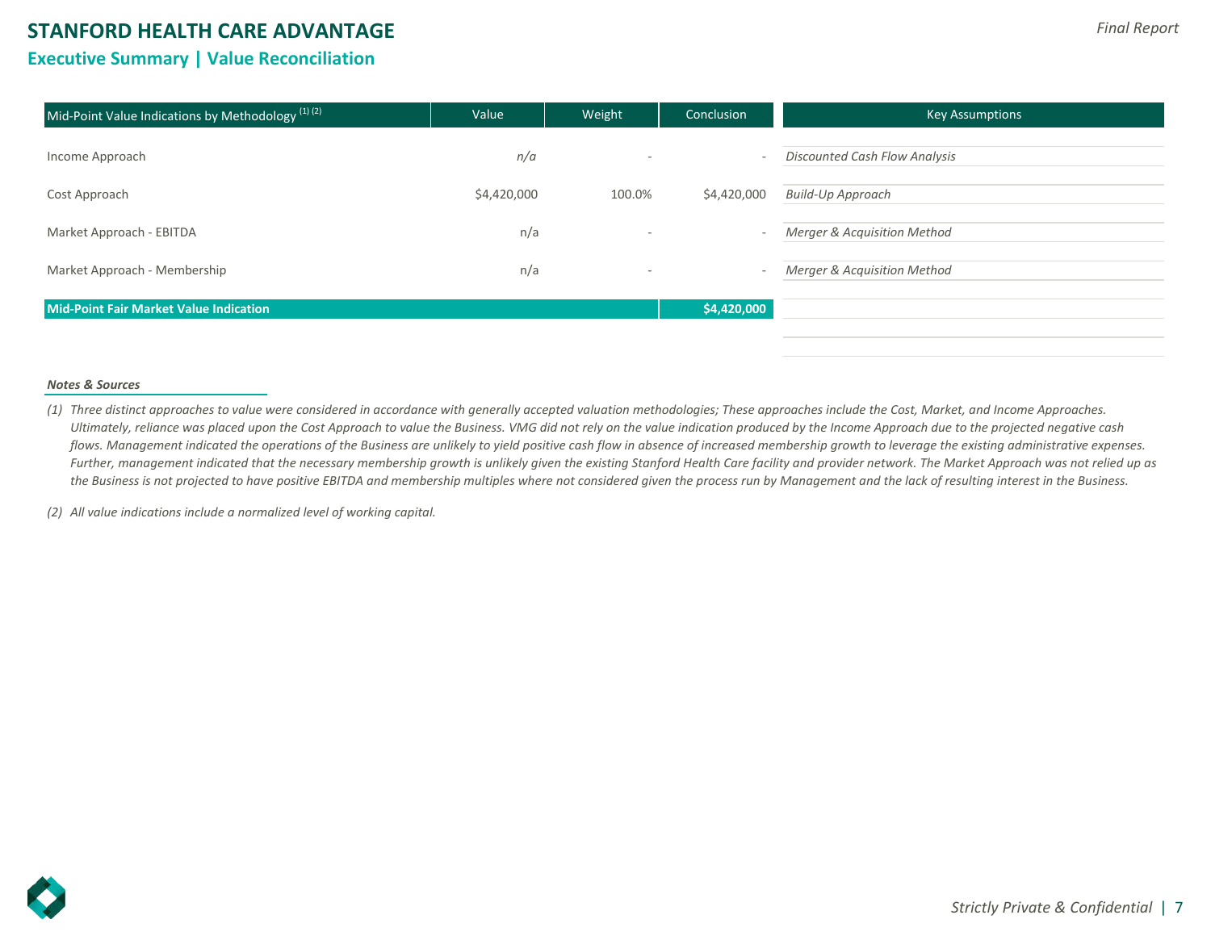# STANFORD HEALTH CARE ADVANTAGE

*Final Report*

## Executive Summary | Value Reconciliation

| Mid-Point Value Indications by Methodology (1) (2) | Value | Weight | Conclusion | Key Assumptions |
|---|---|---|---|---|
| Income Approach | *n/a* | - | - | *Discounted Cash Flow Analysis* |
| Cost Approach | $4,420,000 | 100.0% | $4,420,000 | *Build-Up Approach* |
| Market Approach - EBITDA | n/a | - | - | *Merger & Acquisition Method* |
| Market Approach - Membership | n/a | - | - | *Merger & Acquisition Method* |
| **Mid-Point Fair Market Value Indication** | | | **$4,420,000** | |

***Notes & Sources***

*(1) Three distinct approaches to value were considered in accordance with generally accepted valuation methodologies; These approaches include the Cost, Market, and Income Approaches. Ultimately, reliance was placed upon the Cost Approach to value the Business. VMG did not rely on the value indication produced by the Income Approach due to the projected negative cash flows. Management indicated the operations of the Business are unlikely to yield positive cash flow in absence of increased membership growth to leverage the existing administrative expenses. Further, management indicated that the necessary membership growth is unlikely given the existing Stanford Health Care facility and provider network. The Market Approach was not relied up as the Business is not projected to have positive EBITDA and membership multiples where not considered given the process run by Management and the lack of resulting interest in the Business.*

*(2) All value indications include a normalized level of working capital.*

*Strictly Private & Confidential*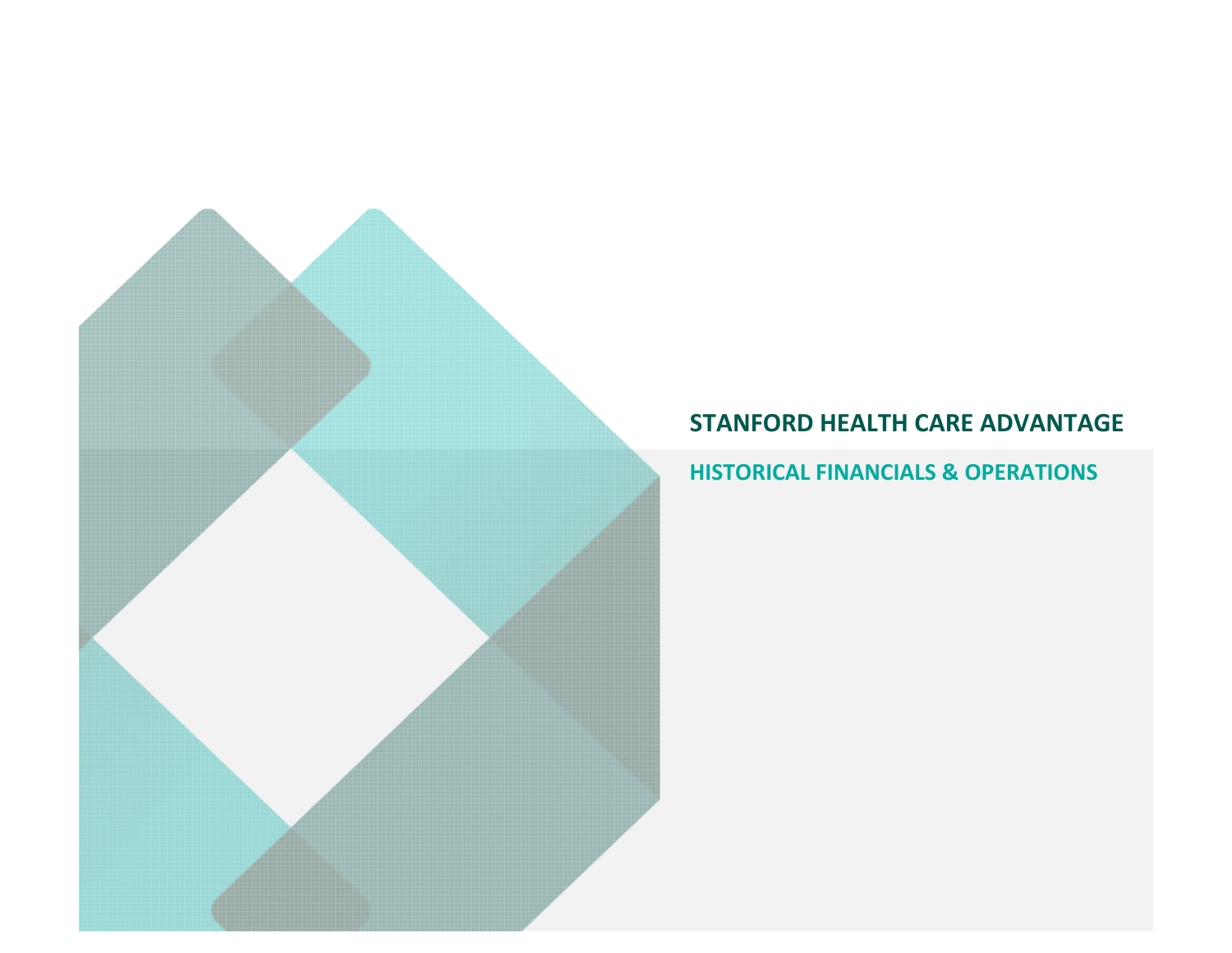# STANFORD HEALTH CARE ADVANTAGE

## HISTORICAL FINANCIALS & OPERATIONS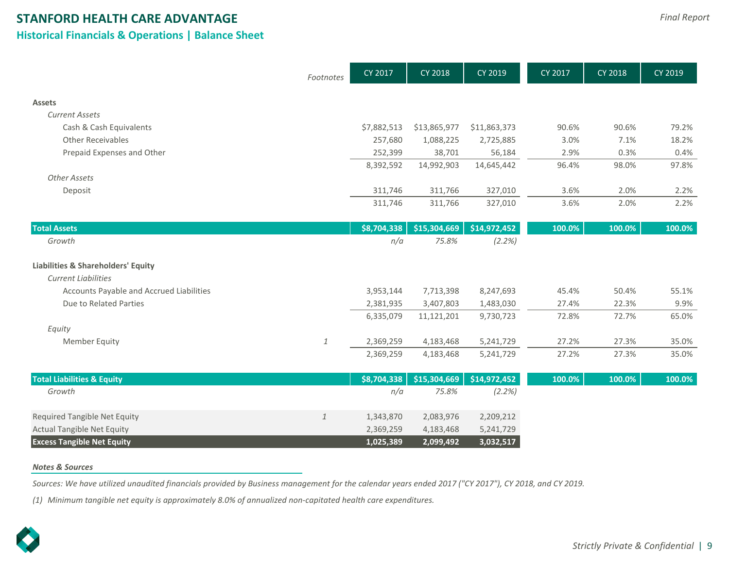# STANFORD HEALTH CARE ADVANTAGE

*Final Report*

## Historical Financials & Operations | Balance Sheet

| | *Footnotes* | CY 2017 | CY 2018 | CY 2019 | CY 2017 | CY 2018 | CY 2019 |
|---|---|---|---|---|---|---|---|
| **Assets** | | | | | | | |
| *Current Assets* | | | | | | | |
| Cash & Cash Equivalents | | $7,882,513 | $13,865,977 | $11,863,373 | 90.6% | 90.6% | 79.2% |
| Other Receivables | | 257,680 | 1,088,225 | 2,725,885 | 3.0% | 7.1% | 18.2% |
| Prepaid Expenses and Other | | 252,399 | 38,701 | 56,184 | 2.9% | 0.3% | 0.4% |
| | | 8,392,592 | 14,992,903 | 14,645,442 | 96.4% | 98.0% | 97.8% |
| *Other Assets* | | | | | | | |
| Deposit | | 311,746 | 311,766 | 327,010 | 3.6% | 2.0% | 2.2% |
| | | 311,746 | 311,766 | 327,010 | 3.6% | 2.0% | 2.2% |
| **Total Assets** | | **$8,704,338** | **$15,304,669** | **$14,972,452** | **100.0%** | **100.0%** | **100.0%** |
| *Growth* | | *n/a* | *75.8%* | *(2.2%)* | | | |
| **Liabilities & Shareholders' Equity** | | | | | | | |
| *Current Liabilities* | | | | | | | |
| Accounts Payable and Accrued Liabilities | | 3,953,144 | 7,713,398 | 8,247,693 | 45.4% | 50.4% | 55.1% |
| Due to Related Parties | | 2,381,935 | 3,407,803 | 1,483,030 | 27.4% | 22.3% | 9.9% |
| | | 6,335,079 | 11,121,201 | 9,730,723 | 72.8% | 72.7% | 65.0% |
| *Equity* | | | | | | | |
| Member Equity | 1 | 2,369,259 | 4,183,468 | 5,241,729 | 27.2% | 27.3% | 35.0% |
| | | 2,369,259 | 4,183,468 | 5,241,729 | 27.2% | 27.3% | 35.0% |
| **Total Liabilities & Equity** | | **$8,704,338** | **$15,304,669** | **$14,972,452** | **100.0%** | **100.0%** | **100.0%** |
| *Growth* | | *n/a* | *75.8%* | *(2.2%)* | | | |
| Required Tangible Net Equity | 1 | 1,343,870 | 2,083,976 | 2,209,212 | | | |
| Actual Tangible Net Equity | | 2,369,259 | 4,183,468 | 5,241,729 | | | |
| **Excess Tangible Net Equity** | | **1,025,389** | **2,099,492** | **3,032,517** | | | |

***Notes & Sources***

*Sources: We have utilized unaudited financials provided by Business management for the calendar years ended 2017 ("CY 2017"), CY 2018, and CY 2019.*

*(1) Minimum tangible net equity is approximately 8.0% of annualized non-capitated health care expenditures.*

*Strictly Private & Confidential*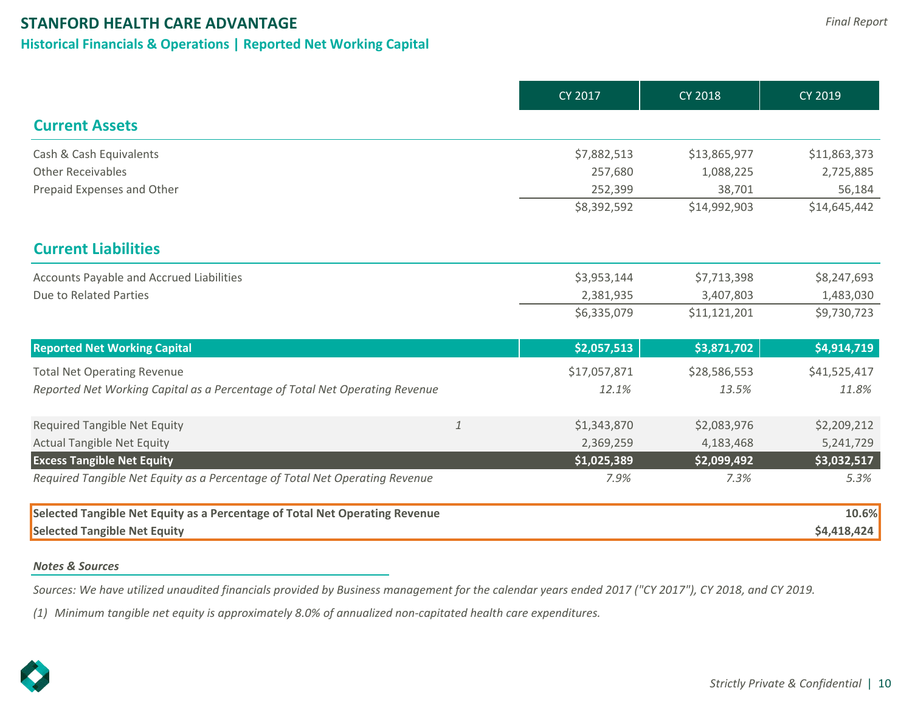# STANFORD HEALTH CARE ADVANTAGE

## Historical Financials & Operations | Reported Net Working Capital

| | | CY 2017 | CY 2018 | CY 2019 |
|---|---|---|---|---|
| **Current Assets** | | | | |
| Cash & Cash Equivalents | | $7,882,513 | $13,865,977 | $11,863,373 |
| Other Receivables | | 257,680 | 1,088,225 | 2,725,885 |
| Prepaid Expenses and Other | | 252,399 | 38,701 | 56,184 |
| | | $8,392,592 | $14,992,903 | $14,645,442 |
| **Current Liabilities** | | | | |
| Accounts Payable and Accrued Liabilities | | $3,953,144 | $7,713,398 | $8,247,693 |
| Due to Related Parties | | 2,381,935 | 3,407,803 | 1,483,030 |
| | | $6,335,079 | $11,121,201 | $9,730,723 |
| **Reported Net Working Capital** | | **$2,057,513** | **$3,871,702** | **$4,914,719** |
| Total Net Operating Revenue | | $17,057,871 | $28,586,553 | $41,525,417 |
| *Reported Net Working Capital as a Percentage of Total Net Operating Revenue* | | *12.1%* | *13.5%* | *11.8%* |
| Required Tangible Net Equity | 1 | $1,343,870 | $2,083,976 | $2,209,212 |
| Actual Tangible Net Equity | | 2,369,259 | 4,183,468 | 5,241,729 |
| **Excess Tangible Net Equity** | | **$1,025,389** | **$2,099,492** | **$3,032,517** |
| *Required Tangible Net Equity as a Percentage of Total Net Operating Revenue* | | *7.9%* | *7.3%* | *5.3%* |
| **Selected Tangible Net Equity as a Percentage of Total Net Operating Revenue** | | | | **10.6%** |
| **Selected Tangible Net Equity** | | | | **$4,418,424** |

***Notes & Sources***

*Sources: We have utilized unaudited financials provided by Business management for the calendar years ended 2017 ("CY 2017"), CY 2018, and CY 2019.*

*(1) Minimum tangible net equity is approximately 8.0% of annualized non-capitated health care expenditures.*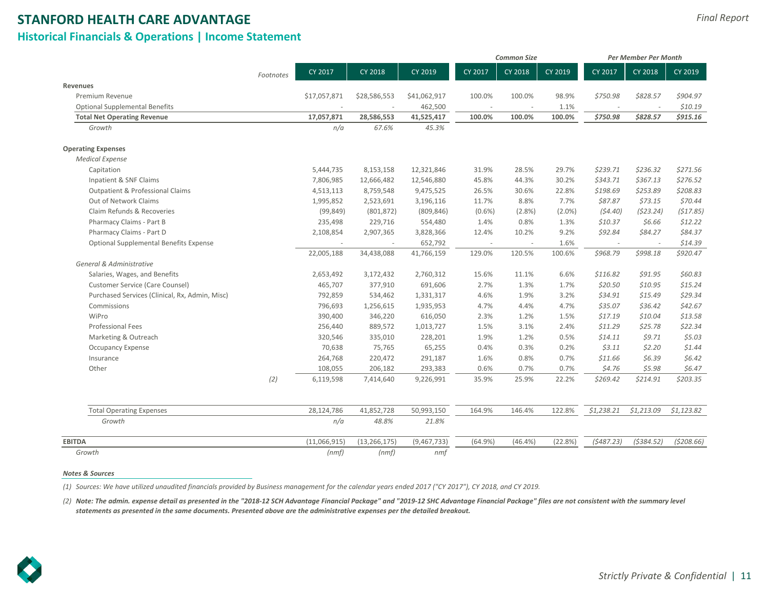# STANFORD HEALTH CARE ADVANTAGE

## Historical Financials & Operations | Income Statement

| | Footnotes | CY 2017 | CY 2018 | CY 2019 | Common Size CY 2017 | Common Size CY 2018 | Common Size CY 2019 | Per Member Per Month CY 2017 | Per Member Per Month CY 2018 | Per Member Per Month CY 2019 |
|---|---|---|---|---|---|---|---|---|---|---|
| **Revenues** | | | | | | | | | | |
| Premium Revenue | | $17,057,871 | $28,586,553 | $41,062,917 | 100.0% | 100.0% | 98.9% | *$750.98* | *$828.57* | *$904.97* |
| Optional Supplemental Benefits | | - | - | 462,500 | - | - | 1.1% | - | - | *$10.19* |
| **Total Net Operating Revenue** | | **17,057,871** | **28,586,553** | **41,525,417** | **100.0%** | **100.0%** | **100.0%** | ***$750.98*** | ***$828.57*** | ***$915.16*** |
| *Growth* | | *n/a* | *67.6%* | *45.3%* | | | | | | |
| **Operating Expenses** | | | | | | | | | | |
| *Medical Expense* | | | | | | | | | | |
| Capitation | | 5,444,735 | 8,153,158 | 12,321,846 | 31.9% | 28.5% | 29.7% | *$239.71* | *$236.32* | *$271.56* |
| Inpatient & SNF Claims | | 7,806,985 | 12,666,482 | 12,546,880 | 45.8% | 44.3% | 30.2% | *$343.71* | *$367.13* | *$276.52* |
| Outpatient & Professional Claims | | 4,513,113 | 8,759,548 | 9,475,525 | 26.5% | 30.6% | 22.8% | *$198.69* | *$253.89* | *$208.83* |
| Out of Network Claims | | 1,995,852 | 2,523,691 | 3,196,116 | 11.7% | 8.8% | 7.7% | *$87.87* | *$73.15* | *$70.44* |
| Claim Refunds & Recoveries | | (99,849) | (801,872) | (809,846) | (0.6%) | (2.8%) | (2.0%) | *($4.40)* | *($23.24)* | *($17.85)* |
| Pharmacy Claims - Part B | | 235,498 | 229,716 | 554,480 | 1.4% | 0.8% | 1.3% | *$10.37* | *$6.66* | *$12.22* |
| Pharmacy Claims - Part D | | 2,108,854 | 2,907,365 | 3,828,366 | 12.4% | 10.2% | 9.2% | *$92.84* | *$84.27* | *$84.37* |
| Optional Supplemental Benefits Expense | | - | - | 652,792 | - | - | 1.6% | - | - | *$14.39* |
| | | 22,005,188 | 34,438,088 | 41,766,159 | 129.0% | 120.5% | 100.6% | *$968.79* | *$998.18* | *$920.47* |
| *General & Administrative* | | | | | | | | | | |
| Salaries, Wages, and Benefits | | 2,653,492 | 3,172,432 | 2,760,312 | 15.6% | 11.1% | 6.6% | *$116.82* | *$91.95* | *$60.83* |
| Customer Service (Care Counsel) | | 465,707 | 377,910 | 691,606 | 2.7% | 1.3% | 1.7% | *$20.50* | *$10.95* | *$15.24* |
| Purchased Services (Clinical, Rx, Admin, Misc) | | 792,859 | 534,462 | 1,331,317 | 4.6% | 1.9% | 3.2% | *$34.91* | *$15.49* | *$29.34* |
| Commissions | | 796,693 | 1,256,615 | 1,935,953 | 4.7% | 4.4% | 4.7% | *$35.07* | *$36.42* | *$42.67* |
| WiPro | | 390,400 | 346,220 | 616,050 | 2.3% | 1.2% | 1.5% | *$17.19* | *$10.04* | *$13.58* |
| Professional Fees | | 256,440 | 889,572 | 1,013,727 | 1.5% | 3.1% | 2.4% | *$11.29* | *$25.78* | *$22.34* |
| Marketing & Outreach | | 320,546 | 335,010 | 228,201 | 1.9% | 1.2% | 0.5% | *$14.11* | *$9.71* | *$5.03* |
| Occupancy Expense | | 70,638 | 75,765 | 65,255 | 0.4% | 0.3% | 0.2% | *$3.11* | *$2.20* | *$1.44* |
| Insurance | | 264,768 | 220,472 | 291,187 | 1.6% | 0.8% | 0.7% | *$11.66* | *$6.39* | *$6.42* |
| Other | | 108,055 | 206,182 | 293,383 | 0.6% | 0.7% | 0.7% | *$4.76* | *$5.98* | *$6.47* |
| | *(2)* | 6,119,598 | 7,414,640 | 9,226,991 | 35.9% | 25.9% | 22.2% | *$269.42* | *$214.91* | *$203.35* |
| Total Operating Expenses | | 28,124,786 | 41,852,728 | 50,993,150 | 164.9% | 146.4% | 122.8% | *$1,238.21* | *$1,213.09* | *$1,123.82* |
| *Growth* | | *n/a* | *48.8%* | *21.8%* | | | | | | |
| **EBITDA** | | (11,066,915) | (13,266,175) | (9,467,733) | (64.9%) | (46.4%) | (22.8%) | *($487.23)* | *($384.52)* | *($208.66)* |
| *Growth* | | *(nmf)* | *(nmf)* | *nmf* | | | | | | |

***Notes & Sources***

*(1) Sources: We have utilized unaudited financials provided by Business management for the calendar years ended 2017 ("CY 2017"), CY 2018, and CY 2019.*

*(2) **Note: The admin. expense detail as presented in the "2018-12 SCH Advantage Financial Package" and "2019-12 SHC Advantage Financial Package" files are not consistent with the summary level statements as presented in the same documents. Presented above are the administrative expenses per the detailed breakout.***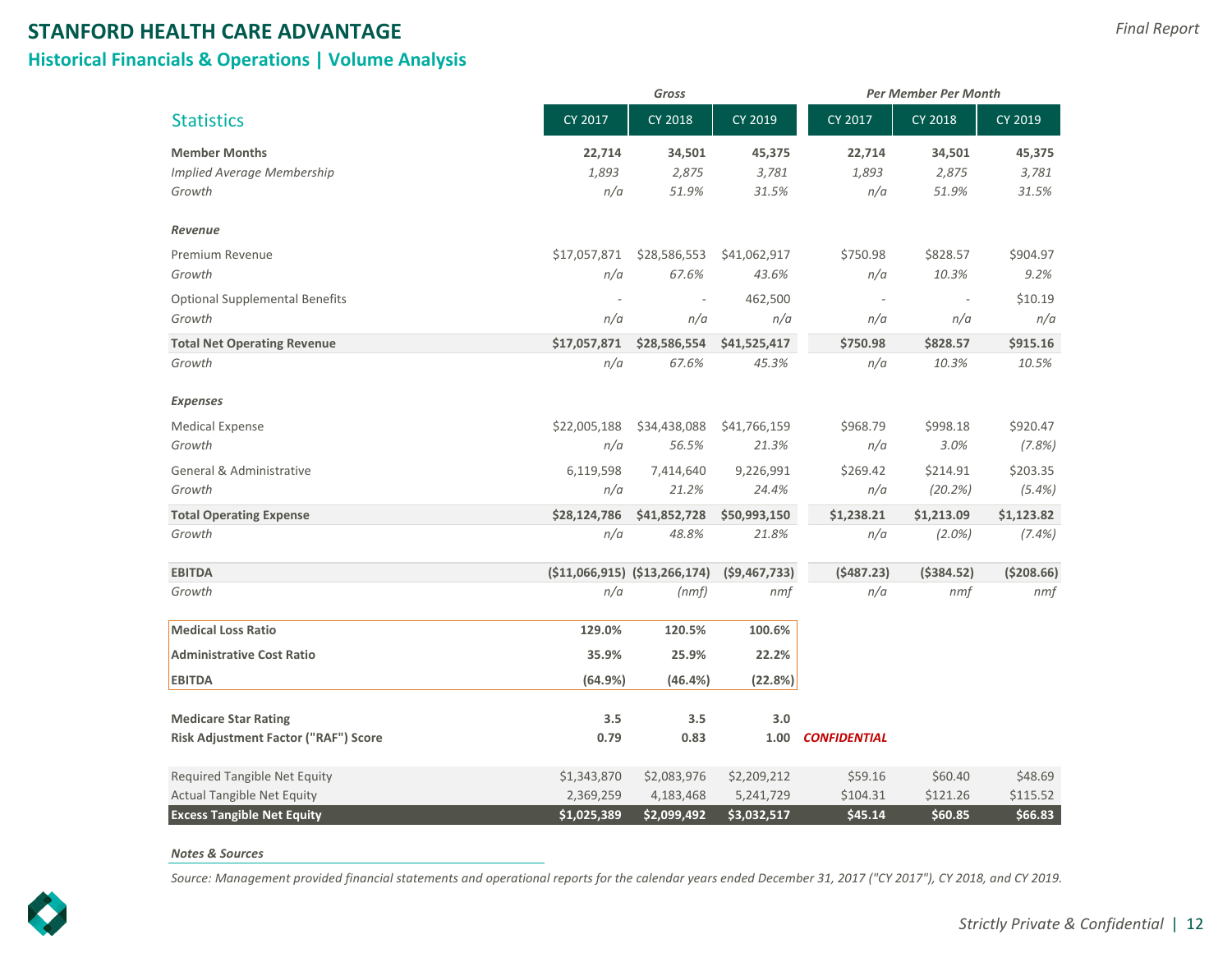# STANFORD HEALTH CARE ADVANTAGE

## Historical Financials & Operations | Volume Analysis

| Statistics | Gross | | | Per Member Per Month | | |
|---|---|---|---|---|---|---|
| | CY 2017 | CY 2018 | CY 2019 | CY 2017 | CY 2018 | CY 2019 |
| **Member Months** | **22,714** | **34,501** | **45,375** | **22,714** | **34,501** | **45,375** |
| *Implied Average Membership* | *1,893* | *2,875* | *3,781* | *1,893* | *2,875* | *3,781* |
| *Growth* | *n/a* | *51.9%* | *31.5%* | *n/a* | *51.9%* | *31.5%* |
| ***Revenue*** | | | | | | |
| Premium Revenue | $17,057,871 | $28,586,553 | $41,062,917 | $750.98 | $828.57 | $904.97 |
| *Growth* | *n/a* | *67.6%* | *43.6%* | *n/a* | *10.3%* | *9.2%* |
| Optional Supplemental Benefits | - | - | 462,500 | - | - | $10.19 |
| *Growth* | *n/a* | *n/a* | *n/a* | *n/a* | *n/a* | *n/a* |
| **Total Net Operating Revenue** | **$17,057,871** | **$28,586,554** | **$41,525,417** | **$750.98** | **$828.57** | **$915.16** |
| *Growth* | *n/a* | *67.6%* | *45.3%* | *n/a* | *10.3%* | *10.5%* |
| ***Expenses*** | | | | | | |
| Medical Expense | $22,005,188 | $34,438,088 | $41,766,159 | $968.79 | $998.18 | $920.47 |
| *Growth* | *n/a* | *56.5%* | *21.3%* | *n/a* | *3.0%* | *(7.8%)* |
| General & Administrative | 6,119,598 | 7,414,640 | 9,226,991 | $269.42 | $214.91 | $203.35 |
| *Growth* | *n/a* | *21.2%* | *24.4%* | *n/a* | *(20.2%)* | *(5.4%)* |
| **Total Operating Expense** | **$28,124,786** | **$41,852,728** | **$50,993,150** | **$1,238.21** | **$1,213.09** | **$1,123.82** |
| *Growth* | *n/a* | *48.8%* | *21.8%* | *n/a* | *(2.0%)* | *(7.4%)* |
| **EBITDA** | **($11,066,915)** | **($13,266,174)** | **($9,467,733)** | **($487.23)** | **($384.52)** | **($208.66)** |
| *Growth* | *n/a* | *(nmf)* | *nmf* | *n/a* | *nmf* | *nmf* |
| **Medical Loss Ratio** | **129.0%** | **120.5%** | **100.6%** | | | |
| **Administrative Cost Ratio** | **35.9%** | **25.9%** | **22.2%** | | | |
| **EBITDA** | **(64.9%)** | **(46.4%)** | **(22.8%)** | | | |
| **Medicare Star Rating** | **3.5** | **3.5** | **3.0** | | | |
| **Risk Adjustment Factor ("RAF") Score** | **0.79** | **0.83** | **1.00** | ***CONFIDENTIAL*** | | |
| Required Tangible Net Equity | $1,343,870 | $2,083,976 | $2,209,212 | $59.16 | $60.40 | $48.69 |
| Actual Tangible Net Equity | 2,369,259 | 4,183,468 | 5,241,729 | $104.31 | $121.26 | $115.52 |
| **Excess Tangible Net Equity** | **$1,025,389** | **$2,099,492** | **$3,032,517** | **$45.14** | **$60.85** | **$66.83** |

***Notes & Sources***

*Source: Management provided financial statements and operational reports for the calendar years ended December 31, 2017 ("CY 2017"), CY 2018, and CY 2019.*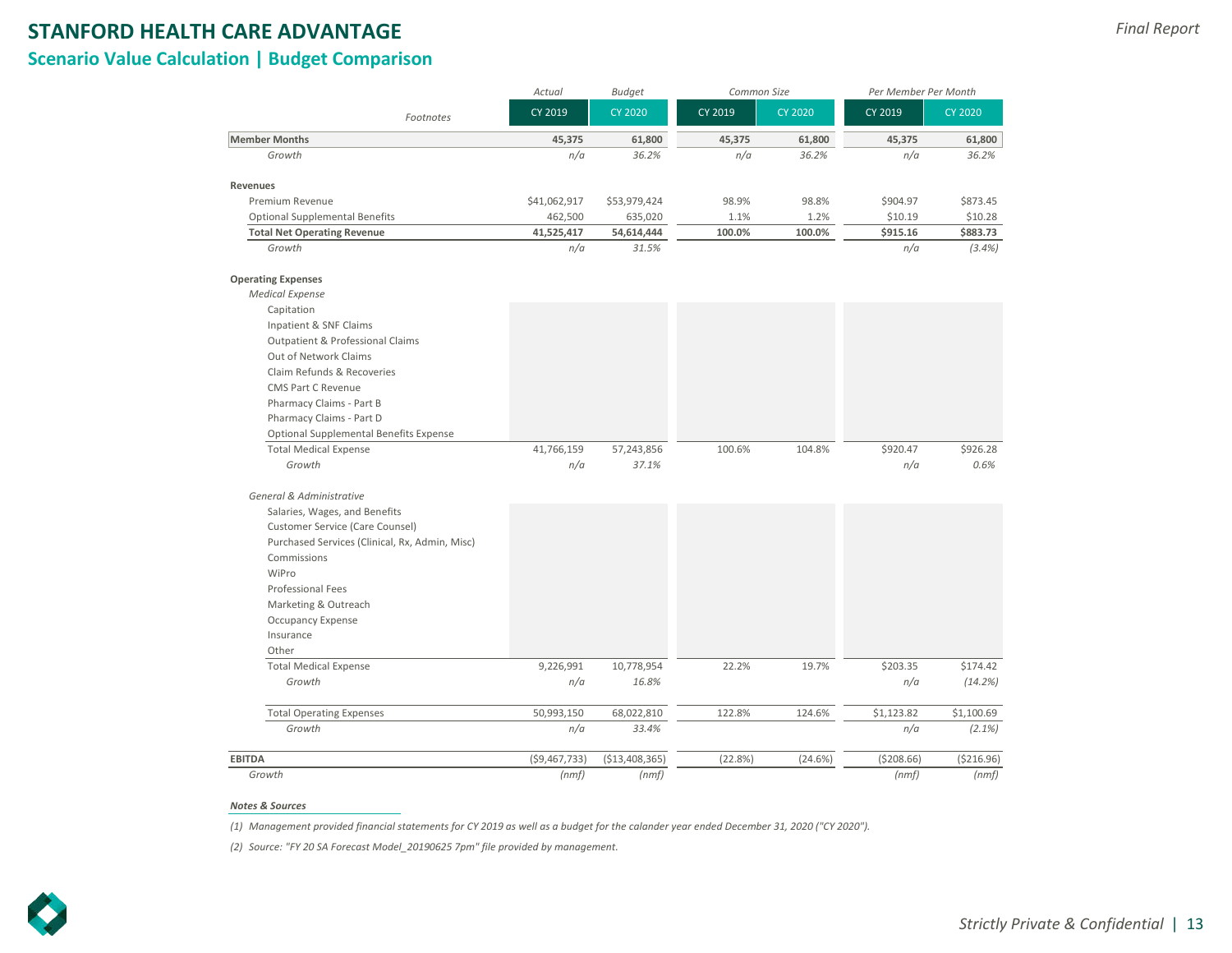# STANFORD HEALTH CARE ADVANTAGE

## Scenario Value Calculation | Budget Comparison

*Final Report*

| | Footnotes | Actual CY 2019 | Budget CY 2020 | Common Size CY 2019 | Common Size CY 2020 | Per Member Per Month CY 2019 | Per Member Per Month CY 2020 |
|---|---|---|---|---|---|---|---|
| **Member Months** | | **45,375** | **61,800** | **45,375** | **61,800** | **45,375** | **61,800** |
| *Growth* | | *n/a* | *36.2%* | *n/a* | *36.2%* | *n/a* | *36.2%* |
| **Revenues** | | | | | | | |
| Premium Revenue | | $41,062,917 | $53,979,424 | 98.9% | 98.8% | $904.97 | $873.45 |
| Optional Supplemental Benefits | | 462,500 | 635,020 | 1.1% | 1.2% | $10.19 | $10.28 |
| **Total Net Operating Revenue** | | **41,525,417** | **54,614,444** | **100.0%** | **100.0%** | **$915.16** | **$883.73** |
| *Growth* | | *n/a* | *31.5%* | | | *n/a* | *(3.4%)* |
| **Operating Expenses** | | | | | | | |
| *Medical Expense* | | | | | | | |
| Capitation | | | | | | | |
| Inpatient & SNF Claims | | | | | | | |
| Outpatient & Professional Claims | | | | | | | |
| Out of Network Claims | | | | | | | |
| Claim Refunds & Recoveries | | | | | | | |
| CMS Part C Revenue | | | | | | | |
| Pharmacy Claims - Part B | | | | | | | |
| Pharmacy Claims - Part D | | | | | | | |
| Optional Supplemental Benefits Expense | | | | | | | |
| Total Medical Expense | | 41,766,159 | 57,243,856 | 100.6% | 104.8% | $920.47 | $926.28 |
| *Growth* | | *n/a* | *37.1%* | | | *n/a* | *0.6%* |
| *General & Administrative* | | | | | | | |
| Salaries, Wages, and Benefits | | | | | | | |
| Customer Service (Care Counsel) | | | | | | | |
| Purchased Services (Clinical, Rx, Admin, Misc) | | | | | | | |
| Commissions | | | | | | | |
| WiPro | | | | | | | |
| Professional Fees | | | | | | | |
| Marketing & Outreach | | | | | | | |
| Occupancy Expense | | | | | | | |
| Insurance | | | | | | | |
| Other | | | | | | | |
| Total Medical Expense | | 9,226,991 | 10,778,954 | 22.2% | 19.7% | $203.35 | $174.42 |
| *Growth* | | *n/a* | *16.8%* | | | *n/a* | *(14.2%)* |
| Total Operating Expenses | | 50,993,150 | 68,022,810 | 122.8% | 124.6% | $1,123.82 | $1,100.69 |
| *Growth* | | *n/a* | *33.4%* | | | *n/a* | *(2.1%)* |
| **EBITDA** | | ($9,467,733) | ($13,408,365) | (22.8%) | (24.6%) | ($208.66) | ($216.96) |
| *Growth* | | *(nmf)* | *(nmf)* | | | *(nmf)* | *(nmf)* |

***Notes & Sources***

*(1) Management provided financial statements for CY 2019 as well as a budget for the calander year ended December 31, 2020 ("CY 2020").*

*(2) Source: "FY 20 SA Forecast Model_20190625 7pm" file provided by management.*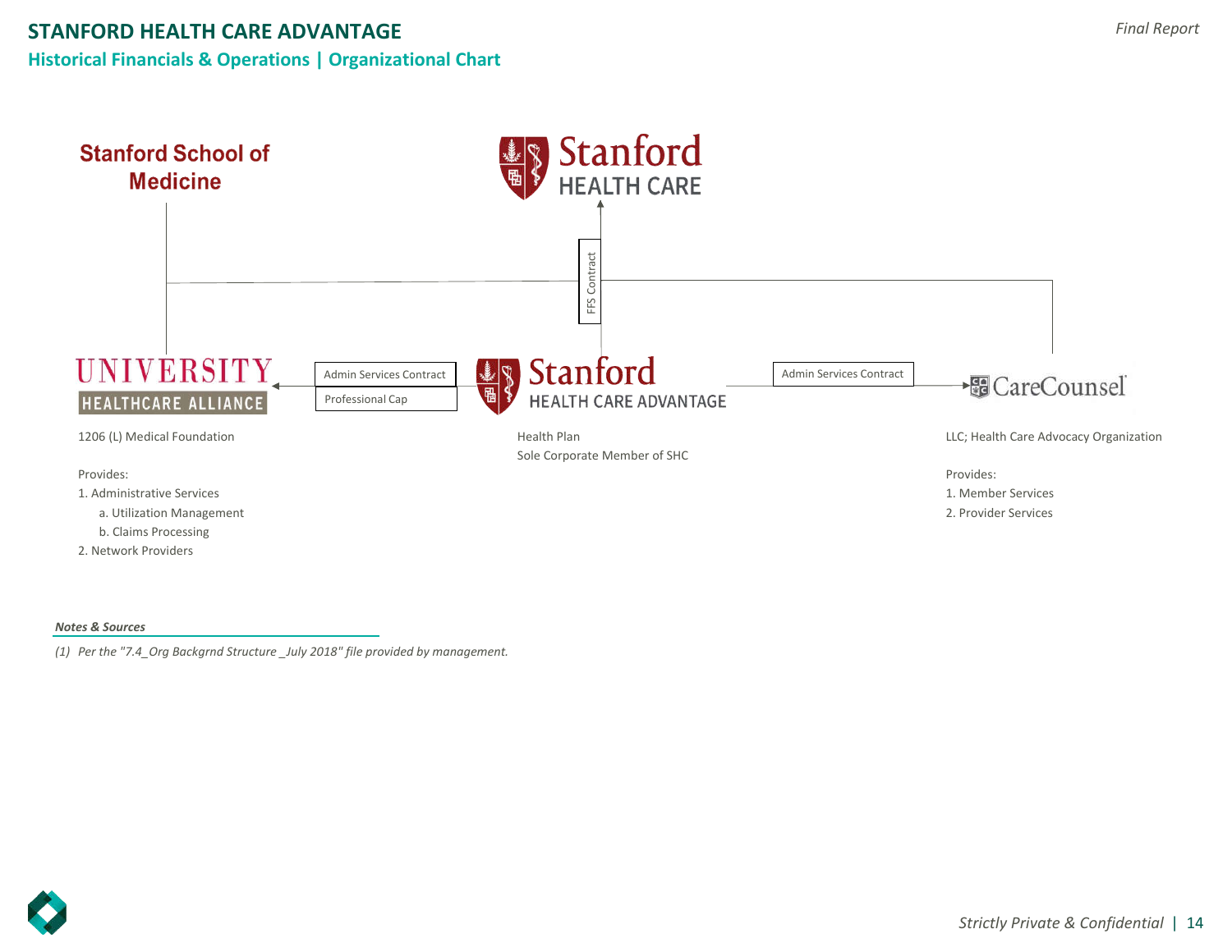# STANFORD HEALTH CARE ADVANTAGE

## Historical Financials & Operations | Organizational Chart

Stanford School of Medicine

Stanford HEALTH CARE

FFS Contract

UNIVERSITY HEALTHCARE ALLIANCE

Admin Services Contract

Professional Cap

Stanford HEALTH CARE ADVANTAGE

Admin Services Contract

CareCounsel

1206 (L) Medical Foundation

Provides:

1. Administrative Services
   a. Utilization Management
   b. Claims Processing
2. Network Providers

Health Plan

Sole Corporate Member of SHC

LLC; Health Care Advocacy Organization

Provides:

1. Member Services
2. Provider Services

***Notes & Sources***

*(1) Per the "7.4_Org Backgrnd Structure _July 2018" file provided by management.*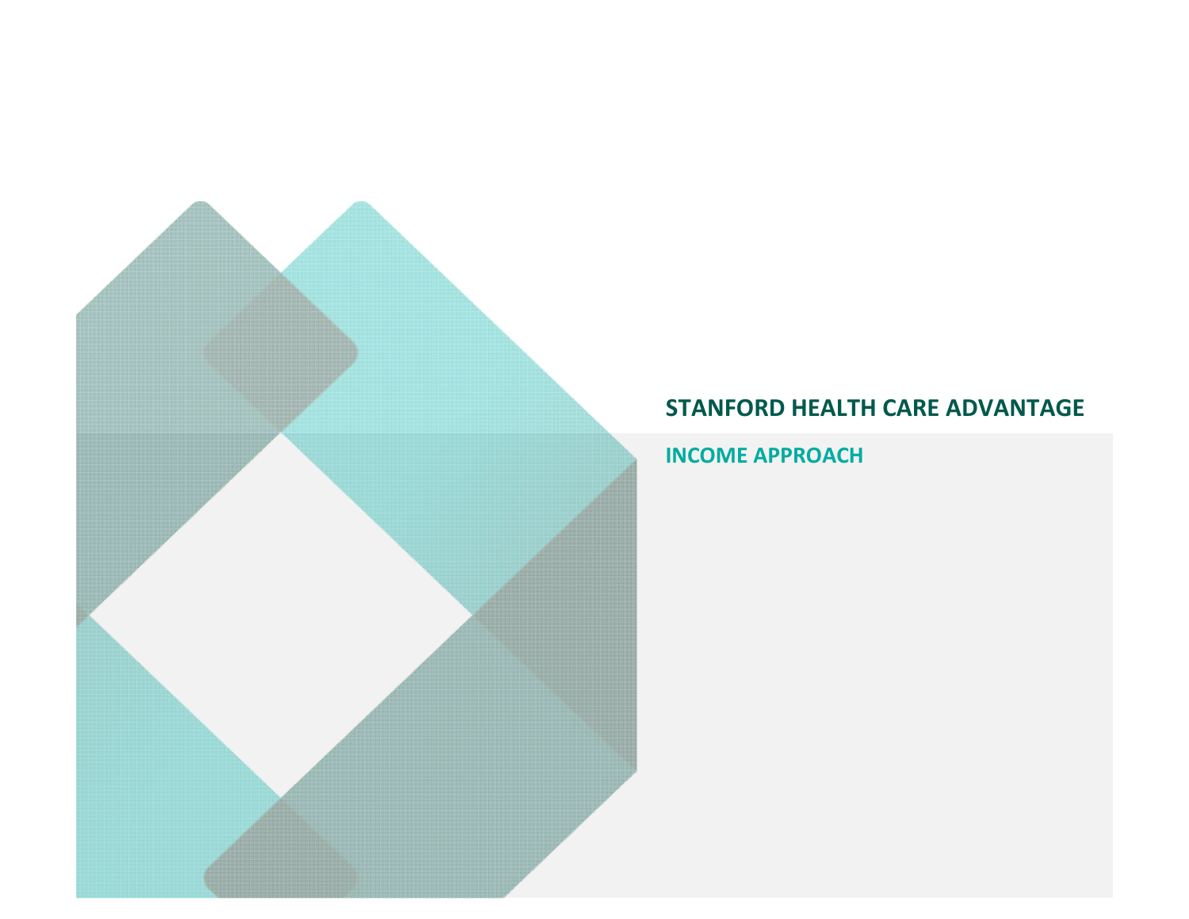# STANFORD HEALTH CARE ADVANTAGE

## INCOME APPROACH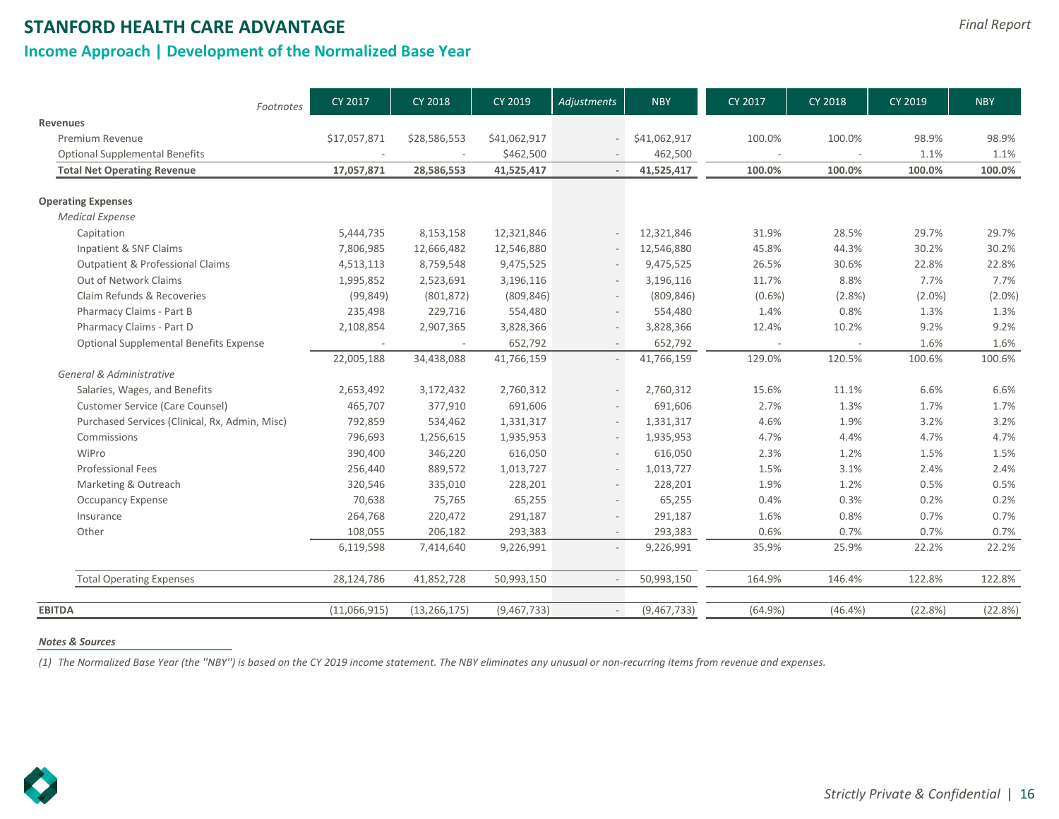## STANFORD HEALTH CARE ADVANTAGE

### Income Approach | Development of the Normalized Base Year

| Footnotes | CY 2017 | CY 2018 | CY 2019 | Adjustments | NBY | CY 2017 | CY 2018 | CY 2019 | NBY |
|---|---|---|---|---|---|---|---|---|---|
| **Revenues** | | | | | | | | | |
| Premium Revenue | $17,057,871 | $28,586,553 | $41,062,917 | - | $41,062,917 | 100.0% | 100.0% | 98.9% | 98.9% |
| Optional Supplemental Benefits | - | - | $462,500 | - | 462,500 | - | - | 1.1% | 1.1% |
| **Total Net Operating Revenue** | **17,057,871** | **28,586,553** | **41,525,417** | **-** | **41,525,417** | **100.0%** | **100.0%** | **100.0%** | **100.0%** |
| | | | | | | | | | |
| **Operating Expenses** | | | | | | | | | |
| *Medical Expense* | | | | | | | | | |
| Capitation | 5,444,735 | 8,153,158 | 12,321,846 | - | 12,321,846 | 31.9% | 28.5% | 29.7% | 29.7% |
| Inpatient & SNF Claims | 7,806,985 | 12,666,482 | 12,546,880 | - | 12,546,880 | 45.8% | 44.3% | 30.2% | 30.2% |
| Outpatient & Professional Claims | 4,513,113 | 8,759,548 | 9,475,525 | - | 9,475,525 | 26.5% | 30.6% | 22.8% | 22.8% |
| Out of Network Claims | 1,995,852 | 2,523,691 | 3,196,116 | - | 3,196,116 | 11.7% | 8.8% | 7.7% | 7.7% |
| Claim Refunds & Recoveries | (99,849) | (801,872) | (809,846) | - | (809,846) | (0.6%) | (2.8%) | (2.0%) | (2.0%) |
| Pharmacy Claims - Part B | 235,498 | 229,716 | 554,480 | - | 554,480 | 1.4% | 0.8% | 1.3% | 1.3% |
| Pharmacy Claims - Part D | 2,108,854 | 2,907,365 | 3,828,366 | - | 3,828,366 | 12.4% | 10.2% | 9.2% | 9.2% |
| Optional Supplemental Benefits Expense | - | - | 652,792 | - | 652,792 | - | - | 1.6% | 1.6% |
| | 22,005,188 | 34,438,088 | 41,766,159 | - | 41,766,159 | 129.0% | 120.5% | 100.6% | 100.6% |
| *General & Administrative* | | | | | | | | | |
| Salaries, Wages, and Benefits | 2,653,492 | 3,172,432 | 2,760,312 | - | 2,760,312 | 15.6% | 11.1% | 6.6% | 6.6% |
| Customer Service (Care Counsel) | 465,707 | 377,910 | 691,606 | - | 691,606 | 2.7% | 1.3% | 1.7% | 1.7% |
| Purchased Services (Clinical, Rx, Admin, Misc) | 792,859 | 534,462 | 1,331,317 | - | 1,331,317 | 4.6% | 1.9% | 3.2% | 3.2% |
| Commissions | 796,693 | 1,256,615 | 1,935,953 | - | 1,935,953 | 4.7% | 4.4% | 4.7% | 4.7% |
| WiPro | 390,400 | 346,220 | 616,050 | - | 616,050 | 2.3% | 1.2% | 1.5% | 1.5% |
| Professional Fees | 256,440 | 889,572 | 1,013,727 | - | 1,013,727 | 1.5% | 3.1% | 2.4% | 2.4% |
| Marketing & Outreach | 320,546 | 335,010 | 228,201 | - | 228,201 | 1.9% | 1.2% | 0.5% | 0.5% |
| Occupancy Expense | 70,638 | 75,765 | 65,255 | - | 65,255 | 0.4% | 0.3% | 0.2% | 0.2% |
| Insurance | 264,768 | 220,472 | 291,187 | - | 291,187 | 1.6% | 0.8% | 0.7% | 0.7% |
| Other | 108,055 | 206,182 | 293,383 | - | 293,383 | 0.6% | 0.7% | 0.7% | 0.7% |
| | 6,119,598 | 7,414,640 | 9,226,991 | - | 9,226,991 | 35.9% | 25.9% | 22.2% | 22.2% |
| | | | | | | | | | |
| Total Operating Expenses | 28,124,786 | 41,852,728 | 50,993,150 | - | 50,993,150 | 164.9% | 146.4% | 122.8% | 122.8% |
| | | | | | | | | | |
| **EBITDA** | (11,066,915) | (13,266,175) | (9,467,733) | - | (9,467,733) | (64.9%) | (46.4%) | (22.8%) | (22.8%) |

***Notes & Sources***

*(1) The Normalized Base Year (the "NBY") is based on the CY 2019 income statement. The NBY eliminates any unusual or non-recurring items from revenue and expenses.*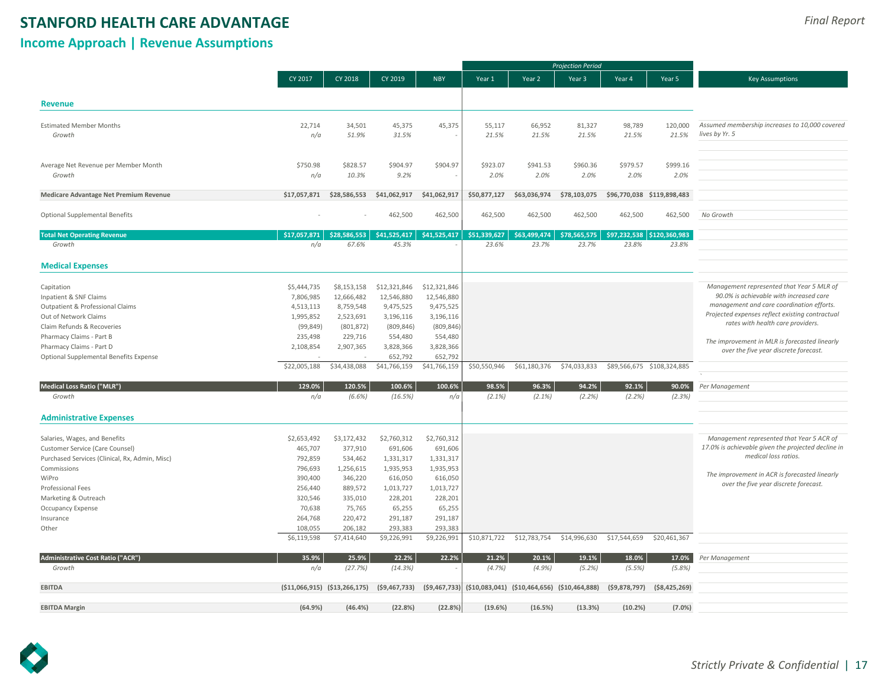# STANFORD HEALTH CARE ADVANTAGE

## Income Approach | Revenue Assumptions

*Final Report*

| | CY 2017 | CY 2018 | CY 2019 | NBY | Year 1 | Year 2 | Year 3 | Year 4 | Year 5 | Key Assumptions |
|---|---|---|---|---|---|---|---|---|---|---|
| | | | | | *Projection Period* | | | | | |
| **Revenue** | | | | | | | | | | |
| Estimated Member Months | 22,714 | 34,501 | 45,375 | 45,375 | 55,117 | 66,952 | 81,327 | 98,789 | 120,000 | *Assumed membership increases to 10,000 covered lives by Yr. 5* |
| *Growth* | *n/a* | *51.9%* | *31.5%* | - | *21.5%* | *21.5%* | *21.5%* | *21.5%* | *21.5%* | |
| Average Net Revenue per Member Month | $750.98 | $828.57 | $904.97 | $904.97 | $923.07 | $941.53 | $960.36 | $979.57 | $999.16 | |
| *Growth* | *n/a* | *10.3%* | *9.2%* | - | *2.0%* | *2.0%* | *2.0%* | *2.0%* | *2.0%* | |
| **Medicare Advantage Net Premium Revenue** | **$17,057,871** | **$28,586,553** | **$41,062,917** | **$41,062,917** | **$50,877,127** | **$63,036,974** | **$78,103,075** | **$96,770,038** | **$119,898,483** | |
| Optional Supplemental Benefits | - | - | 462,500 | 462,500 | 462,500 | 462,500 | 462,500 | 462,500 | 462,500 | *No Growth* |
| **Total Net Operating Revenue** | **$17,057,871** | **$28,586,553** | **$41,525,417** | **$41,525,417** | **$51,339,627** | **$63,499,474** | **$78,565,575** | **$97,232,538** | **$120,360,983** | |
| *Growth* | *n/a* | *67.6%* | *45.3%* | - | *23.6%* | *23.7%* | *23.7%* | *23.8%* | *23.8%* | |
| **Medical Expenses** | | | | | | | | | | |
| Capitation | $5,444,735 | $8,153,158 | $12,321,846 | $12,321,846 | | | | | | *Management represented that Year 5 MLR of 90.0% is achievable with increased care management and care coordination efforts. Projected expenses reflect existing contractual rates with health care providers.* |
| Inpatient & SNF Claims | 7,806,985 | 12,666,482 | 12,546,880 | 12,546,880 | | | | | | |
| Outpatient & Professional Claims | 4,513,113 | 8,759,548 | 9,475,525 | 9,475,525 | | | | | | |
| Out of Network Claims | 1,995,852 | 2,523,691 | 3,196,116 | 3,196,116 | | | | | | |
| Claim Refunds & Recoveries | (99,849) | (801,872) | (809,846) | (809,846) | | | | | | |
| Pharmacy Claims - Part B | 235,498 | 229,716 | 554,480 | 554,480 | | | | | | *The improvement in MLR is forecasted linearly over the five year discrete forecast.* |
| Pharmacy Claims - Part D | 2,108,854 | 2,907,365 | 3,828,366 | 3,828,366 | | | | | | |
| Optional Supplemental Benefits Expense | - | - | 652,792 | 652,792 | | | | | | |
| | $22,005,188 | $34,438,088 | $41,766,159 | $41,766,159 | $50,550,946 | $61,180,376 | $74,033,833 | $89,566,675 | $108,324,885 | |
| **Medical Loss Ratio ("MLR")** | **129.0%** | **120.5%** | **100.6%** | **100.6%** | **98.5%** | **96.3%** | **94.2%** | **92.1%** | **90.0%** | *Per Management* |
| *Growth* | *n/a* | *(6.6%)* | *(16.5%)* | *n/a* | *(2.1%)* | *(2.1%)* | *(2.2%)* | *(2.2%)* | *(2.3%)* | |
| **Administrative Expenses** | | | | | | | | | | |
| Salaries, Wages, and Benefits | $2,653,492 | $3,172,432 | $2,760,312 | $2,760,312 | | | | | | *Management represented that Year 5 ACR of 17.0% is achievable given the projected decline in medical loss ratios.* |
| Customer Service (Care Counsel) | 465,707 | 377,910 | 691,606 | 691,606 | | | | | | |
| Purchased Services (Clinical, Rx, Admin, Misc) | 792,859 | 534,462 | 1,331,317 | 1,331,317 | | | | | | |
| Commissions | 796,693 | 1,256,615 | 1,935,953 | 1,935,953 | | | | | | *The improvement in ACR is forecasted linearly over the five year discrete forecast.* |
| WiPro | 390,400 | 346,220 | 616,050 | 616,050 | | | | | | |
| Professional Fees | 256,440 | 889,572 | 1,013,727 | 1,013,727 | | | | | | |
| Marketing & Outreach | 320,546 | 335,010 | 228,201 | 228,201 | | | | | | |
| Occupancy Expense | 70,638 | 75,765 | 65,255 | 65,255 | | | | | | |
| Insurance | 264,768 | 220,472 | 291,187 | 291,187 | | | | | | |
| Other | 108,055 | 206,182 | 293,383 | 293,383 | | | | | | |
| | $6,119,598 | $7,414,640 | $9,226,991 | $9,226,991 | $10,871,722 | $12,783,754 | $14,996,630 | $17,544,659 | $20,461,367 | |
| **Administrative Cost Ratio ("ACR")** | **35.9%** | **25.9%** | **22.2%** | **22.2%** | **21.2%** | **20.1%** | **19.1%** | **18.0%** | **17.0%** | *Per Management* |
| *Growth* | *n/a* | *(27.7%)* | *(14.3%)* | - | *(4.7%)* | *(4.9%)* | *(5.2%)* | *(5.5%)* | *(5.8%)* | |
| **EBITDA** | **($11,066,915)** | **($13,266,175)** | **($9,467,733)** | **($9,467,733)** | **($10,083,041)** | **($10,464,656)** | **($10,464,888)** | **($9,878,797)** | **($8,425,269)** | |
| **EBITDA Margin** | **(64.9%)** | **(46.4%)** | **(22.8%)** | **(22.8%)** | **(19.6%)** | **(16.5%)** | **(13.3%)** | **(10.2%)** | **(7.0%)** | |

*Strictly Private & Confidential*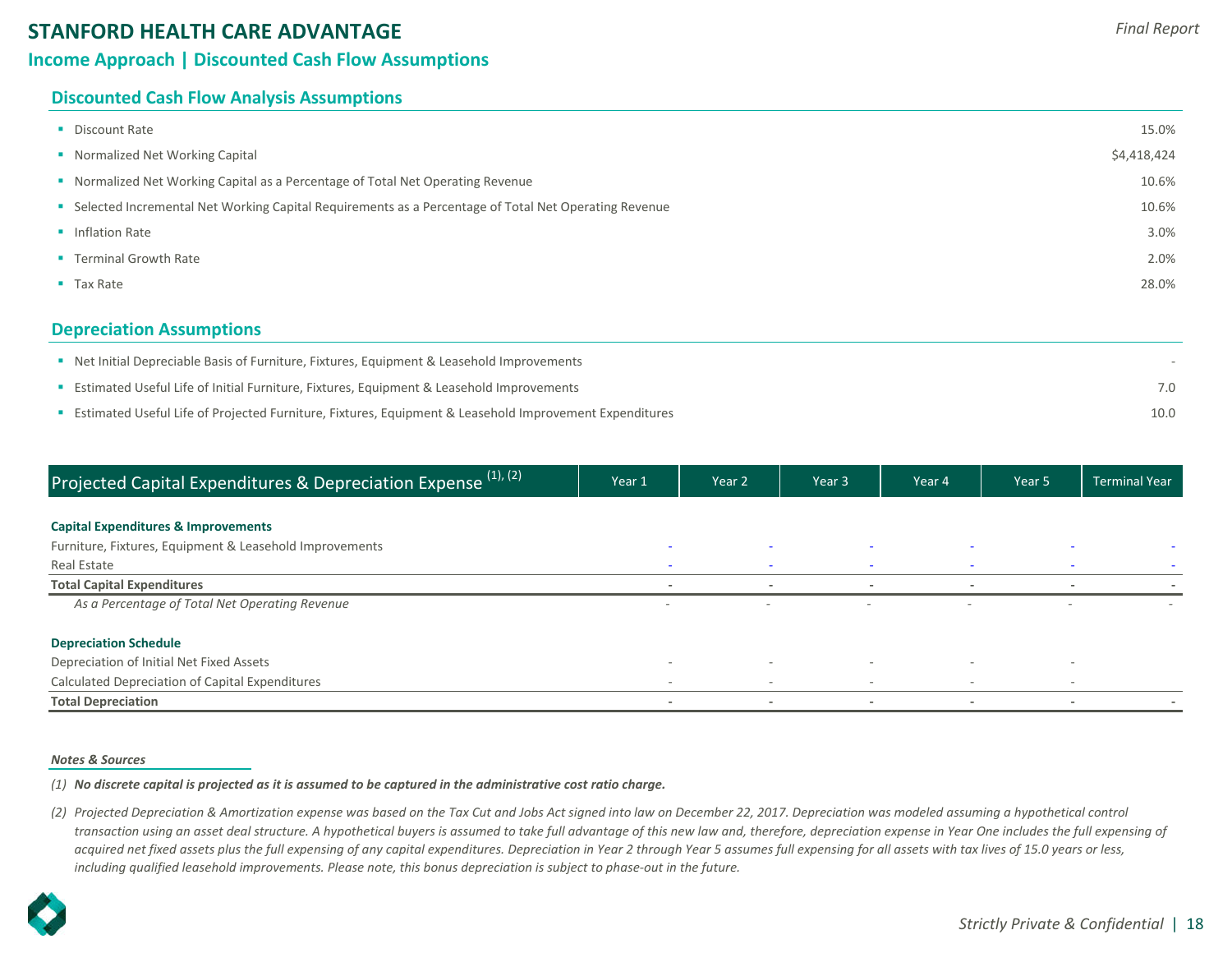# STANFORD HEALTH CARE ADVANTAGE

## Income Approach | Discounted Cash Flow Assumptions

### Discounted Cash Flow Analysis Assumptions

| Assumption | Value |
|---|---|
| Discount Rate | 15.0% |
| Normalized Net Working Capital | $4,418,424 |
| Normalized Net Working Capital as a Percentage of Total Net Operating Revenue | 10.6% |
| Selected Incremental Net Working Capital Requirements as a Percentage of Total Net Operating Revenue | 10.6% |
| Inflation Rate | 3.0% |
| Terminal Growth Rate | 2.0% |
| Tax Rate | 28.0% |

### Depreciation Assumptions

| Assumption | Value |
|---|---|
| Net Initial Depreciable Basis of Furniture, Fixtures, Equipment & Leasehold Improvements | - |
| Estimated Useful Life of Initial Furniture, Fixtures, Equipment & Leasehold Improvements | 7.0 |
| Estimated Useful Life of Projected Furniture, Fixtures, Equipment & Leasehold Improvement Expenditures | 10.0 |

| Projected Capital Expenditures & Depreciation Expense (1), (2) | Year 1 | Year 2 | Year 3 | Year 4 | Year 5 | Terminal Year |
|---|---|---|---|---|---|---|
| **Capital Expenditures & Improvements** | | | | | | |
| Furniture, Fixtures, Equipment & Leasehold Improvements | - | - | - | - | - | - |
| Real Estate | - | - | - | - | - | - |
| **Total Capital Expenditures** | **-** | **-** | **-** | **-** | **-** | **-** |
| *As a Percentage of Total Net Operating Revenue* | - | - | - | - | - | - |
| **Depreciation Schedule** | | | | | | |
| Depreciation of Initial Net Fixed Assets | - | - | - | - | - | |
| Calculated Depreciation of Capital Expenditures | - | - | - | - | - | |
| **Total Depreciation** | **-** | **-** | **-** | **-** | **-** | **-** |

***Notes & Sources***

*(1)* ***No discrete capital is projected as it is assumed to be captured in the administrative cost ratio charge.***

*(2) Projected Depreciation & Amortization expense was based on the Tax Cut and Jobs Act signed into law on December 22, 2017. Depreciation was modeled assuming a hypothetical control transaction using an asset deal structure. A hypothetical buyers is assumed to take full advantage of this new law and, therefore, depreciation expense in Year One includes the full expensing of acquired net fixed assets plus the full expensing of any capital expenditures. Depreciation in Year 2 through Year 5 assumes full expensing for all assets with tax lives of 15.0 years or less, including qualified leasehold improvements. Please note, this bonus depreciation is subject to phase-out in the future.*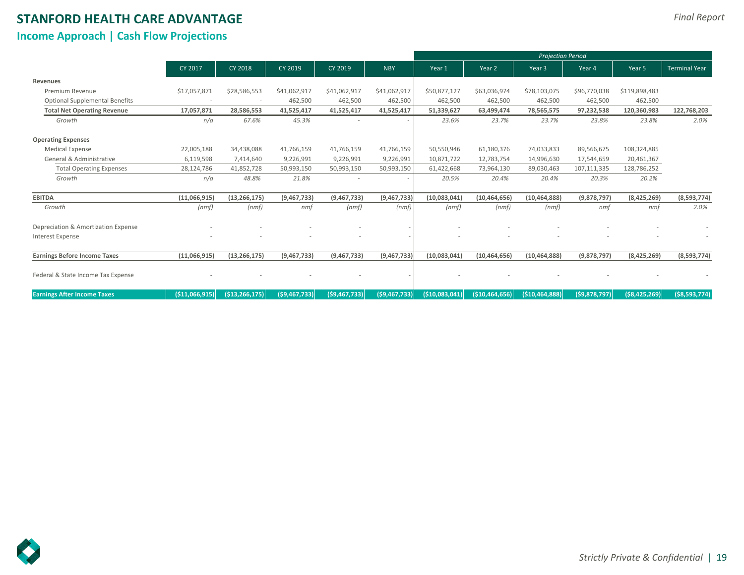# STANFORD HEALTH CARE ADVANTAGE

## Income Approach | Cash Flow Projections

| | CY 2017 | CY 2018 | CY 2019 | CY 2019 | NBY | Year 1 | Year 2 | Year 3 | Year 4 | Year 5 | Terminal Year |
|---|---|---|---|---|---|---|---|---|---|---|---|
| | | | | | | *Projection Period* | | | | | |
| **Revenues** | | | | | | | | | | | |
| Premium Revenue | $17,057,871 | $28,586,553 | $41,062,917 | $41,062,917 | $41,062,917 | $50,877,127 | $63,036,974 | $78,103,075 | $96,770,038 | $119,898,483 | |
| Optional Supplemental Benefits | - | - | 462,500 | 462,500 | 462,500 | 462,500 | 462,500 | 462,500 | 462,500 | 462,500 | |
| **Total Net Operating Revenue** | **17,057,871** | **28,586,553** | **41,525,417** | **41,525,417** | **41,525,417** | **51,339,627** | **63,499,474** | **78,565,575** | **97,232,538** | **120,360,983** | **122,768,203** |
| *Growth* | *n/a* | *67.6%* | *45.3%* | - | - | *23.6%* | *23.7%* | *23.7%* | *23.8%* | *23.8%* | *2.0%* |
| **Operating Expenses** | | | | | | | | | | | |
| Medical Expense | 22,005,188 | 34,438,088 | 41,766,159 | 41,766,159 | 41,766,159 | 50,550,946 | 61,180,376 | 74,033,833 | 89,566,675 | 108,324,885 | |
| General & Administrative | 6,119,598 | 7,414,640 | 9,226,991 | 9,226,991 | 9,226,991 | 10,871,722 | 12,783,754 | 14,996,630 | 17,544,659 | 20,461,367 | |
| Total Operating Expenses | 28,124,786 | 41,852,728 | 50,993,150 | 50,993,150 | 50,993,150 | 61,422,668 | 73,964,130 | 89,030,463 | 107,111,335 | 128,786,252 | |
| *Growth* | *n/a* | *48.8%* | *21.8%* | - | - | *20.5%* | *20.4%* | *20.4%* | *20.3%* | *20.2%* | |
| **EBITDA** | **(11,066,915)** | **(13,266,175)** | **(9,467,733)** | **(9,467,733)** | **(9,467,733)** | **(10,083,041)** | **(10,464,656)** | **(10,464,888)** | **(9,878,797)** | **(8,425,269)** | **(8,593,774)** |
| *Growth* | *(nmf)* | *(nmf)* | *nmf* | *(nmf)* | *(nmf)* | *(nmf)* | *(nmf)* | *(nmf)* | *nmf* | *nmf* | *2.0%* |
| Depreciation & Amortization Expense | - | - | - | - | - | - | - | - | - | - | - |
| Interest Expense | - | - | - | - | - | - | - | - | - | - | - |
| **Earnings Before Income Taxes** | **(11,066,915)** | **(13,266,175)** | **(9,467,733)** | **(9,467,733)** | **(9,467,733)** | **(10,083,041)** | **(10,464,656)** | **(10,464,888)** | **(9,878,797)** | **(8,425,269)** | **(8,593,774)** |
| Federal & State Income Tax Expense | - | - | - | - | - | - | - | - | - | - | - |
| **Earnings After Income Taxes** | **($11,066,915)** | **($13,266,175)** | **($9,467,733)** | **($9,467,733)** | **($9,467,733)** | **($10,083,041)** | **($10,464,656)** | **($10,464,888)** | **($9,878,797)** | **($8,425,269)** | **($8,593,774)** |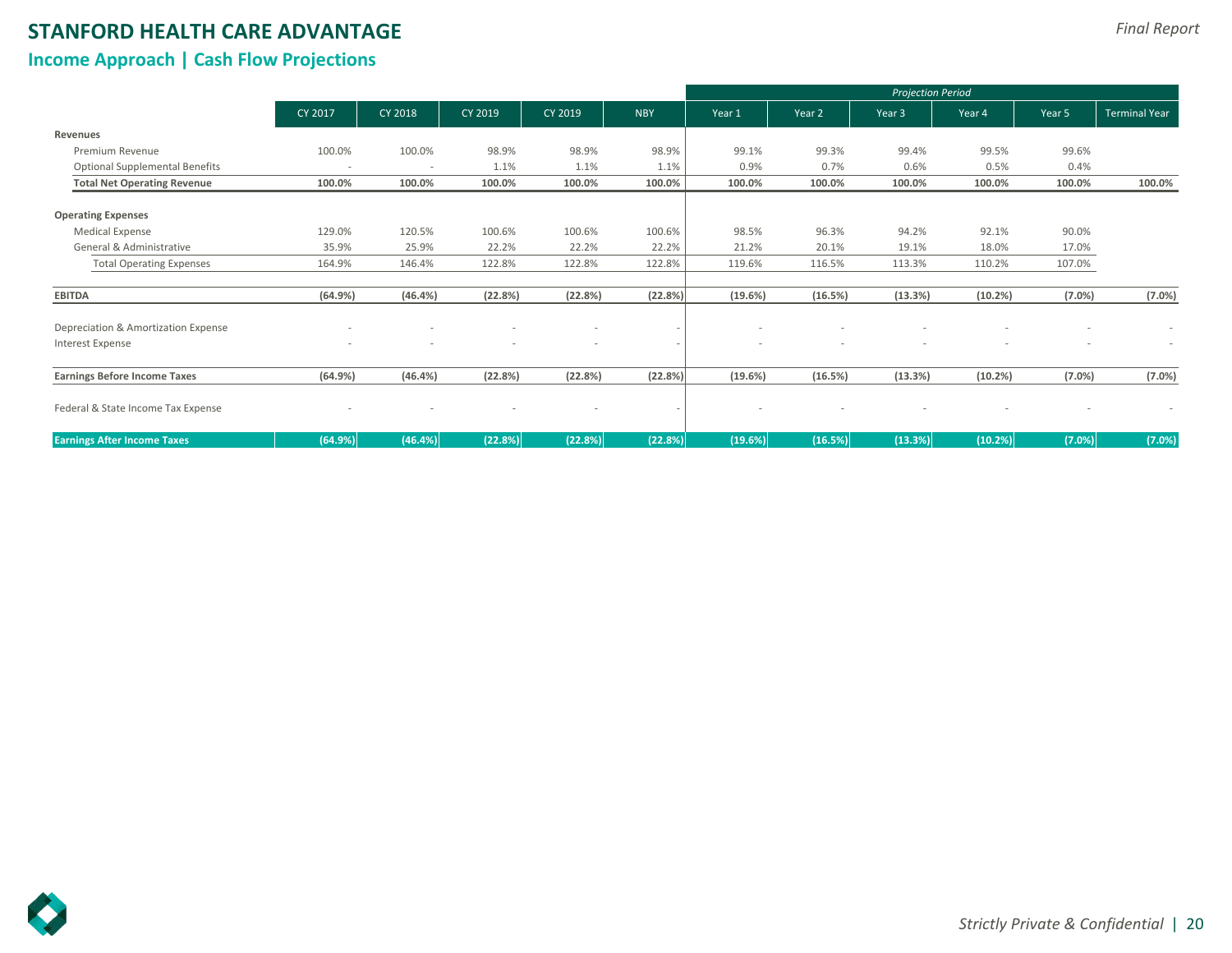# STANFORD HEALTH CARE ADVANTAGE

*Final Report*

## Income Approach | Cash Flow Projections

| | CY 2017 | CY 2018 | CY 2019 | CY 2019 | NBY | *Projection Period* Year 1 | Year 2 | Year 3 | Year 4 | Year 5 | Terminal Year |
|---|---|---|---|---|---|---|---|---|---|---|---|
| **Revenues** | | | | | | | | | | | |
| Premium Revenue | 100.0% | 100.0% | 98.9% | 98.9% | 98.9% | 99.1% | 99.3% | 99.4% | 99.5% | 99.6% | |
| Optional Supplemental Benefits | - | - | 1.1% | 1.1% | 1.1% | 0.9% | 0.7% | 0.6% | 0.5% | 0.4% | |
| **Total Net Operating Revenue** | **100.0%** | **100.0%** | **100.0%** | **100.0%** | **100.0%** | **100.0%** | **100.0%** | **100.0%** | **100.0%** | **100.0%** | **100.0%** |
| **Operating Expenses** | | | | | | | | | | | |
| Medical Expense | 129.0% | 120.5% | 100.6% | 100.6% | 100.6% | 98.5% | 96.3% | 94.2% | 92.1% | 90.0% | |
| General & Administrative | 35.9% | 25.9% | 22.2% | 22.2% | 22.2% | 21.2% | 20.1% | 19.1% | 18.0% | 17.0% | |
| Total Operating Expenses | 164.9% | 146.4% | 122.8% | 122.8% | 122.8% | 119.6% | 116.5% | 113.3% | 110.2% | 107.0% | |
| **EBITDA** | **(64.9%)** | **(46.4%)** | **(22.8%)** | **(22.8%)** | **(22.8%)** | **(19.6%)** | **(16.5%)** | **(13.3%)** | **(10.2%)** | **(7.0%)** | **(7.0%)** |
| Depreciation & Amortization Expense | - | - | - | - | - | - | - | - | - | - | - |
| Interest Expense | - | - | - | - | - | - | - | - | - | - | - |
| **Earnings Before Income Taxes** | **(64.9%)** | **(46.4%)** | **(22.8%)** | **(22.8%)** | **(22.8%)** | **(19.6%)** | **(16.5%)** | **(13.3%)** | **(10.2%)** | **(7.0%)** | **(7.0%)** |
| Federal & State Income Tax Expense | - | - | - | - | - | - | - | - | - | - | - |
| **Earnings After Income Taxes** | **(64.9%)** | **(46.4%)** | **(22.8%)** | **(22.8%)** | **(22.8%)** | **(19.6%)** | **(16.5%)** | **(13.3%)** | **(10.2%)** | **(7.0%)** | **(7.0%)** |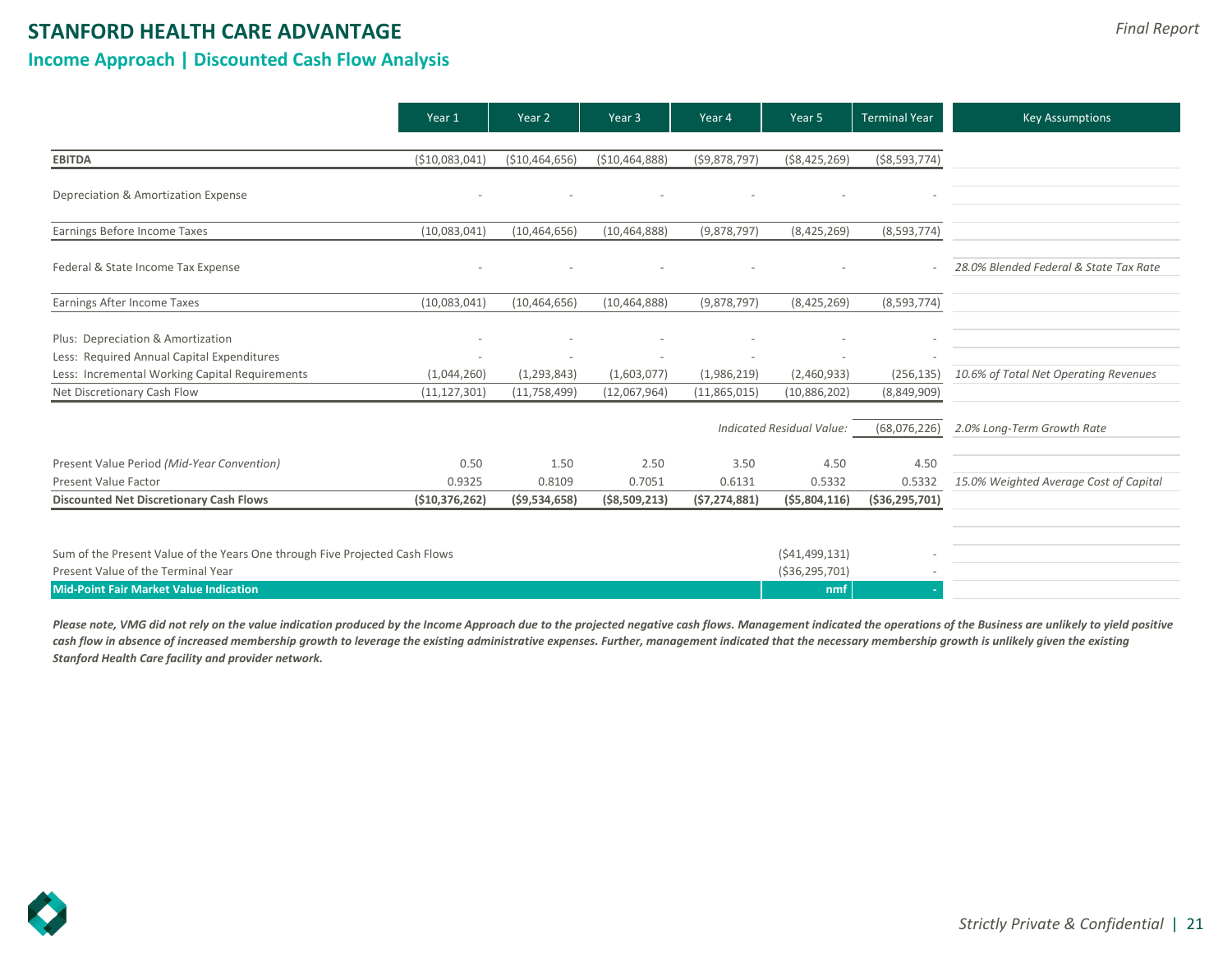# STANFORD HEALTH CARE ADVANTAGE

*Final Report*

## Income Approach | Discounted Cash Flow Analysis

| | Year 1 | Year 2 | Year 3 | Year 4 | Year 5 | Terminal Year | Key Assumptions |
|---|---|---|---|---|---|---|---|
| **EBITDA** | ($10,083,041) | ($10,464,656) | ($10,464,888) | ($9,878,797) | ($8,425,269) | ($8,593,774) | |
| Depreciation & Amortization Expense | - | - | - | - | - | - | |
| Earnings Before Income Taxes | (10,083,041) | (10,464,656) | (10,464,888) | (9,878,797) | (8,425,269) | (8,593,774) | |
| Federal & State Income Tax Expense | - | - | - | - | - | - | *28.0% Blended Federal & State Tax Rate* |
| Earnings After Income Taxes | (10,083,041) | (10,464,656) | (10,464,888) | (9,878,797) | (8,425,269) | (8,593,774) | |
| Plus: Depreciation & Amortization | - | - | - | - | - | - | |
| Less: Required Annual Capital Expenditures | - | - | - | - | - | - | |
| Less: Incremental Working Capital Requirements | (1,044,260) | (1,293,843) | (1,603,077) | (1,986,219) | (2,460,933) | (256,135) | *10.6% of Total Net Operating Revenues* |
| Net Discretionary Cash Flow | (11,127,301) | (11,758,499) | (12,067,964) | (11,865,015) | (10,886,202) | (8,849,909) | |
| | | | | | *Indicated Residual Value:* | (68,076,226) | *2.0% Long-Term Growth Rate* |
| Present Value Period *(Mid-Year Convention)* | 0.50 | 1.50 | 2.50 | 3.50 | 4.50 | 4.50 | |
| Present Value Factor | 0.9325 | 0.8109 | 0.7051 | 0.6131 | 0.5332 | 0.5332 | *15.0% Weighted Average Cost of Capital* |
| **Discounted Net Discretionary Cash Flows** | **($10,376,262)** | **($9,534,658)** | **($8,509,213)** | **($7,274,881)** | **($5,804,116)** | **($36,295,701)** | |

| | | |
|---|---|---|
| Sum of the Present Value of the Years One through Five Projected Cash Flows | ($41,499,131) | - |
| Present Value of the Terminal Year | ($36,295,701) | - |
| **Mid-Point Fair Market Value Indication** | **nmf** | **-** |

***Please note, VMG did not rely on the value indication produced by the Income Approach due to the projected negative cash flows. Management indicated the operations of the Business are unlikely to yield positive cash flow in absence of increased membership growth to leverage the existing administrative expenses. Further, management indicated that the necessary membership growth is unlikely given the existing Stanford Health Care facility and provider network.***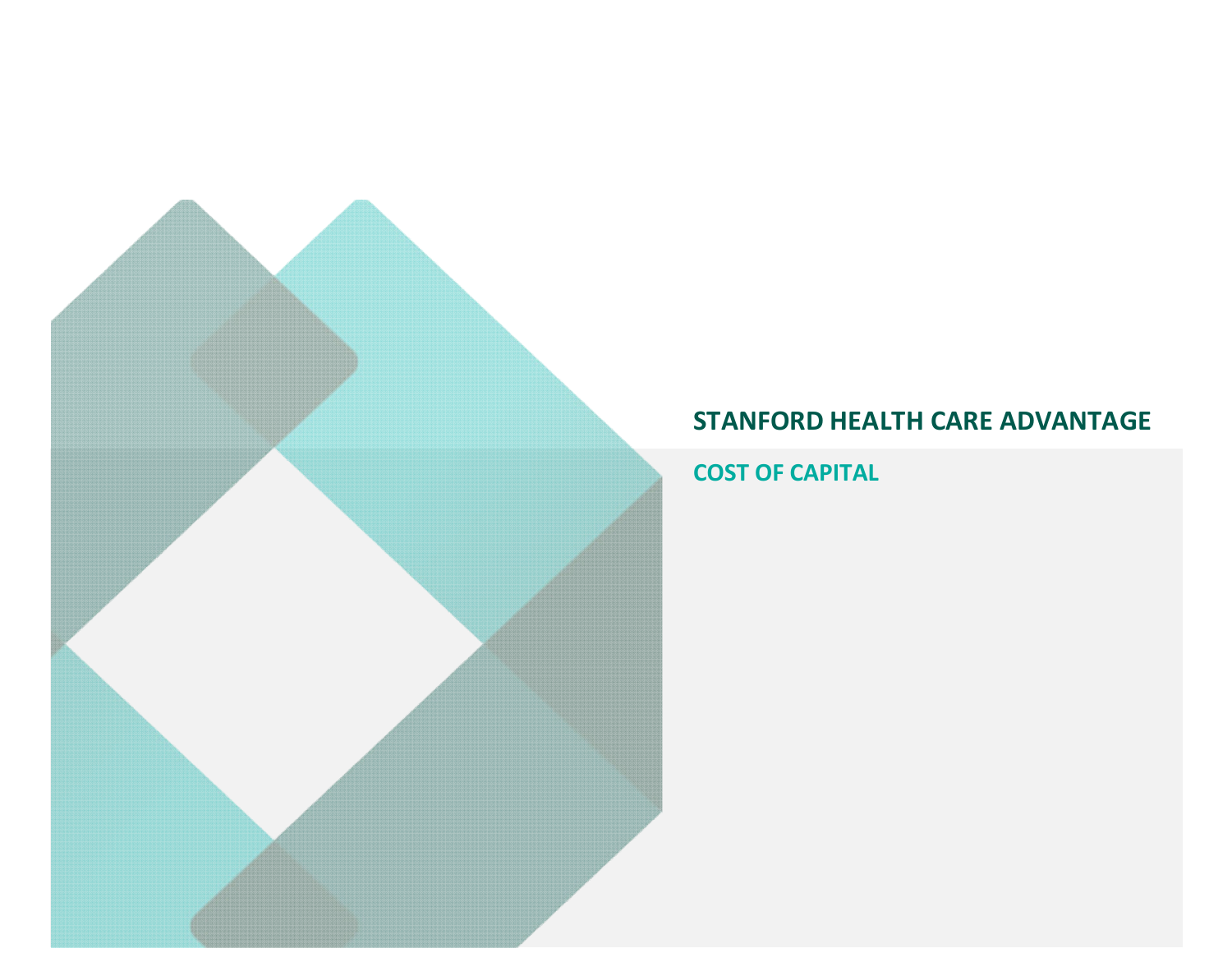# STANFORD HEALTH CARE ADVANTAGE

## COST OF CAPITAL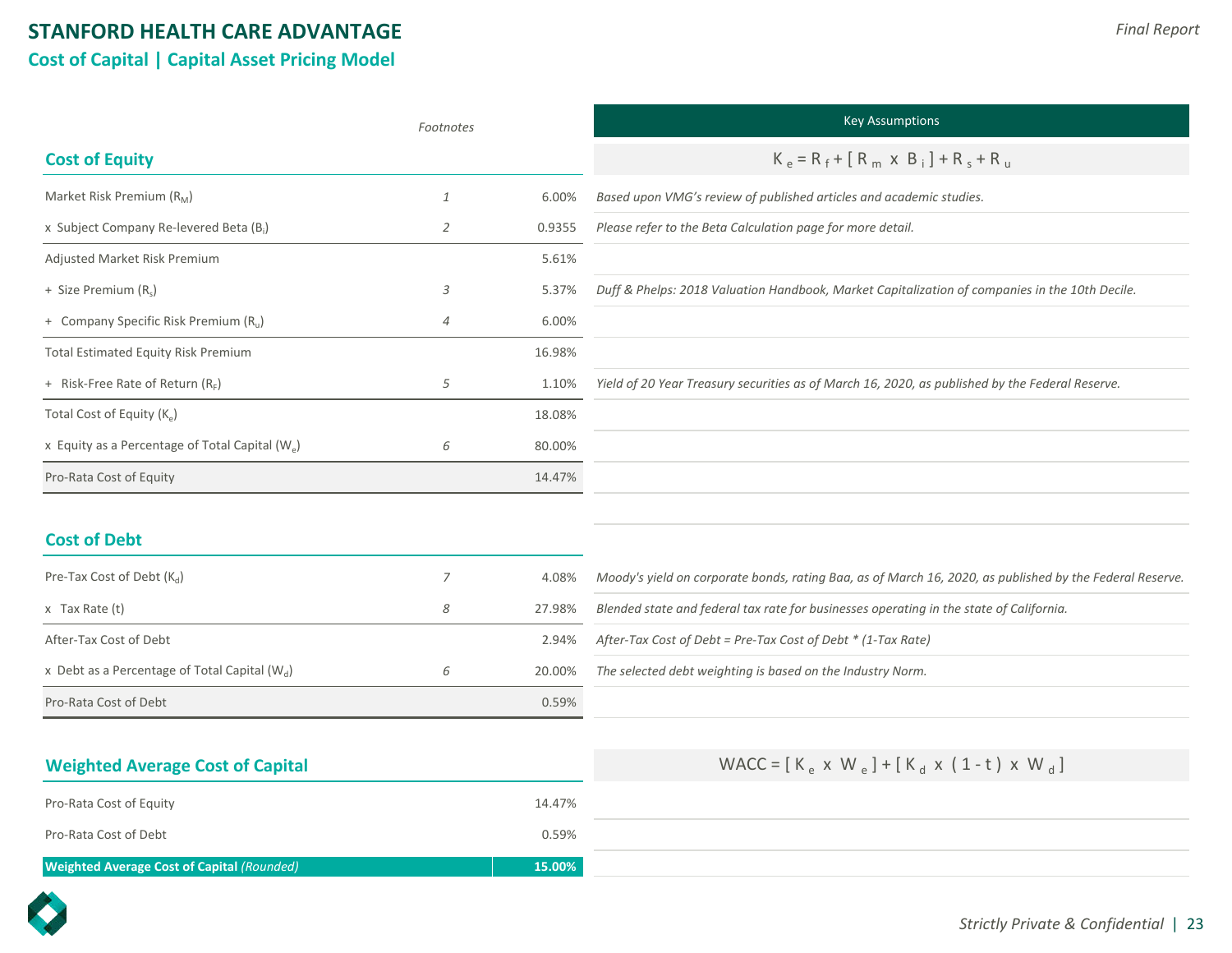# STANFORD HEALTH CARE ADVANTAGE

## Cost of Capital | Capital Asset Pricing Model

*Final Report*

### Cost of Equity

Key Assumptions

$$K_e = R_f + [R_m \times B_i] + R_s + R_u$$

| | Footnotes | | Key Assumptions |
|---|---|---|---|
| Market Risk Premium ($R_M$) | 1 | 6.00% | *Based upon VMG's review of published articles and academic studies.* |
| x Subject Company Re-levered Beta ($B_i$) | 2 | 0.9355 | *Please refer to the Beta Calculation page for more detail.* |
| Adjusted Market Risk Premium | | 5.61% | |
| + Size Premium ($R_s$) | 3 | 5.37% | *Duff & Phelps: 2018 Valuation Handbook, Market Capitalization of companies in the 10th Decile.* |
| + Company Specific Risk Premium ($R_u$) | 4 | 6.00% | |
| Total Estimated Equity Risk Premium | | 16.98% | |
| + Risk-Free Rate of Return ($R_F$) | 5 | 1.10% | *Yield of 20 Year Treasury securities as of March 16, 2020, as published by the Federal Reserve.* |
| Total Cost of Equity ($K_e$) | | 18.08% | |
| x Equity as a Percentage of Total Capital ($W_e$) | 6 | 80.00% | |
| Pro-Rata Cost of Equity | | 14.47% | |

### Cost of Debt

| | Footnotes | | Key Assumptions |
|---|---|---|---|
| Pre-Tax Cost of Debt ($K_d$) | 7 | 4.08% | *Moody's yield on corporate bonds, rating Baa, as of March 16, 2020, as published by the Federal Reserve.* |
| x Tax Rate (t) | 8 | 27.98% | *Blended state and federal tax rate for businesses operating in the state of California.* |
| After-Tax Cost of Debt | | 2.94% | *After-Tax Cost of Debt = Pre-Tax Cost of Debt * (1-Tax Rate)* |
| x Debt as a Percentage of Total Capital ($W_d$) | 6 | 20.00% | *The selected debt weighting is based on the Industry Norm.* |
| Pro-Rata Cost of Debt | | 0.59% | |

### Weighted Average Cost of Capital

$$WACC = [K_e \times W_e] + [K_d \times (1 - t) \times W_d]$$

| | |
|---|---|
| Pro-Rata Cost of Equity | 14.47% |
| Pro-Rata Cost of Debt | 0.59% |
| **Weighted Average Cost of Capital** *(Rounded)* | **15.00%** |

*Strictly Private & Confidential*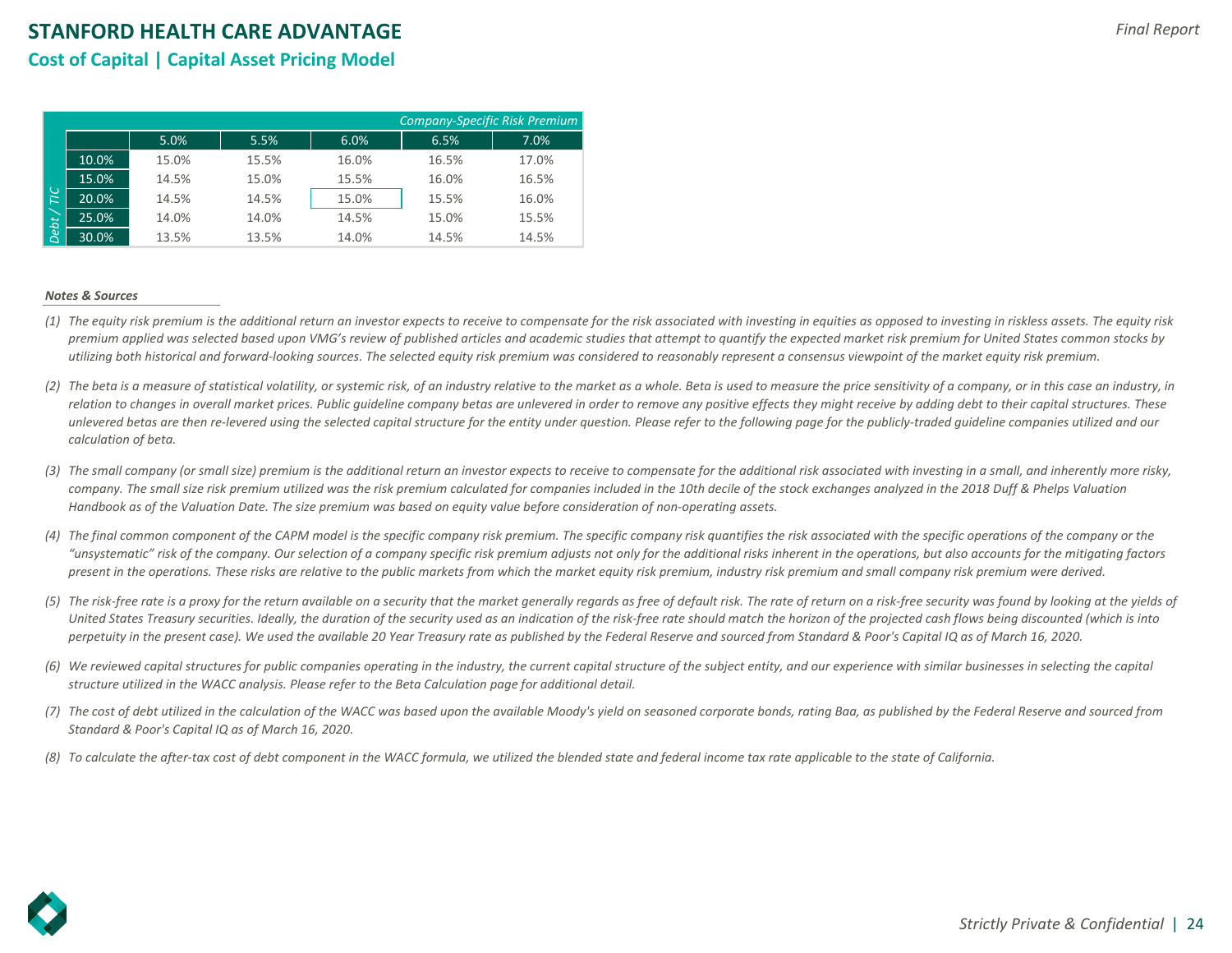# STANFORD HEALTH CARE ADVANTAGE

## Cost of Capital | Capital Asset Pricing Model

| | | Company-Specific Risk Premium | | | | |
|---|---|---|---|---|---|---|
| | | 5.0% | 5.5% | 6.0% | 6.5% | 7.0% |
| Debt / TIC | 10.0% | 15.0% | 15.5% | 16.0% | 16.5% | 17.0% |
| | 15.0% | 14.5% | 15.0% | 15.5% | 16.0% | 16.5% |
| | 20.0% | 14.5% | 14.5% | 15.0% | 15.5% | 16.0% |
| | 25.0% | 14.0% | 14.0% | 14.5% | 15.0% | 15.5% |
| | 30.0% | 13.5% | 13.5% | 14.0% | 14.5% | 14.5% |

***Notes & Sources***

*(1) The equity risk premium is the additional return an investor expects to receive to compensate for the risk associated with investing in equities as opposed to investing in riskless assets. The equity risk premium applied was selected based upon VMG's review of published articles and academic studies that attempt to quantify the expected market risk premium for United States common stocks by utilizing both historical and forward-looking sources. The selected equity risk premium was considered to reasonably represent a consensus viewpoint of the market equity risk premium.*

*(2) The beta is a measure of statistical volatility, or systemic risk, of an industry relative to the market as a whole. Beta is used to measure the price sensitivity of a company, or in this case an industry, in relation to changes in overall market prices. Public guideline company betas are unlevered in order to remove any positive effects they might receive by adding debt to their capital structures. These unlevered betas are then re-levered using the selected capital structure for the entity under question. Please refer to the following page for the publicly-traded guideline companies utilized and our calculation of beta.*

*(3) The small company (or small size) premium is the additional return an investor expects to receive to compensate for the additional risk associated with investing in a small, and inherently more risky, company. The small size risk premium utilized was the risk premium calculated for companies included in the 10th decile of the stock exchanges analyzed in the 2018 Duff & Phelps Valuation Handbook as of the Valuation Date. The size premium was based on equity value before consideration of non-operating assets.*

*(4) The final common component of the CAPM model is the specific company risk premium. The specific company risk quantifies the risk associated with the specific operations of the company or the "unsystematic" risk of the company. Our selection of a company specific risk premium adjusts not only for the additional risks inherent in the operations, but also accounts for the mitigating factors present in the operations. These risks are relative to the public markets from which the market equity risk premium, industry risk premium and small company risk premium were derived.*

*(5) The risk-free rate is a proxy for the return available on a security that the market generally regards as free of default risk. The rate of return on a risk-free security was found by looking at the yields of United States Treasury securities. Ideally, the duration of the security used as an indication of the risk-free rate should match the horizon of the projected cash flows being discounted (which is into perpetuity in the present case). We used the available 20 Year Treasury rate as published by the Federal Reserve and sourced from Standard & Poor's Capital IQ as of March 16, 2020.*

*(6) We reviewed capital structures for public companies operating in the industry, the current capital structure of the subject entity, and our experience with similar businesses in selecting the capital structure utilized in the WACC analysis. Please refer to the Beta Calculation page for additional detail.*

*(7) The cost of debt utilized in the calculation of the WACC was based upon the available Moody's yield on seasoned corporate bonds, rating Baa, as published by the Federal Reserve and sourced from Standard & Poor's Capital IQ as of March 16, 2020.*

*(8) To calculate the after-tax cost of debt component in the WACC formula, we utilized the blended state and federal income tax rate applicable to the state of California.*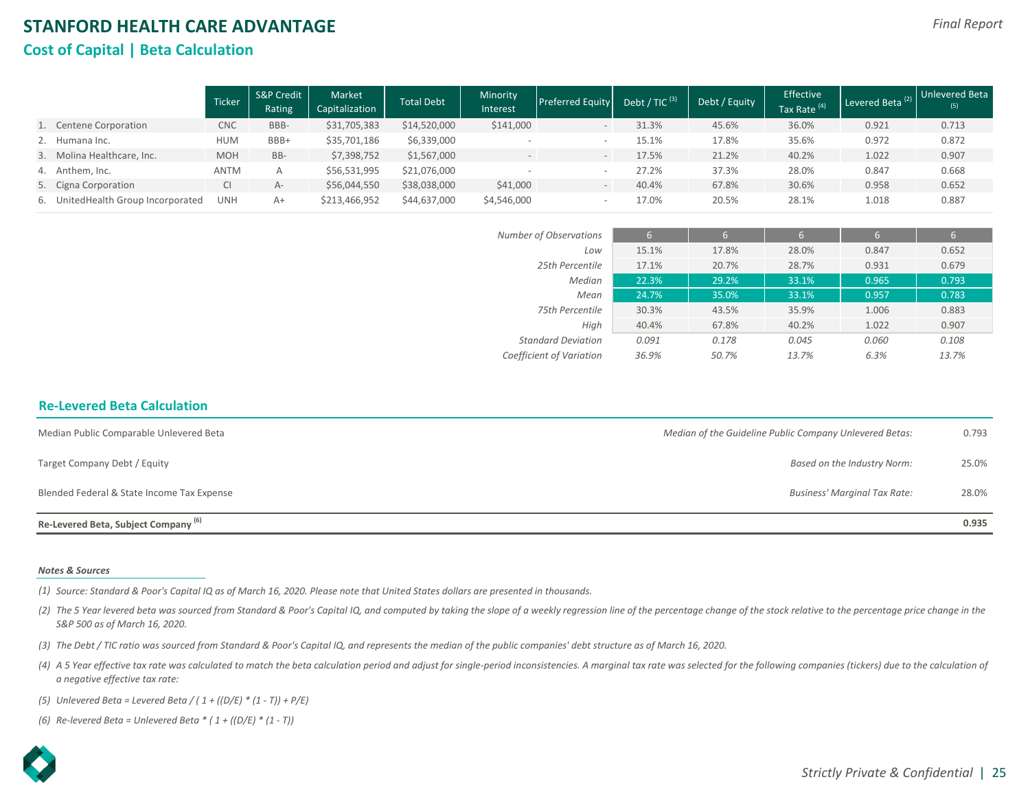# STANFORD HEALTH CARE ADVANTAGE

*Final Report*

## Cost of Capital | Beta Calculation

| | Ticker | S&P Credit Rating | Market Capitalization | Total Debt | Minority Interest | Preferred Equity | Debt / TIC [3] | Debt / Equity | Effective Tax Rate [4] | Levered Beta [2] | Unlevered Beta [5] |
|---|---|---|---|---|---|---|---|---|---|---|---|
| 1. Centene Corporation | CNC | BBB- | $31,705,383 | $14,520,000 | $141,000 | - | 31.3% | 45.6% | 36.0% | 0.921 | 0.713 |
| 2. Humana Inc. | HUM | BBB+ | $35,701,186 | $6,339,000 | - | - | 15.1% | 17.8% | 35.6% | 0.972 | 0.872 |
| 3. Molina Healthcare, Inc. | MOH | BB- | $7,398,752 | $1,567,000 | - | - | 17.5% | 21.2% | 40.2% | 1.022 | 0.907 |
| 4. Anthem, Inc. | ANTM | A | $56,531,995 | $21,076,000 | - | - | 27.2% | 37.3% | 28.0% | 0.847 | 0.668 |
| 5. Cigna Corporation | CI | A- | $56,044,550 | $38,038,000 | $41,000 | - | 40.4% | 67.8% | 30.6% | 0.958 | 0.652 |
| 6. UnitedHealth Group Incorporated | UNH | A+ | $213,466,952 | $44,637,000 | $4,546,000 | - | 17.0% | 20.5% | 28.1% | 1.018 | 0.887 |

| | Debt / TIC | Debt / Equity | Effective Tax Rate | Levered Beta | Unlevered Beta |
|---|---|---|---|---|---|
| *Number of Observations* | 6 | 6 | 6 | 6 | 6 |
| *Low* | 15.1% | 17.8% | 28.0% | 0.847 | 0.652 |
| *25th Percentile* | 17.1% | 20.7% | 28.7% | 0.931 | 0.679 |
| *Median* | 22.3% | 29.2% | 33.1% | 0.965 | 0.793 |
| *Mean* | 24.7% | 35.0% | 33.1% | 0.957 | 0.783 |
| *75th Percentile* | 30.3% | 43.5% | 35.9% | 1.006 | 0.883 |
| *High* | 40.4% | 67.8% | 40.2% | 1.022 | 0.907 |
| *Standard Deviation* | *0.091* | *0.178* | *0.045* | *0.060* | *0.108* |
| *Coefficient of Variation* | *36.9%* | *50.7%* | *13.7%* | *6.3%* | *13.7%* |

### Re-Levered Beta Calculation

| | | |
|---|---|---|
| Median Public Comparable Unlevered Beta | *Median of the Guideline Public Company Unlevered Betas:* | 0.793 |
| Target Company Debt / Equity | *Based on the Industry Norm:* | 25.0% |
| Blended Federal & State Income Tax Expense | *Business' Marginal Tax Rate:* | 28.0% |
| **Re-Levered Beta, Subject Company [6]** | | **0.935** |

***Notes & Sources***

*(1) Source: Standard & Poor's Capital IQ as of March 16, 2020. Please note that United States dollars are presented in thousands.*

*(2) The 5 Year levered beta was sourced from Standard & Poor's Capital IQ, and computed by taking the slope of a weekly regression line of the percentage change of the stock relative to the percentage price change in the S&P 500 as of March 16, 2020.*

*(3) The Debt / TIC ratio was sourced from Standard & Poor's Capital IQ, and represents the median of the public companies' debt structure as of March 16, 2020.*

*(4) A 5 Year effective tax rate was calculated to match the beta calculation period and adjust for single-period inconsistencies. A marginal tax rate was selected for the following companies (tickers) due to the calculation of a negative effective tax rate:*

*(5) Unlevered Beta = Levered Beta / ( 1 + ((D/E) * (1 - T)) + P/E)*

*(6) Re-levered Beta = Unlevered Beta * ( 1 + ((D/E) * (1 - T))*

*Strictly Private & Confidential*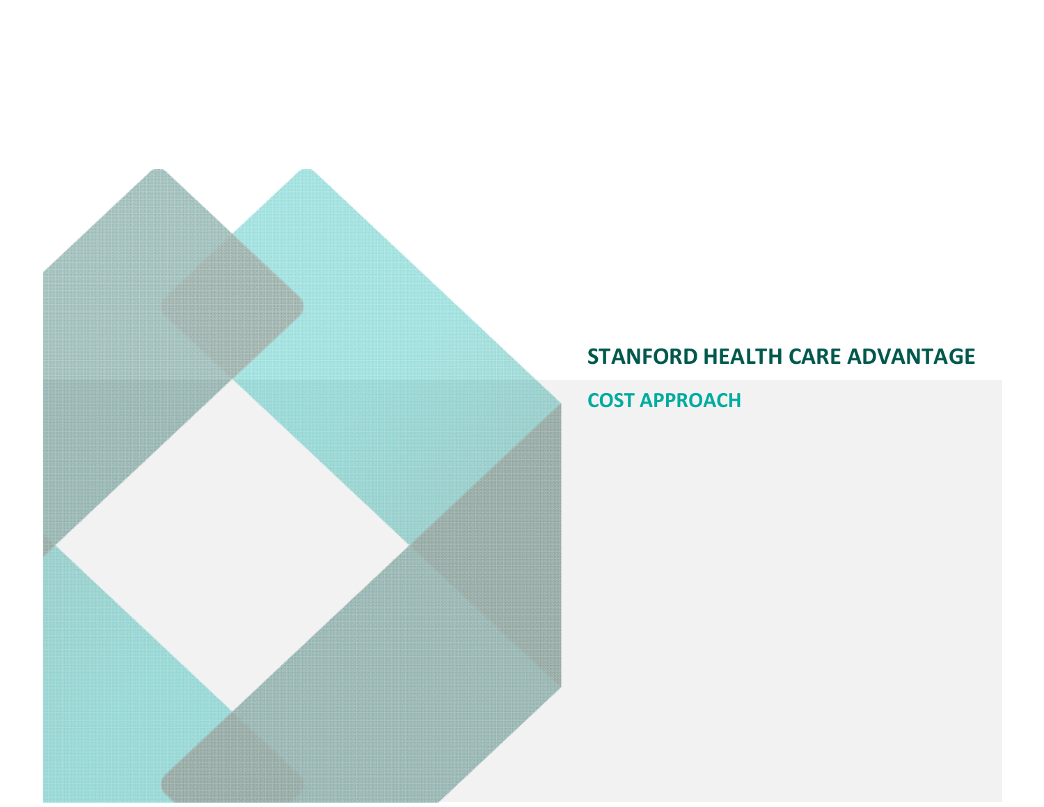# STANFORD HEALTH CARE ADVANTAGE

## COST APPROACH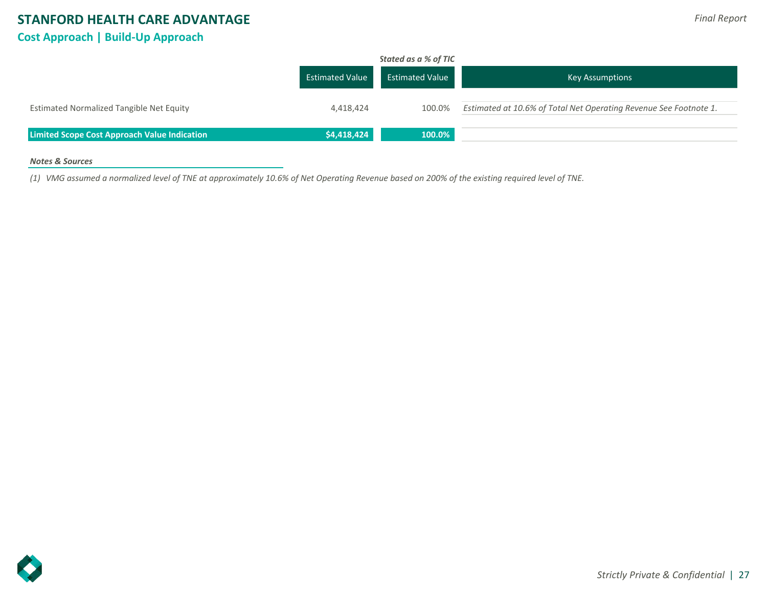# STANFORD HEALTH CARE ADVANTAGE

## Cost Approach | Build-Up Approach

| | Estimated Value | Stated as a % of TIC<br>Estimated Value | Key Assumptions |
|---|---|---|---|
| Estimated Normalized Tangible Net Equity | 4,418,424 | 100.0% | *Estimated at 10.6% of Total Net Operating Revenue See Footnote 1.* |
| **Limited Scope Cost Approach Value Indication** | **$4,418,424** | **100.0%** | |

***Notes & Sources***

*(1) VMG assumed a normalized level of TNE at approximately 10.6% of Net Operating Revenue based on 200% of the existing required level of TNE.*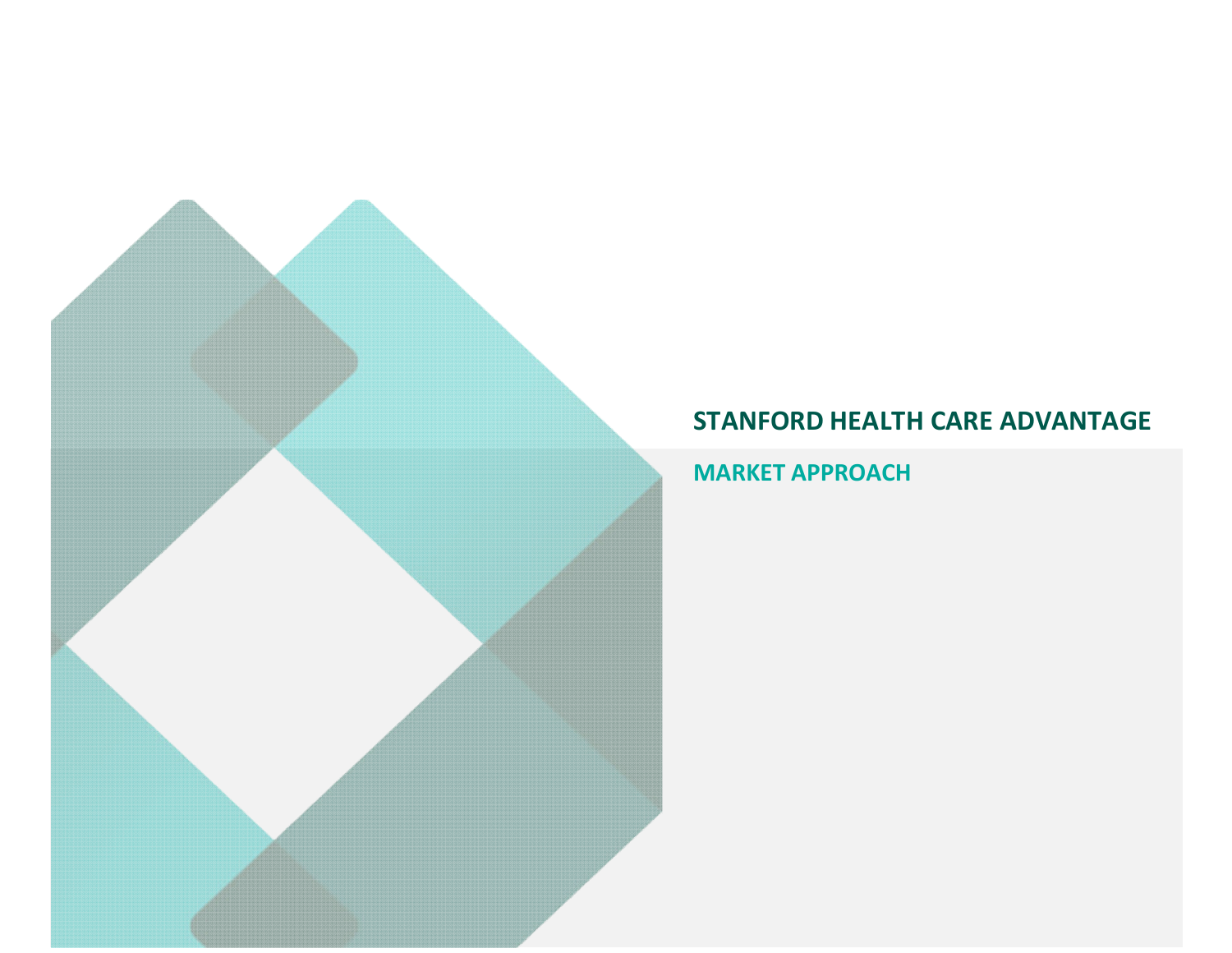# STANFORD HEALTH CARE ADVANTAGE

## MARKET APPROACH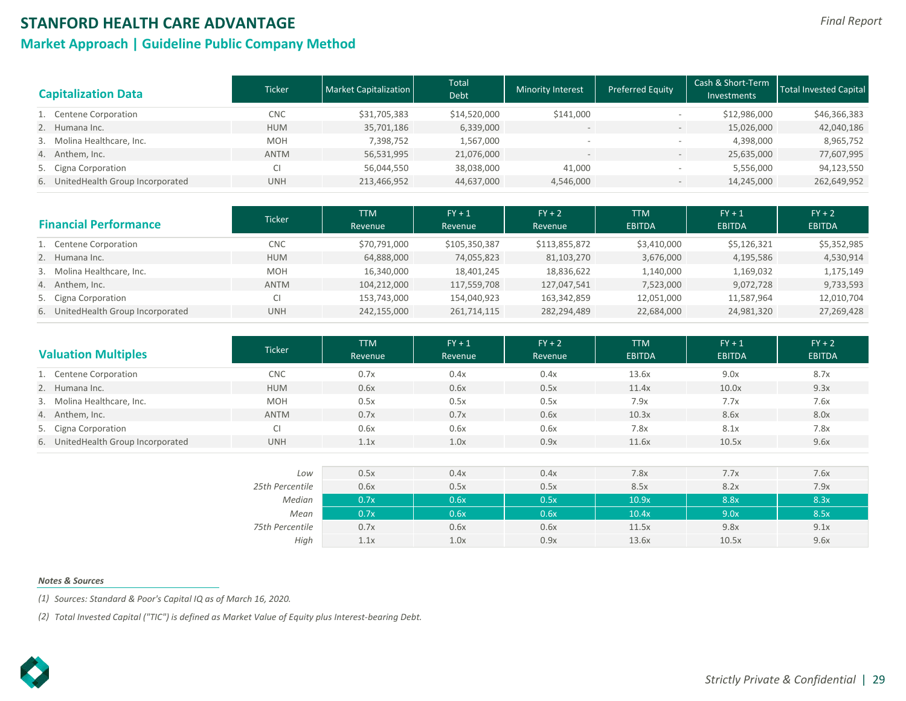# STANFORD HEALTH CARE ADVANTAGE

## Market Approach | Guideline Public Company Method

| Capitalization Data | Ticker | Market Capitalization | Total Debt | Minority Interest | Preferred Equity | Cash & Short-Term Investments | Total Invested Capital |
|---|---|---|---|---|---|---|---|
| 1. Centene Corporation | CNC | $31,705,383 | $14,520,000 | $141,000 | - | $12,986,000 | $46,366,383 |
| 2. Humana Inc. | HUM | 35,701,186 | 6,339,000 | - | - | 15,026,000 | 42,040,186 |
| 3. Molina Healthcare, Inc. | MOH | 7,398,752 | 1,567,000 | - | - | 4,398,000 | 8,965,752 |
| 4. Anthem, Inc. | ANTM | 56,531,995 | 21,076,000 | - | - | 25,635,000 | 77,607,995 |
| 5. Cigna Corporation | CI | 56,044,550 | 38,038,000 | 41,000 | - | 5,556,000 | 94,123,550 |
| 6. UnitedHealth Group Incorporated | UNH | 213,466,952 | 44,637,000 | 4,546,000 | - | 14,245,000 | 262,649,952 |

| Financial Performance | Ticker | TTM Revenue | FY + 1 Revenue | FY + 2 Revenue | TTM EBITDA | FY + 1 EBITDA | FY + 2 EBITDA |
|---|---|---|---|---|---|---|---|
| 1. Centene Corporation | CNC | $70,791,000 | $105,350,387 | $113,855,872 | $3,410,000 | $5,126,321 | $5,352,985 |
| 2. Humana Inc. | HUM | 64,888,000 | 74,055,823 | 81,103,270 | 3,676,000 | 4,195,586 | 4,530,914 |
| 3. Molina Healthcare, Inc. | MOH | 16,340,000 | 18,401,245 | 18,836,622 | 1,140,000 | 1,169,032 | 1,175,149 |
| 4. Anthem, Inc. | ANTM | 104,212,000 | 117,559,708 | 127,047,541 | 7,523,000 | 9,072,728 | 9,733,593 |
| 5. Cigna Corporation | CI | 153,743,000 | 154,040,923 | 163,342,859 | 12,051,000 | 11,587,964 | 12,010,704 |
| 6. UnitedHealth Group Incorporated | UNH | 242,155,000 | 261,714,115 | 282,294,489 | 22,684,000 | 24,981,320 | 27,269,428 |

| Valuation Multiples | Ticker | TTM Revenue | FY + 1 Revenue | FY + 2 Revenue | TTM EBITDA | FY + 1 EBITDA | FY + 2 EBITDA |
|---|---|---|---|---|---|---|---|
| 1. Centene Corporation | CNC | 0.7x | 0.4x | 0.4x | 13.6x | 9.0x | 8.7x |
| 2. Humana Inc. | HUM | 0.6x | 0.6x | 0.5x | 11.4x | 10.0x | 9.3x |
| 3. Molina Healthcare, Inc. | MOH | 0.5x | 0.5x | 0.5x | 7.9x | 7.7x | 7.6x |
| 4. Anthem, Inc. | ANTM | 0.7x | 0.7x | 0.6x | 10.3x | 8.6x | 8.0x |
| 5. Cigna Corporation | CI | 0.6x | 0.6x | 0.6x | 7.8x | 8.1x | 7.8x |
| 6. UnitedHealth Group Incorporated | UNH | 1.1x | 1.0x | 0.9x | 11.6x | 10.5x | 9.6x |
| | *Low* | 0.5x | 0.4x | 0.4x | 7.8x | 7.7x | 7.6x |
| | *25th Percentile* | 0.6x | 0.5x | 0.5x | 8.5x | 8.2x | 7.9x |
| | *Median* | 0.7x | 0.6x | 0.5x | 10.9x | 8.8x | 8.3x |
| | *Mean* | 0.7x | 0.6x | 0.6x | 10.4x | 9.0x | 8.5x |
| | *75th Percentile* | 0.7x | 0.6x | 0.6x | 11.5x | 9.8x | 9.1x |
| | *High* | 1.1x | 1.0x | 0.9x | 13.6x | 10.5x | 9.6x |

***Notes & Sources***

*(1) Sources: Standard & Poor's Capital IQ as of March 16, 2020.*

*(2) Total Invested Capital ("TIC") is defined as Market Value of Equity plus Interest-bearing Debt.*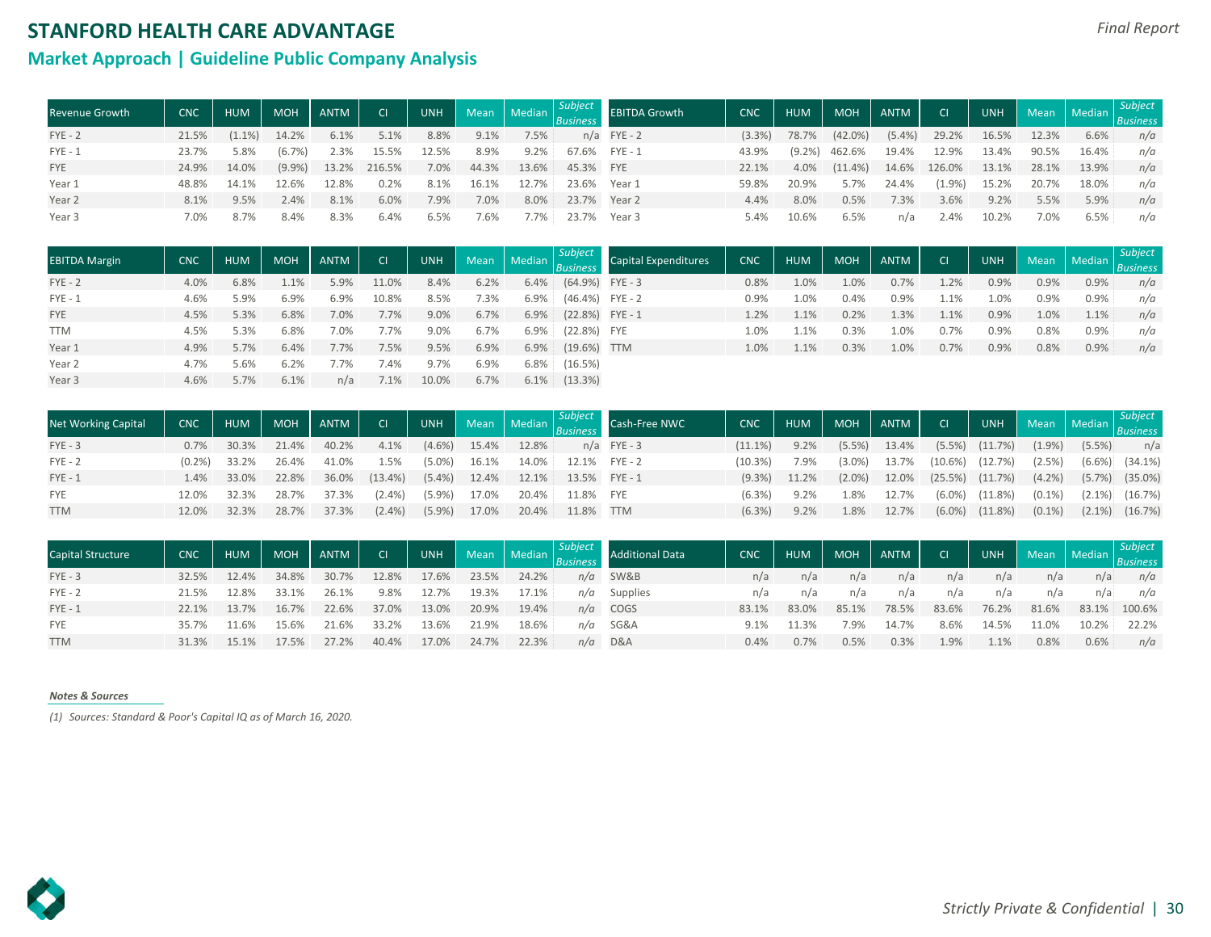# STANFORD HEALTH CARE ADVANTAGE

*Final Report*

## Market Approach | Guideline Public Company Analysis

| Revenue Growth | CNC | HUM | MOH | ANTM | CI | UNH | Mean | Median | *Subject Business* |
|---|---|---|---|---|---|---|---|---|---|
| FYE - 2 | 21.5% | (1.1%) | 14.2% | 6.1% | 5.1% | 8.8% | 9.1% | 7.5% | n/a |
| FYE - 1 | 23.7% | 5.8% | (6.7%) | 2.3% | 15.5% | 12.5% | 8.9% | 9.2% | 67.6% |
| FYE | 24.9% | 14.0% | (9.9%) | 13.2% | 216.5% | 7.0% | 44.3% | 13.6% | 45.3% |
| Year 1 | 48.8% | 14.1% | 12.6% | 12.8% | 0.2% | 8.1% | 16.1% | 12.7% | 23.6% |
| Year 2 | 8.1% | 9.5% | 2.4% | 8.1% | 6.0% | 7.9% | 7.0% | 8.0% | 23.7% |
| Year 3 | 7.0% | 8.7% | 8.4% | 8.3% | 6.4% | 6.5% | 7.6% | 7.7% | 23.7% |

| EBITDA Growth | CNC | HUM | MOH | ANTM | CI | UNH | Mean | Median | *Subject Business* |
|---|---|---|---|---|---|---|---|---|---|
| FYE - 2 | (3.3%) | 78.7% | (42.0%) | (5.4%) | 29.2% | 16.5% | 12.3% | 6.6% | *n/a* |
| FYE - 1 | 43.9% | (9.2%) | 462.6% | 19.4% | 12.9% | 13.4% | 90.5% | 16.4% | *n/a* |
| FYE | 22.1% | 4.0% | (11.4%) | 14.6% | 126.0% | 13.1% | 28.1% | 13.9% | *n/a* |
| Year 1 | 59.8% | 20.9% | 5.7% | 24.4% | (1.9%) | 15.2% | 20.7% | 18.0% | *n/a* |
| Year 2 | 4.4% | 8.0% | 0.5% | 7.3% | 3.6% | 9.2% | 5.5% | 5.9% | *n/a* |
| Year 3 | 5.4% | 10.6% | 6.5% | n/a | 2.4% | 10.2% | 7.0% | 6.5% | *n/a* |

| EBITDA Margin | CNC | HUM | MOH | ANTM | CI | UNH | Mean | Median | *Subject Business* |
|---|---|---|---|---|---|---|---|---|---|
| FYE - 2 | 4.0% | 6.8% | 1.1% | 5.9% | 11.0% | 8.4% | 6.2% | 6.4% | (64.9%) |
| FYE - 1 | 4.6% | 5.9% | 6.9% | 6.9% | 10.8% | 8.5% | 7.3% | 6.9% | (46.4%) |
| FYE | 4.5% | 5.3% | 6.8% | 7.0% | 7.7% | 9.0% | 6.7% | 6.9% | (22.8%) |
| TTM | 4.5% | 5.3% | 6.8% | 7.0% | 7.7% | 9.0% | 6.7% | 6.9% | (22.8%) |
| Year 1 | 4.9% | 5.7% | 6.4% | 7.7% | 7.5% | 9.5% | 6.9% | 6.9% | (19.6%) |
| Year 2 | 4.7% | 5.6% | 6.2% | 7.7% | 7.4% | 9.7% | 6.9% | 6.8% | (16.5%) |
| Year 3 | 4.6% | 5.7% | 6.1% | n/a | 7.1% | 10.0% | 6.7% | 6.1% | (13.3%) |

| Capital Expenditures | CNC | HUM | MOH | ANTM | CI | UNH | Mean | Median | *Subject Business* |
|---|---|---|---|---|---|---|---|---|---|
| FYE - 3 | 0.8% | 1.0% | 1.0% | 0.7% | 1.2% | 0.9% | 0.9% | 0.9% | *n/a* |
| FYE - 2 | 0.9% | 1.0% | 0.4% | 0.9% | 1.1% | 1.0% | 0.9% | 0.9% | *n/a* |
| FYE - 1 | 1.2% | 1.1% | 0.2% | 1.3% | 1.1% | 0.9% | 1.0% | 1.1% | *n/a* |
| FYE | 1.0% | 1.1% | 0.3% | 1.0% | 0.7% | 0.9% | 0.8% | 0.9% | *n/a* |
| TTM | 1.0% | 1.1% | 0.3% | 1.0% | 0.7% | 0.9% | 0.8% | 0.9% | *n/a* |

| Net Working Capital | CNC | HUM | MOH | ANTM | CI | UNH | Mean | Median | *Subject Business* |
|---|---|---|---|---|---|---|---|---|---|
| FYE - 3 | 0.7% | 30.3% | 21.4% | 40.2% | 4.1% | (4.6%) | 15.4% | 12.8% | n/a |
| FYE - 2 | (0.2%) | 33.2% | 26.4% | 41.0% | 1.5% | (5.0%) | 16.1% | 14.0% | 12.1% |
| FYE - 1 | 1.4% | 33.0% | 22.8% | 36.0% | (13.4%) | (5.4%) | 12.4% | 12.1% | 13.5% |
| FYE | 12.0% | 32.3% | 28.7% | 37.3% | (2.4%) | (5.9%) | 17.0% | 20.4% | 11.8% |
| TTM | 12.0% | 32.3% | 28.7% | 37.3% | (2.4%) | (5.9%) | 17.0% | 20.4% | 11.8% |

| Cash-Free NWC | CNC | HUM | MOH | ANTM | CI | UNH | Mean | Median | *Subject Business* |
|---|---|---|---|---|---|---|---|---|---|
| FYE - 3 | (11.1%) | 9.2% | (5.5%) | 13.4% | (5.5%) | (11.7%) | (1.9%) | (5.5%) | n/a |
| FYE - 2 | (10.3%) | 7.9% | (3.0%) | 13.7% | (10.6%) | (12.7%) | (2.5%) | (6.6%) | (34.1%) |
| FYE - 1 | (9.3%) | 11.2% | (2.0%) | 12.0% | (25.5%) | (11.7%) | (4.2%) | (5.7%) | (35.0%) |
| FYE | (6.3%) | 9.2% | 1.8% | 12.7% | (6.0%) | (11.8%) | (0.1%) | (2.1%) | (16.7%) |
| TTM | (6.3%) | 9.2% | 1.8% | 12.7% | (6.0%) | (11.8%) | (0.1%) | (2.1%) | (16.7%) |

| Capital Structure | CNC | HUM | MOH | ANTM | CI | UNH | Mean | Median | *Subject Business* |
|---|---|---|---|---|---|---|---|---|---|
| FYE - 3 | 32.5% | 12.4% | 34.8% | 30.7% | 12.8% | 17.6% | 23.5% | 24.2% | *n/a* |
| FYE - 2 | 21.5% | 12.8% | 33.1% | 26.1% | 9.8% | 12.7% | 19.3% | 17.1% | *n/a* |
| FYE - 1 | 22.1% | 13.7% | 16.7% | 22.6% | 37.0% | 13.0% | 20.9% | 19.4% | *n/a* |
| FYE | 35.7% | 11.6% | 15.6% | 21.6% | 33.2% | 13.6% | 21.9% | 18.6% | *n/a* |
| TTM | 31.3% | 15.1% | 17.5% | 27.2% | 40.4% | 17.0% | 24.7% | 22.3% | *n/a* |

| Additional Data | CNC | HUM | MOH | ANTM | CI | UNH | Mean | Median | *Subject Business* |
|---|---|---|---|---|---|---|---|---|---|
| SW&B | n/a | n/a | n/a | n/a | n/a | n/a | n/a | n/a | *n/a* |
| Supplies | n/a | n/a | n/a | n/a | n/a | n/a | n/a | n/a | *n/a* |
| COGS | 83.1% | 83.0% | 85.1% | 78.5% | 83.6% | 76.2% | 81.6% | 83.1% | 100.6% |
| SG&A | 9.1% | 11.3% | 7.9% | 14.7% | 8.6% | 14.5% | 11.0% | 10.2% | 22.2% |
| D&A | 0.4% | 0.7% | 0.5% | 0.3% | 1.9% | 1.1% | 0.8% | 0.6% | *n/a* |

***Notes & Sources***

*(1) Sources: Standard & Poor's Capital IQ as of March 16, 2020.*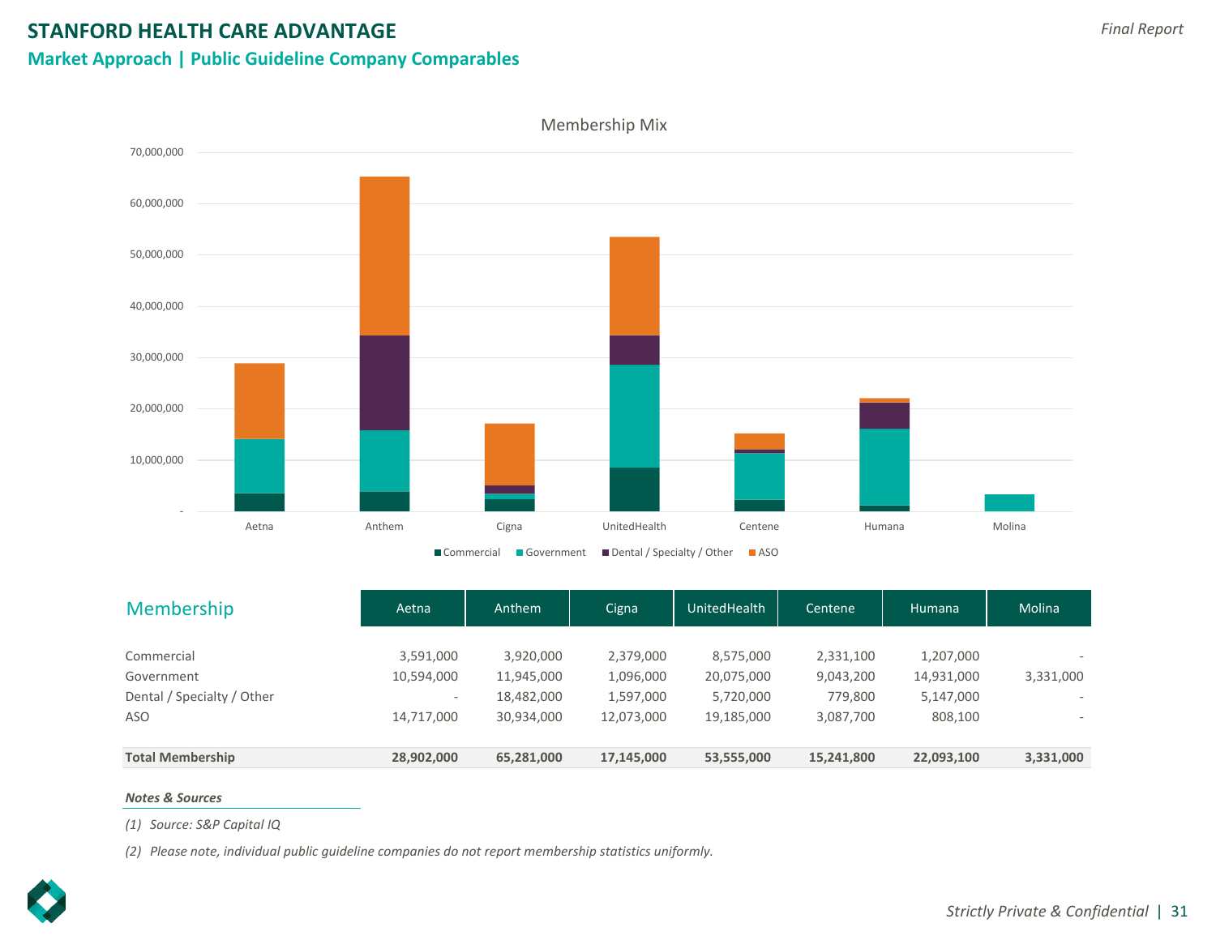# STANFORD HEALTH CARE ADVANTAGE

## Market Approach | Public Guideline Company Comparables

Membership Mix

| Membership | Aetna | Anthem | Cigna | UnitedHealth | Centene | Humana | Molina |
|---|---|---|---|---|---|---|---|
| Commercial | 3,591,000 | 3,920,000 | 2,379,000 | 8,575,000 | 2,331,100 | 1,207,000 | - |
| Government | 10,594,000 | 11,945,000 | 1,096,000 | 20,075,000 | 9,043,200 | 14,931,000 | 3,331,000 |
| Dental / Specialty / Other | - | 18,482,000 | 1,597,000 | 5,720,000 | 779,800 | 5,147,000 | - |
| ASO | 14,717,000 | 30,934,000 | 12,073,000 | 19,185,000 | 3,087,700 | 808,100 | - |
| **Total Membership** | **28,902,000** | **65,281,000** | **17,145,000** | **53,555,000** | **15,241,800** | **22,093,100** | **3,331,000** |

***Notes & Sources***

*(1) Source: S&P Capital IQ*

*(2) Please note, individual public guideline companies do not report membership statistics uniformly.*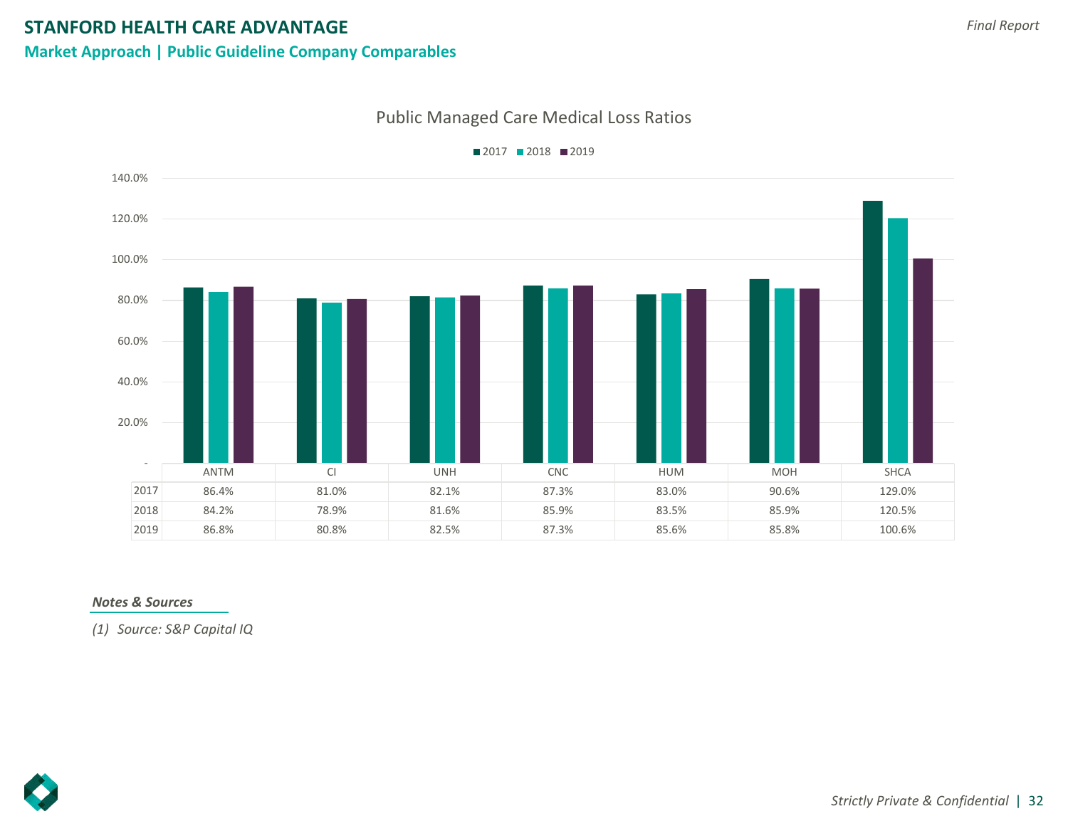# STANFORD HEALTH CARE ADVANTAGE

## Market Approach | Public Guideline Company Comparables

### Public Managed Care Medical Loss Ratios

| | ANTM | CI | UNH | CNC | HUM | MOH | SHCA |
|---|---|---|---|---|---|---|---|
| 2017 | 86.4% | 81.0% | 82.1% | 87.3% | 83.0% | 90.6% | 129.0% |
| 2018 | 84.2% | 78.9% | 81.6% | 85.9% | 83.5% | 85.9% | 120.5% |
| 2019 | 86.8% | 80.8% | 82.5% | 87.3% | 85.6% | 85.8% | 100.6% |

***Notes & Sources***

*(1) Source: S&P Capital IQ*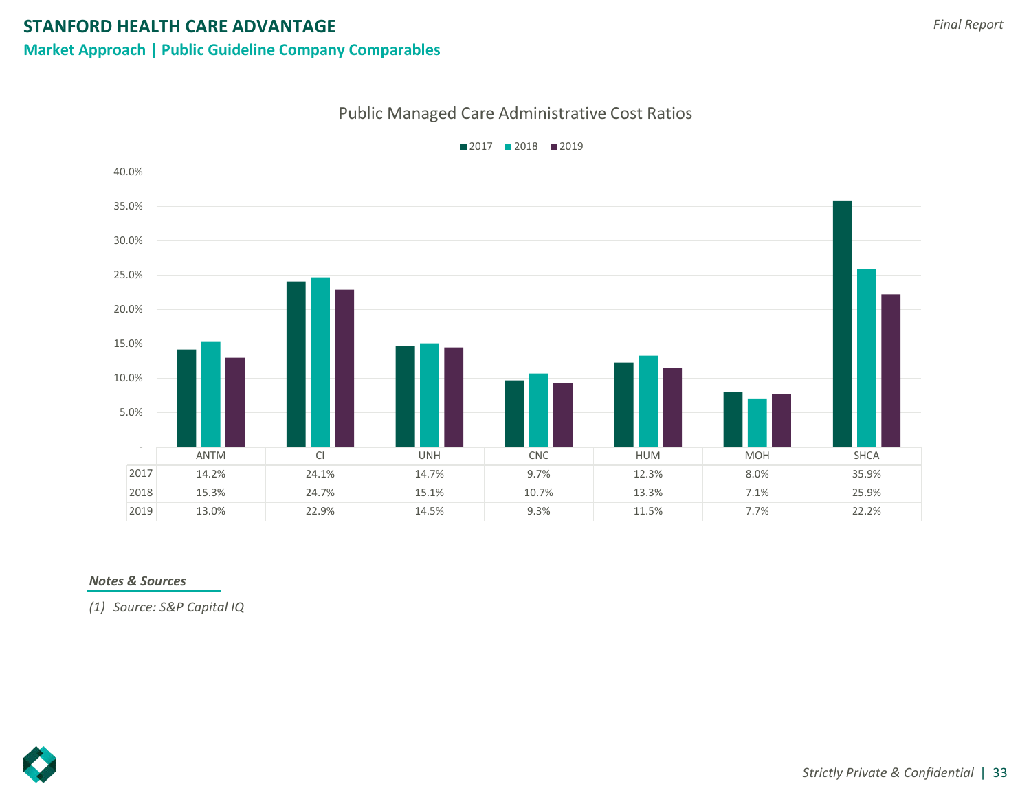# STANFORD HEALTH CARE ADVANTAGE

## Market Approach | Public Guideline Company Comparables

### Public Managed Care Administrative Cost Ratios

| | ANTM | CI | UNH | CNC | HUM | MOH | SHCA |
|---|---|---|---|---|---|---|---|
| 2017 | 14.2% | 24.1% | 14.7% | 9.7% | 12.3% | 8.0% | 35.9% |
| 2018 | 15.3% | 24.7% | 15.1% | 10.7% | 13.3% | 7.1% | 25.9% |
| 2019 | 13.0% | 22.9% | 14.5% | 9.3% | 11.5% | 7.7% | 22.2% |

***Notes & Sources***

*(1) Source: S&P Capital IQ*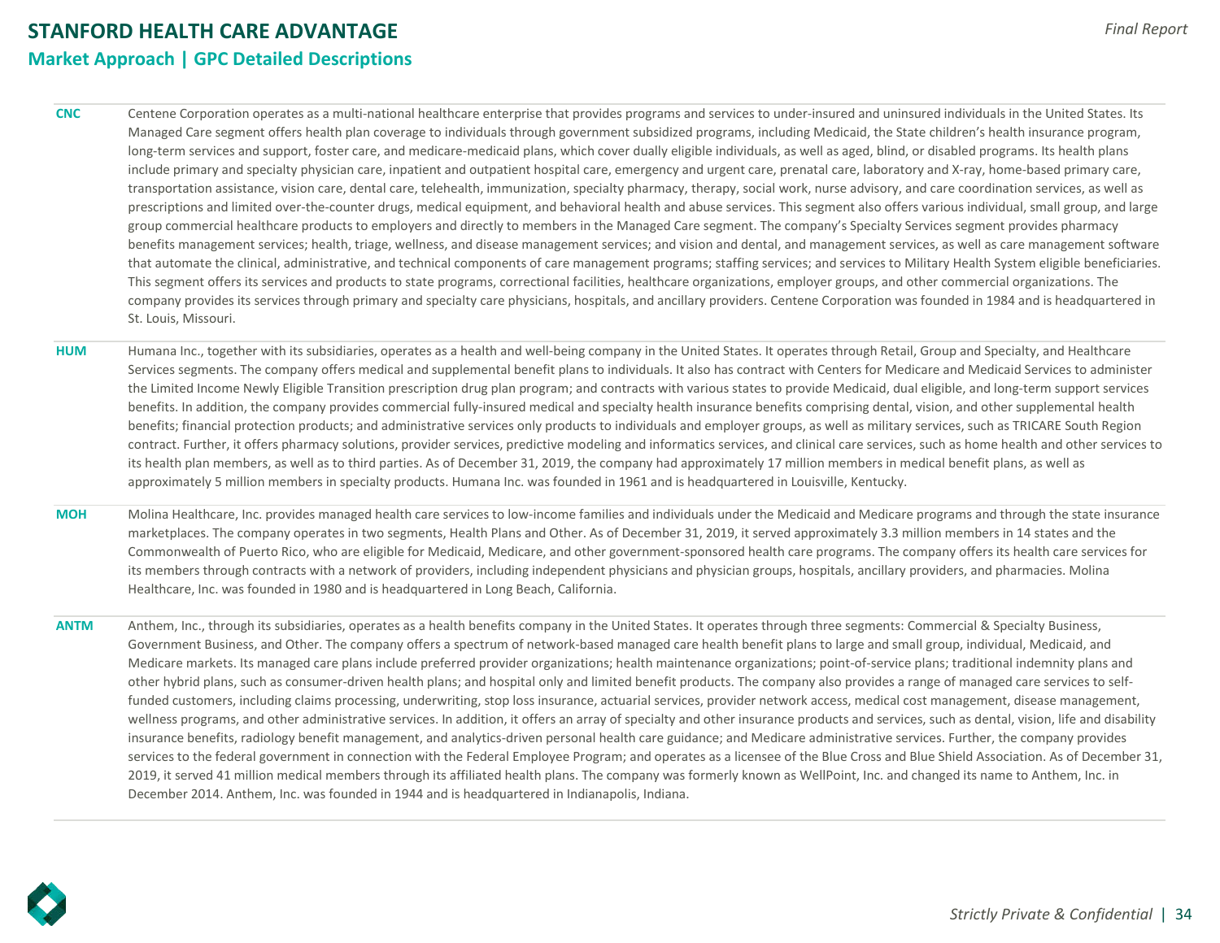# STANFORD HEALTH CARE ADVANTAGE

## Market Approach | GPC Detailed Descriptions

| | |
|---|---|
| **CNC** | Centene Corporation operates as a multi-national healthcare enterprise that provides programs and services to under-insured and uninsured individuals in the United States. Its Managed Care segment offers health plan coverage to individuals through government subsidized programs, including Medicaid, the State children's health insurance program, long-term services and support, foster care, and medicare-medicaid plans, which cover dually eligible individuals, as well as aged, blind, or disabled programs. Its health plans include primary and specialty physician care, inpatient and outpatient hospital care, emergency and urgent care, prenatal care, laboratory and X-ray, home-based primary care, transportation assistance, vision care, dental care, telehealth, immunization, specialty pharmacy, therapy, social work, nurse advisory, and care coordination services, as well as prescriptions and limited over-the-counter drugs, medical equipment, and behavioral health and abuse services. This segment also offers various individual, small group, and large group commercial healthcare products to employers and directly to members in the Managed Care segment. The company's Specialty Services segment provides pharmacy benefits management services; health, triage, wellness, and disease management services; and vision and dental, and management services, as well as care management software that automate the clinical, administrative, and technical components of care management programs; staffing services; and services to Military Health System eligible beneficiaries. This segment offers its services and products to state programs, correctional facilities, healthcare organizations, employer groups, and other commercial organizations. The company provides its services through primary and specialty care physicians, hospitals, and ancillary providers. Centene Corporation was founded in 1984 and is headquartered in St. Louis, Missouri. |
| **HUM** | Humana Inc., together with its subsidiaries, operates as a health and well-being company in the United States. It operates through Retail, Group and Specialty, and Healthcare Services segments. The company offers medical and supplemental benefit plans to individuals. It also has contract with Centers for Medicare and Medicaid Services to administer the Limited Income Newly Eligible Transition prescription drug plan program; and contracts with various states to provide Medicaid, dual eligible, and long-term support services benefits. In addition, the company provides commercial fully-insured medical and specialty health insurance benefits comprising dental, vision, and other supplemental health benefits; financial protection products; and administrative services only products to individuals and employer groups, as well as military services, such as TRICARE South Region contract. Further, it offers pharmacy solutions, provider services, predictive modeling and informatics services, and clinical care services, such as home health and other services to its health plan members, as well as to third parties. As of December 31, 2019, the company had approximately 17 million members in medical benefit plans, as well as approximately 5 million members in specialty products. Humana Inc. was founded in 1961 and is headquartered in Louisville, Kentucky. |
| **MOH** | Molina Healthcare, Inc. provides managed health care services to low-income families and individuals under the Medicaid and Medicare programs and through the state insurance marketplaces. The company operates in two segments, Health Plans and Other. As of December 31, 2019, it served approximately 3.3 million members in 14 states and the Commonwealth of Puerto Rico, who are eligible for Medicaid, Medicare, and other government-sponsored health care programs. The company offers its health care services for its members through contracts with a network of providers, including independent physicians and physician groups, hospitals, ancillary providers, and pharmacies. Molina Healthcare, Inc. was founded in 1980 and is headquartered in Long Beach, California. |
| **ANTM** | Anthem, Inc., through its subsidiaries, operates as a health benefits company in the United States. It operates through three segments: Commercial & Specialty Business, Government Business, and Other. The company offers a spectrum of network-based managed care health benefit plans to large and small group, individual, Medicaid, and Medicare markets. Its managed care plans include preferred provider organizations; health maintenance organizations; point-of-service plans; traditional indemnity plans and other hybrid plans, such as consumer-driven health plans; and hospital only and limited benefit products. The company also provides a range of managed care services to self-funded customers, including claims processing, underwriting, stop loss insurance, actuarial services, provider network access, medical cost management, disease management, wellness programs, and other administrative services. In addition, it offers an array of specialty and other insurance products and services, such as dental, vision, life and disability insurance benefits, radiology benefit management, and analytics-driven personal health care guidance; and Medicare administrative services. Further, the company provides services to the federal government in connection with the Federal Employee Program; and operates as a licensee of the Blue Cross and Blue Shield Association. As of December 31, 2019, it served 41 million medical members through its affiliated health plans. The company was formerly known as WellPoint, Inc. and changed its name to Anthem, Inc. in December 2014. Anthem, Inc. was founded in 1944 and is headquartered in Indianapolis, Indiana. |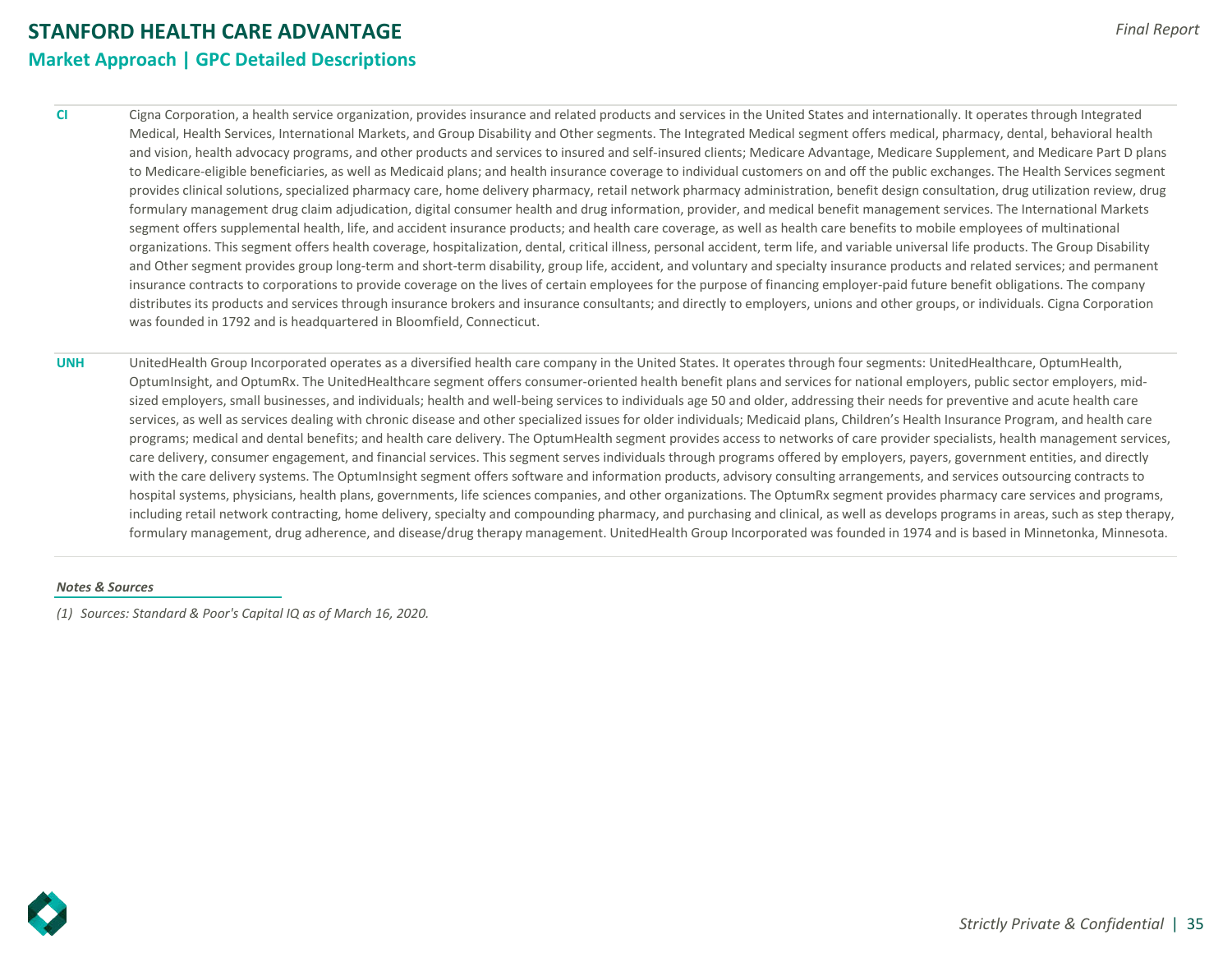# STANFORD HEALTH CARE ADVANTAGE

## Market Approach | GPC Detailed Descriptions

| | |
|---|---|
| **CI** | Cigna Corporation, a health service organization, provides insurance and related products and services in the United States and internationally. It operates through Integrated Medical, Health Services, International Markets, and Group Disability and Other segments. The Integrated Medical segment offers medical, pharmacy, dental, behavioral health and vision, health advocacy programs, and other products and services to insured and self-insured clients; Medicare Advantage, Medicare Supplement, and Medicare Part D plans to Medicare-eligible beneficiaries, as well as Medicaid plans; and health insurance coverage to individual customers on and off the public exchanges. The Health Services segment provides clinical solutions, specialized pharmacy care, home delivery pharmacy, retail network pharmacy administration, benefit design consultation, drug utilization review, drug formulary management drug claim adjudication, digital consumer health and drug information, provider, and medical benefit management services. The International Markets segment offers supplemental health, life, and accident insurance products; and health care coverage, as well as health care benefits to mobile employees of multinational organizations. This segment offers health coverage, hospitalization, dental, critical illness, personal accident, term life, and variable universal life products. The Group Disability and Other segment provides group long-term and short-term disability, group life, accident, and voluntary and specialty insurance products and related services; and permanent insurance contracts to corporations to provide coverage on the lives of certain employees for the purpose of financing employer-paid future benefit obligations. The company distributes its products and services through insurance brokers and insurance consultants; and directly to employers, unions and other groups, or individuals. Cigna Corporation was founded in 1792 and is headquartered in Bloomfield, Connecticut. |
| **UNH** | UnitedHealth Group Incorporated operates as a diversified health care company in the United States. It operates through four segments: UnitedHealthcare, OptumHealth, OptumInsight, and OptumRx. The UnitedHealthcare segment offers consumer-oriented health benefit plans and services for national employers, public sector employers, mid-sized employers, small businesses, and individuals; health and well-being services to individuals age 50 and older, addressing their needs for preventive and acute health care services, as well as services dealing with chronic disease and other specialized issues for older individuals; Medicaid plans, Children's Health Insurance Program, and health care programs; medical and dental benefits; and health care delivery. The OptumHealth segment provides access to networks of care provider specialists, health management services, care delivery, consumer engagement, and financial services. This segment serves individuals through programs offered by employers, payers, government entities, and directly with the care delivery systems. The OptumInsight segment offers software and information products, advisory consulting arrangements, and services outsourcing contracts to hospital systems, physicians, health plans, governments, life sciences companies, and other organizations. The OptumRx segment provides pharmacy care services and programs, including retail network contracting, home delivery, specialty and compounding pharmacy, and purchasing and clinical, as well as develops programs in areas, such as step therapy, formulary management, drug adherence, and disease/drug therapy management. UnitedHealth Group Incorporated was founded in 1974 and is based in Minnetonka, Minnesota. |

***Notes & Sources***

*(1) Sources: Standard & Poor's Capital IQ as of March 16, 2020.*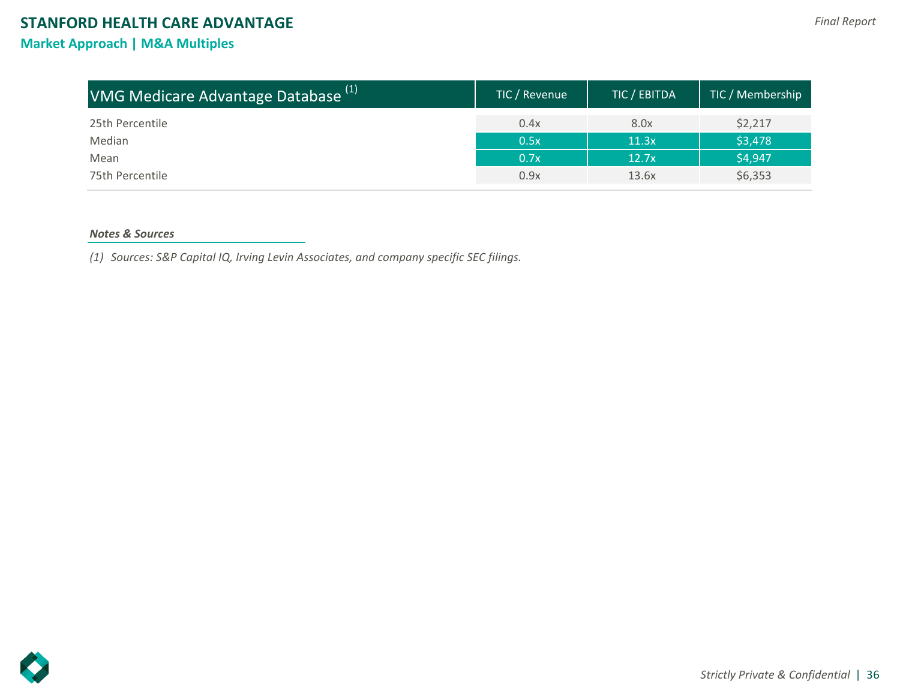# STANFORD HEALTH CARE ADVANTAGE

## Market Approach | M&A Multiples

| VMG Medicare Advantage Database [1] | TIC / Revenue | TIC / EBITDA | TIC / Membership |
|---|---|---|---|
| 25th Percentile | 0.4x | 8.0x | $2,217 |
| Median | 0.5x | 11.3x | $3,478 |
| Mean | 0.7x | 12.7x | $4,947 |
| 75th Percentile | 0.9x | 13.6x | $6,353 |

***Notes & Sources***

*(1) Sources: S&P Capital IQ, Irving Levin Associates, and company specific SEC filings.*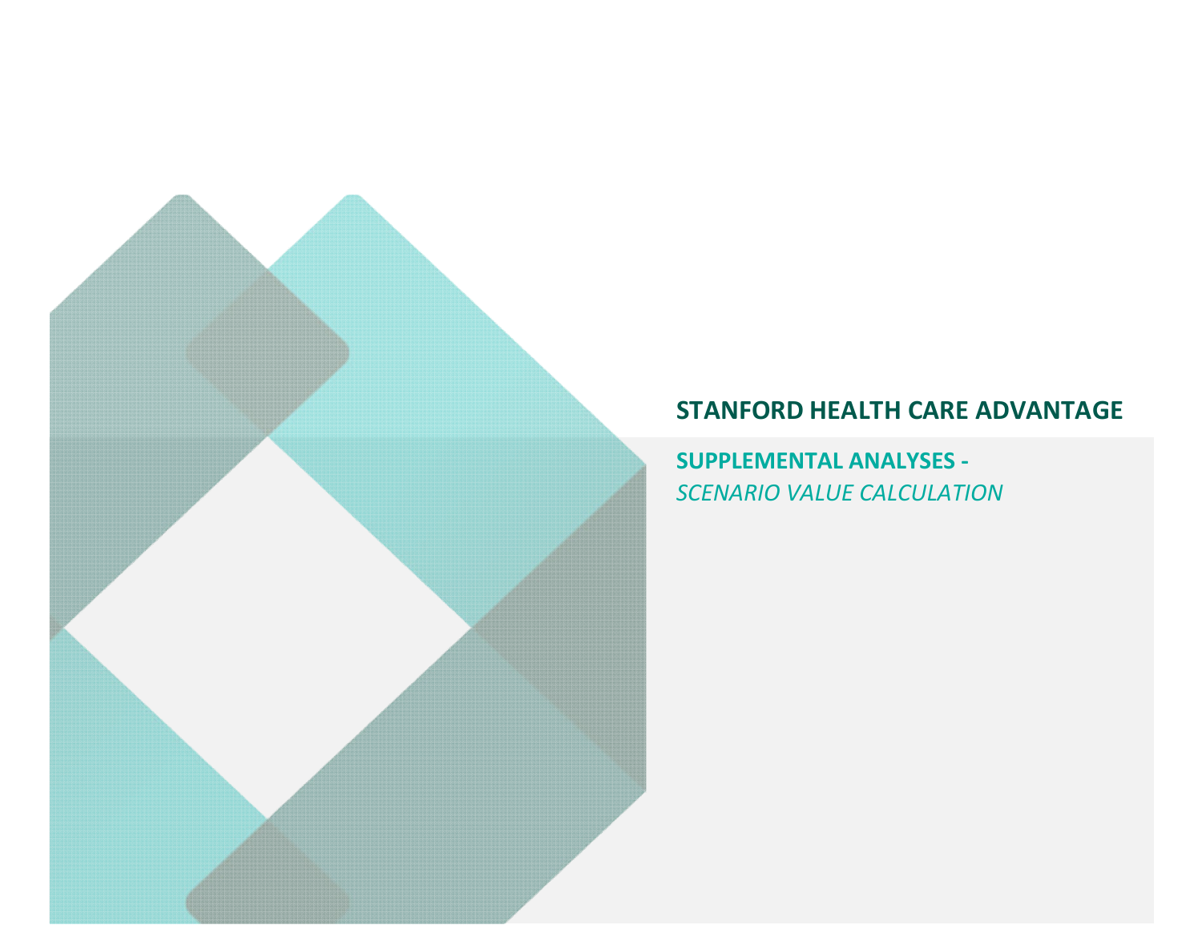# STANFORD HEALTH CARE ADVANTAGE

## SUPPLEMENTAL ANALYSES -
*SCENARIO VALUE CALCULATION*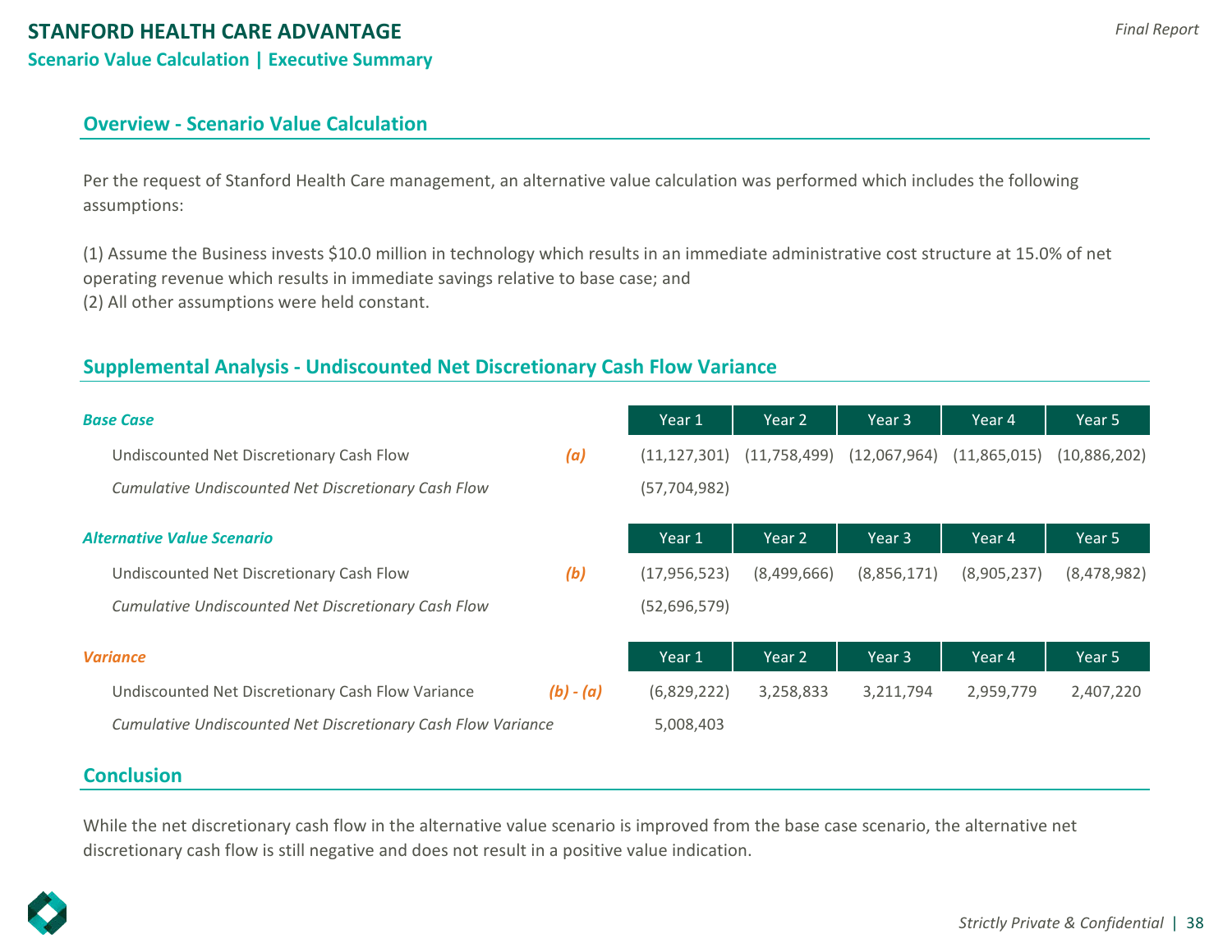# STANFORD HEALTH CARE ADVANTAGE

## Scenario Value Calculation | Executive Summary

### Overview - Scenario Value Calculation

Per the request of Stanford Health Care management, an alternative value calculation was performed which includes the following assumptions:

(1) Assume the Business invests $10.0 million in technology which results in an immediate administrative cost structure at 15.0% of net operating revenue which results in immediate savings relative to base case; and
(2) All other assumptions were held constant.

### Supplemental Analysis - Undiscounted Net Discretionary Cash Flow Variance

| ***Base Case*** | | Year 1 | Year 2 | Year 3 | Year 4 | Year 5 |
|---|---|---|---|---|---|---|
| Undiscounted Net Discretionary Cash Flow | ***(a)*** | (11,127,301) | (11,758,499) | (12,067,964) | (11,865,015) | (10,886,202) |
| *Cumulative Undiscounted Net Discretionary Cash Flow* | | (57,704,982) | | | | |

| ***Alternative Value Scenario*** | | Year 1 | Year 2 | Year 3 | Year 4 | Year 5 |
|---|---|---|---|---|---|---|
| Undiscounted Net Discretionary Cash Flow | ***(b)*** | (17,956,523) | (8,499,666) | (8,856,171) | (8,905,237) | (8,478,982) |
| *Cumulative Undiscounted Net Discretionary Cash Flow* | | (52,696,579) | | | | |

| ***Variance*** | | Year 1 | Year 2 | Year 3 | Year 4 | Year 5 |
|---|---|---|---|---|---|---|
| Undiscounted Net Discretionary Cash Flow Variance | ***(b) - (a)*** | (6,829,222) | 3,258,833 | 3,211,794 | 2,959,779 | 2,407,220 |
| *Cumulative Undiscounted Net Discretionary Cash Flow Variance* | | 5,008,403 | | | | |

### Conclusion

While the net discretionary cash flow in the alternative value scenario is improved from the base case scenario, the alternative net discretionary cash flow is still negative and does not result in a positive value indication.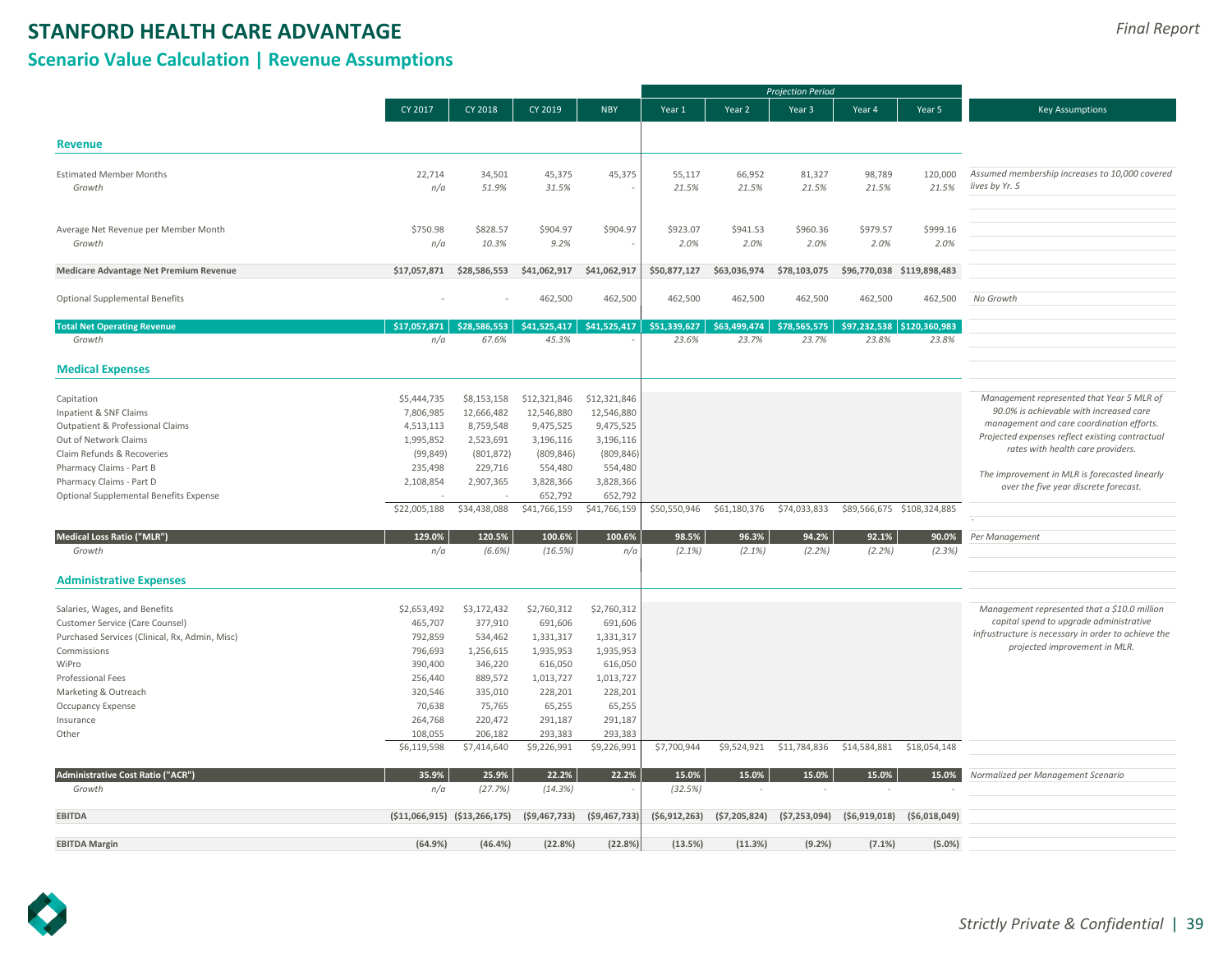# STANFORD HEALTH CARE ADVANTAGE

## Scenario Value Calculation | Revenue Assumptions

| | CY 2017 | CY 2018 | CY 2019 | NBY | Year 1 | Year 2 | Year 3 | Year 4 | Year 5 | Key Assumptions |
|---|---|---|---|---|---|---|---|---|---|---|
| | | | | | *Projection Period* | | | | | |
| **Revenue** | | | | | | | | | | |
| Estimated Member Months | 22,714 | 34,501 | 45,375 | 45,375 | 55,117 | 66,952 | 81,327 | 98,789 | 120,000 | *Assumed membership increases to 10,000 covered lives by Yr. 5* |
| *Growth* | *n/a* | *51.9%* | *31.5%* | - | *21.5%* | *21.5%* | *21.5%* | *21.5%* | *21.5%* | |
| Average Net Revenue per Member Month | $750.98 | $828.57 | $904.97 | $904.97 | $923.07 | $941.53 | $960.36 | $979.57 | $999.16 | |
| *Growth* | *n/a* | *10.3%* | *9.2%* | - | *2.0%* | *2.0%* | *2.0%* | *2.0%* | *2.0%* | |
| **Medicare Advantage Net Premium Revenue** | **$17,057,871** | **$28,586,553** | **$41,062,917** | **$41,062,917** | **$50,877,127** | **$63,036,974** | **$78,103,075** | **$96,770,038** | **$119,898,483** | |
| Optional Supplemental Benefits | - | - | 462,500 | 462,500 | 462,500 | 462,500 | 462,500 | 462,500 | 462,500 | *No Growth* |
| **Total Net Operating Revenue** | **$17,057,871** | **$28,586,553** | **$41,525,417** | **$41,525,417** | **$51,339,627** | **$63,499,474** | **$78,565,575** | **$97,232,538** | **$120,360,983** | |
| *Growth* | *n/a* | *67.6%* | *45.3%* | - | *23.6%* | *23.7%* | *23.7%* | *23.8%* | *23.8%* | |
| **Medical Expenses** | | | | | | | | | | |
| Capitation | $5,444,735 | $8,153,158 | $12,321,846 | $12,321,846 | | | | | | *Management represented that Year 5 MLR of 90.0% is achievable with increased care management and care coordination efforts. Projected expenses reflect existing contractual rates with health care providers.* |
| Inpatient & SNF Claims | 7,806,985 | 12,666,482 | 12,546,880 | 12,546,880 | | | | | | |
| Outpatient & Professional Claims | 4,513,113 | 8,759,548 | 9,475,525 | 9,475,525 | | | | | | |
| Out of Network Claims | 1,995,852 | 2,523,691 | 3,196,116 | 3,196,116 | | | | | | |
| Claim Refunds & Recoveries | (99,849) | (801,872) | (809,846) | (809,846) | | | | | | |
| Pharmacy Claims - Part B | 235,498 | 229,716 | 554,480 | 554,480 | | | | | | *The improvement in MLR is forecasted linearly over the five year discrete forecast.* |
| Pharmacy Claims - Part D | 2,108,854 | 2,907,365 | 3,828,366 | 3,828,366 | | | | | | |
| Optional Supplemental Benefits Expense | - | - | 652,792 | 652,792 | | | | | | |
| | $22,005,188 | $34,438,088 | $41,766,159 | $41,766,159 | $50,550,946 | $61,180,376 | $74,033,833 | $89,566,675 | $108,324,885 | |
| **Medical Loss Ratio ("MLR")** | **129.0%** | **120.5%** | **100.6%** | **100.6%** | **98.5%** | **96.3%** | **94.2%** | **92.1%** | **90.0%** | *Per Management* |
| *Growth* | *n/a* | *(6.6%)* | *(16.5%)* | *n/a* | *(2.1%)* | *(2.1%)* | *(2.2%)* | *(2.2%)* | *(2.3%)* | |
| **Administrative Expenses** | | | | | | | | | | |
| Salaries, Wages, and Benefits | $2,653,492 | $3,172,432 | $2,760,312 | $2,760,312 | | | | | | *Management represented that a $10.0 million capital spend to upgrade administrative infrastructure is necessary in order to achieve the projected improvement in MLR.* |
| Customer Service (Care Counsel) | 465,707 | 377,910 | 691,606 | 691,606 | | | | | | |
| Purchased Services (Clinical, Rx, Admin, Misc) | 792,859 | 534,462 | 1,331,317 | 1,331,317 | | | | | | |
| Commissions | 796,693 | 1,256,615 | 1,935,953 | 1,935,953 | | | | | | |
| WiPro | 390,400 | 346,220 | 616,050 | 616,050 | | | | | | |
| Professional Fees | 256,440 | 889,572 | 1,013,727 | 1,013,727 | | | | | | |
| Marketing & Outreach | 320,546 | 335,010 | 228,201 | 228,201 | | | | | | |
| Occupancy Expense | 70,638 | 75,765 | 65,255 | 65,255 | | | | | | |
| Insurance | 264,768 | 220,472 | 291,187 | 291,187 | | | | | | |
| Other | 108,055 | 206,182 | 293,383 | 293,383 | | | | | | |
| | $6,119,598 | $7,414,640 | $9,226,991 | $9,226,991 | $7,700,944 | $9,524,921 | $11,784,836 | $14,584,881 | $18,054,148 | |
| **Administrative Cost Ratio ("ACR")** | **35.9%** | **25.9%** | **22.2%** | **22.2%** | **15.0%** | **15.0%** | **15.0%** | **15.0%** | **15.0%** | *Normalized per Management Scenario* |
| *Growth* | *n/a* | *(27.7%)* | *(14.3%)* | - | *(32.5%)* | - | - | - | - | |
| **EBITDA** | **($11,066,915)** | **($13,266,175)** | **($9,467,733)** | **($9,467,733)** | **($6,912,263)** | **($7,205,824)** | **($7,253,094)** | **($6,919,018)** | **($6,018,049)** | |
| **EBITDA Margin** | **(64.9%)** | **(46.4%)** | **(22.8%)** | **(22.8%)** | **(13.5%)** | **(11.3%)** | **(9.2%)** | **(7.1%)** | **(5.0%)** | |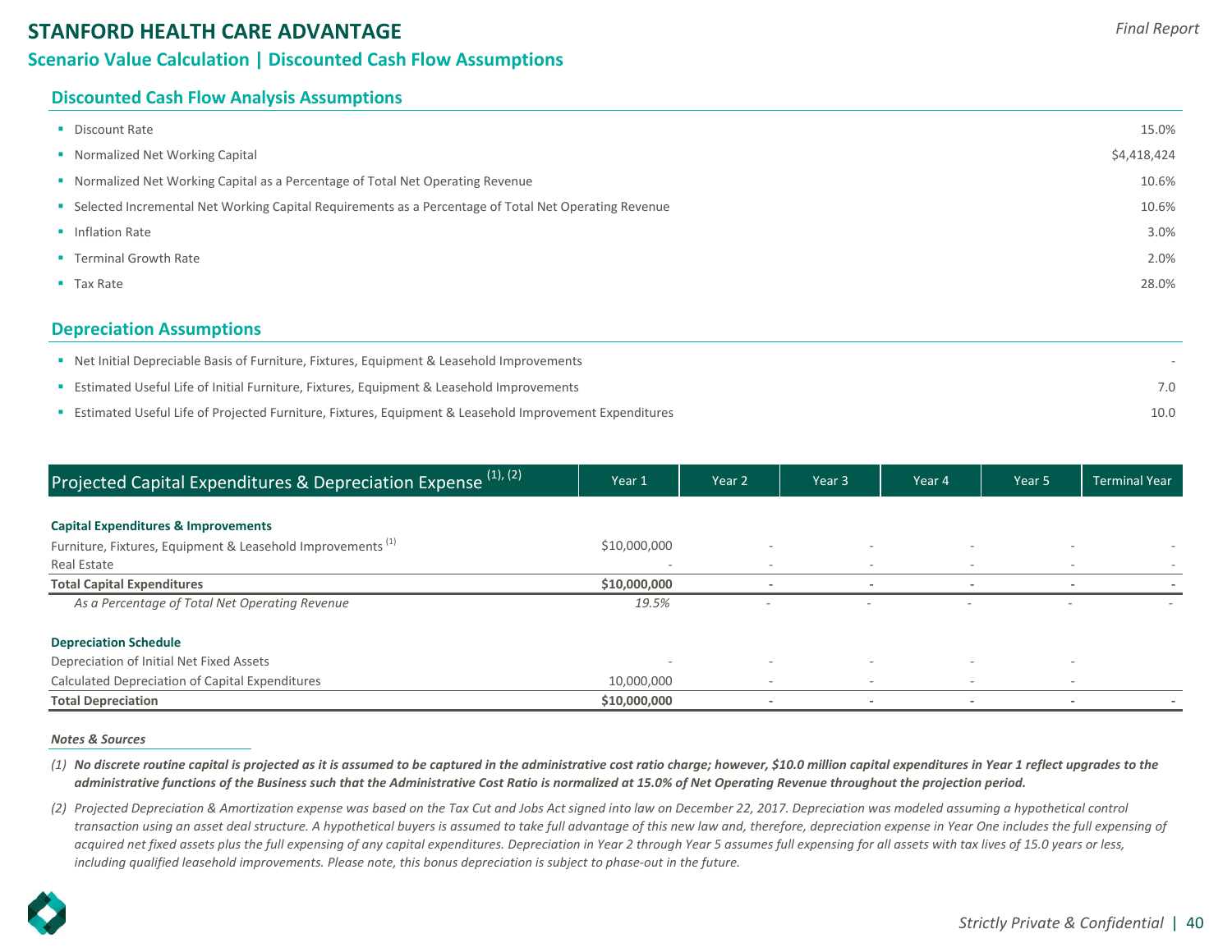# STANFORD HEALTH CARE ADVANTAGE

## Scenario Value Calculation | Discounted Cash Flow Assumptions

### Discounted Cash Flow Analysis Assumptions

| Assumption | Value |
|---|---|
| Discount Rate | 15.0% |
| Normalized Net Working Capital | $4,418,424 |
| Normalized Net Working Capital as a Percentage of Total Net Operating Revenue | 10.6% |
| Selected Incremental Net Working Capital Requirements as a Percentage of Total Net Operating Revenue | 10.6% |
| Inflation Rate | 3.0% |
| Terminal Growth Rate | 2.0% |
| Tax Rate | 28.0% |

### Depreciation Assumptions

| Assumption | Value |
|---|---|
| Net Initial Depreciable Basis of Furniture, Fixtures, Equipment & Leasehold Improvements | - |
| Estimated Useful Life of Initial Furniture, Fixtures, Equipment & Leasehold Improvements | 7.0 |
| Estimated Useful Life of Projected Furniture, Fixtures, Equipment & Leasehold Improvement Expenditures | 10.0 |

| Projected Capital Expenditures & Depreciation Expense (1), (2) | Year 1 | Year 2 | Year 3 | Year 4 | Year 5 | Terminal Year |
|---|---|---|---|---|---|---|
| **Capital Expenditures & Improvements** | | | | | | |
| Furniture, Fixtures, Equipment & Leasehold Improvements (1) | $10,000,000 | - | - | - | - | - |
| Real Estate | - | - | - | - | - | - |
| **Total Capital Expenditures** | **$10,000,000** | **-** | **-** | **-** | **-** | **-** |
| *As a Percentage of Total Net Operating Revenue* | *19.5%* | - | - | - | - | - |
| **Depreciation Schedule** | | | | | | |
| Depreciation of Initial Net Fixed Assets | - | - | - | - | - | |
| Calculated Depreciation of Capital Expenditures | 10,000,000 | - | - | - | - | |
| **Total Depreciation** | **$10,000,000** | **-** | **-** | **-** | **-** | **-** |

***Notes & Sources***

*(1) **No discrete routine capital is projected as it is assumed to be captured in the administrative cost ratio charge; however, $10.0 million capital expenditures in Year 1 reflect upgrades to the administrative functions of the Business such that the Administrative Cost Ratio is normalized at 15.0% of Net Operating Revenue throughout the projection period.***

*(2) Projected Depreciation & Amortization expense was based on the Tax Cut and Jobs Act signed into law on December 22, 2017. Depreciation was modeled assuming a hypothetical control transaction using an asset deal structure. A hypothetical buyers is assumed to take full advantage of this new law and, therefore, depreciation expense in Year One includes the full expensing of acquired net fixed assets plus the full expensing of any capital expenditures. Depreciation in Year 2 through Year 5 assumes full expensing for all assets with tax lives of 15.0 years or less, including qualified leasehold improvements. Please note, this bonus depreciation is subject to phase-out in the future.*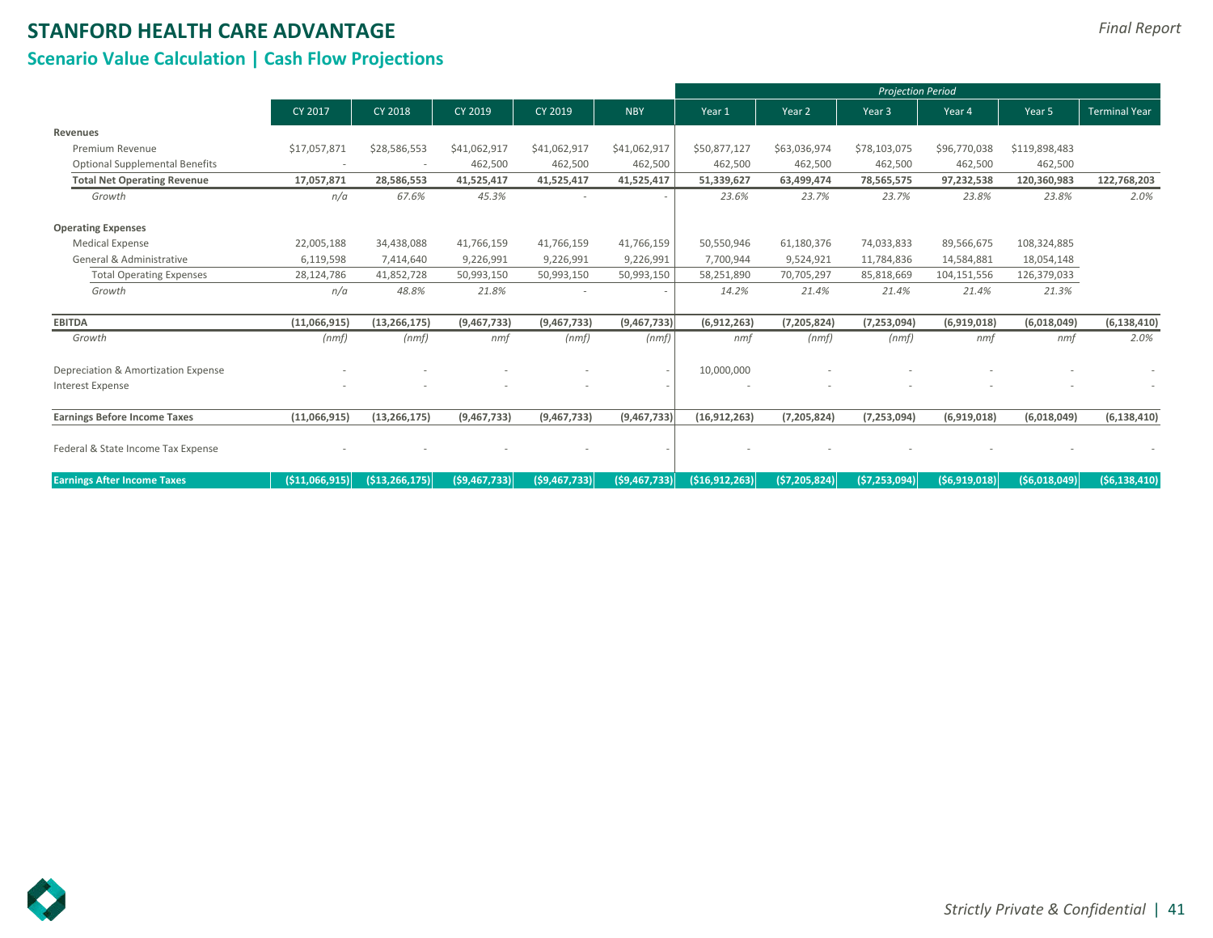# STANFORD HEALTH CARE ADVANTAGE

*Final Report*

## Scenario Value Calculation | Cash Flow Projections

| | CY 2017 | CY 2018 | CY 2019 | CY 2019 | NBY | Year 1 | Year 2 | Year 3 | Year 4 | Year 5 | Terminal Year |
|---|---|---|---|---|---|---|---|---|---|---|---|
| | | | | | | *Projection Period* | | | | | |
| **Revenues** | | | | | | | | | | | |
| Premium Revenue | $17,057,871 | $28,586,553 | $41,062,917 | $41,062,917 | $41,062,917 | $50,877,127 | $63,036,974 | $78,103,075 | $96,770,038 | $119,898,483 | |
| Optional Supplemental Benefits | - | - | 462,500 | 462,500 | 462,500 | 462,500 | 462,500 | 462,500 | 462,500 | 462,500 | |
| **Total Net Operating Revenue** | **17,057,871** | **28,586,553** | **41,525,417** | **41,525,417** | **41,525,417** | **51,339,627** | **63,499,474** | **78,565,575** | **97,232,538** | **120,360,983** | **122,768,203** |
| *Growth* | *n/a* | *67.6%* | *45.3%* | - | - | *23.6%* | *23.7%* | *23.7%* | *23.8%* | *23.8%* | *2.0%* |
| **Operating Expenses** | | | | | | | | | | | |
| Medical Expense | 22,005,188 | 34,438,088 | 41,766,159 | 41,766,159 | 41,766,159 | 50,550,946 | 61,180,376 | 74,033,833 | 89,566,675 | 108,324,885 | |
| General & Administrative | 6,119,598 | 7,414,640 | 9,226,991 | 9,226,991 | 9,226,991 | 7,700,944 | 9,524,921 | 11,784,836 | 14,584,881 | 18,054,148 | |
| Total Operating Expenses | 28,124,786 | 41,852,728 | 50,993,150 | 50,993,150 | 50,993,150 | 58,251,890 | 70,705,297 | 85,818,669 | 104,151,556 | 126,379,033 | |
| *Growth* | *n/a* | *48.8%* | *21.8%* | - | - | *14.2%* | *21.4%* | *21.4%* | *21.4%* | *21.3%* | |
| **EBITDA** | **(11,066,915)** | **(13,266,175)** | **(9,467,733)** | **(9,467,733)** | **(9,467,733)** | **(6,912,263)** | **(7,205,824)** | **(7,253,094)** | **(6,919,018)** | **(6,018,049)** | **(6,138,410)** |
| *Growth* | *(nmf)* | *(nmf)* | *nmf* | *(nmf)* | *(nmf)* | *nmf* | *(nmf)* | *(nmf)* | *nmf* | *nmf* | *2.0%* |
| Depreciation & Amortization Expense | - | - | - | - | - | 10,000,000 | - | - | - | - | - |
| Interest Expense | - | - | - | - | - | - | - | - | - | - | - |
| **Earnings Before Income Taxes** | **(11,066,915)** | **(13,266,175)** | **(9,467,733)** | **(9,467,733)** | **(9,467,733)** | **(16,912,263)** | **(7,205,824)** | **(7,253,094)** | **(6,919,018)** | **(6,018,049)** | **(6,138,410)** |
| Federal & State Income Tax Expense | - | - | - | - | - | - | - | - | - | - | - |
| **Earnings After Income Taxes** | **($11,066,915)** | **($13,266,175)** | **($9,467,733)** | **($9,467,733)** | **($9,467,733)** | **($16,912,263)** | **($7,205,824)** | **($7,253,094)** | **($6,919,018)** | **($6,018,049)** | **($6,138,410)** |

*Strictly Private & Confidential*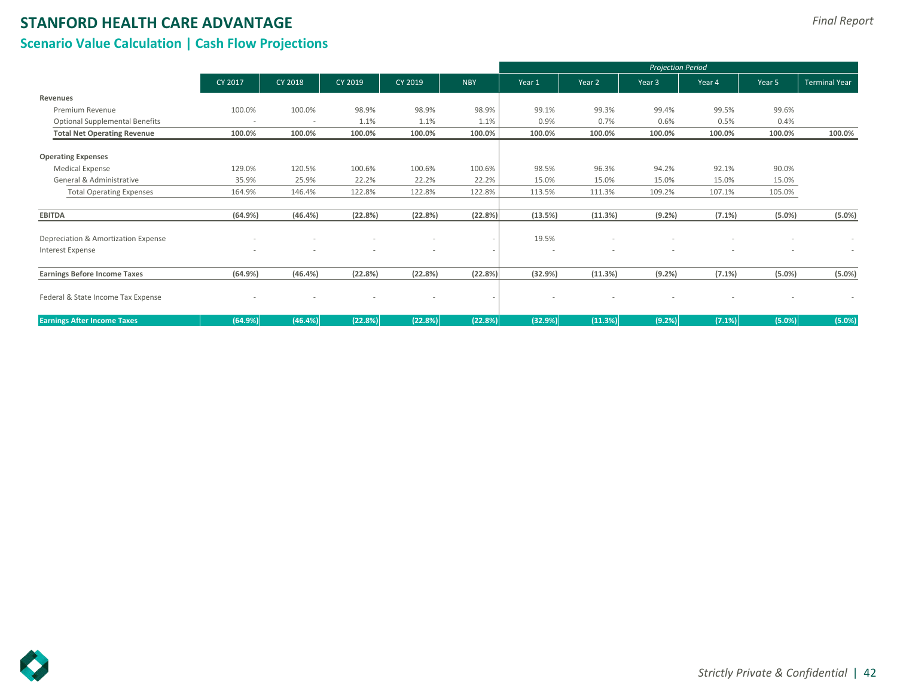# STANFORD HEALTH CARE ADVANTAGE

*Final Report*

## Scenario Value Calculation | Cash Flow Projections

| | CY 2017 | CY 2018 | CY 2019 | CY 2019 | NBY | *Projection Period* Year 1 | Year 2 | Year 3 | Year 4 | Year 5 | Terminal Year |
|---|---|---|---|---|---|---|---|---|---|---|---|
| **Revenues** | | | | | | | | | | | |
| Premium Revenue | 100.0% | 100.0% | 98.9% | 98.9% | 98.9% | 99.1% | 99.3% | 99.4% | 99.5% | 99.6% | |
| Optional Supplemental Benefits | - | - | 1.1% | 1.1% | 1.1% | 0.9% | 0.7% | 0.6% | 0.5% | 0.4% | |
| **Total Net Operating Revenue** | **100.0%** | **100.0%** | **100.0%** | **100.0%** | **100.0%** | **100.0%** | **100.0%** | **100.0%** | **100.0%** | **100.0%** | **100.0%** |
| **Operating Expenses** | | | | | | | | | | | |
| Medical Expense | 129.0% | 120.5% | 100.6% | 100.6% | 100.6% | 98.5% | 96.3% | 94.2% | 92.1% | 90.0% | |
| General & Administrative | 35.9% | 25.9% | 22.2% | 22.2% | 22.2% | 15.0% | 15.0% | 15.0% | 15.0% | 15.0% | |
| Total Operating Expenses | 164.9% | 146.4% | 122.8% | 122.8% | 122.8% | 113.5% | 111.3% | 109.2% | 107.1% | 105.0% | |
| **EBITDA** | **(64.9%)** | **(46.4%)** | **(22.8%)** | **(22.8%)** | **(22.8%)** | **(13.5%)** | **(11.3%)** | **(9.2%)** | **(7.1%)** | **(5.0%)** | **(5.0%)** |
| Depreciation & Amortization Expense | - | - | - | - | - | 19.5% | - | - | - | - | - |
| Interest Expense | - | - | - | - | - | - | - | - | - | - | - |
| **Earnings Before Income Taxes** | **(64.9%)** | **(46.4%)** | **(22.8%)** | **(22.8%)** | **(22.8%)** | **(32.9%)** | **(11.3%)** | **(9.2%)** | **(7.1%)** | **(5.0%)** | **(5.0%)** |
| Federal & State Income Tax Expense | - | - | - | - | - | - | - | - | - | - | - |
| **Earnings After Income Taxes** | **(64.9%)** | **(46.4%)** | **(22.8%)** | **(22.8%)** | **(22.8%)** | **(32.9%)** | **(11.3%)** | **(9.2%)** | **(7.1%)** | **(5.0%)** | **(5.0%)** |

*Strictly Private & Confidential*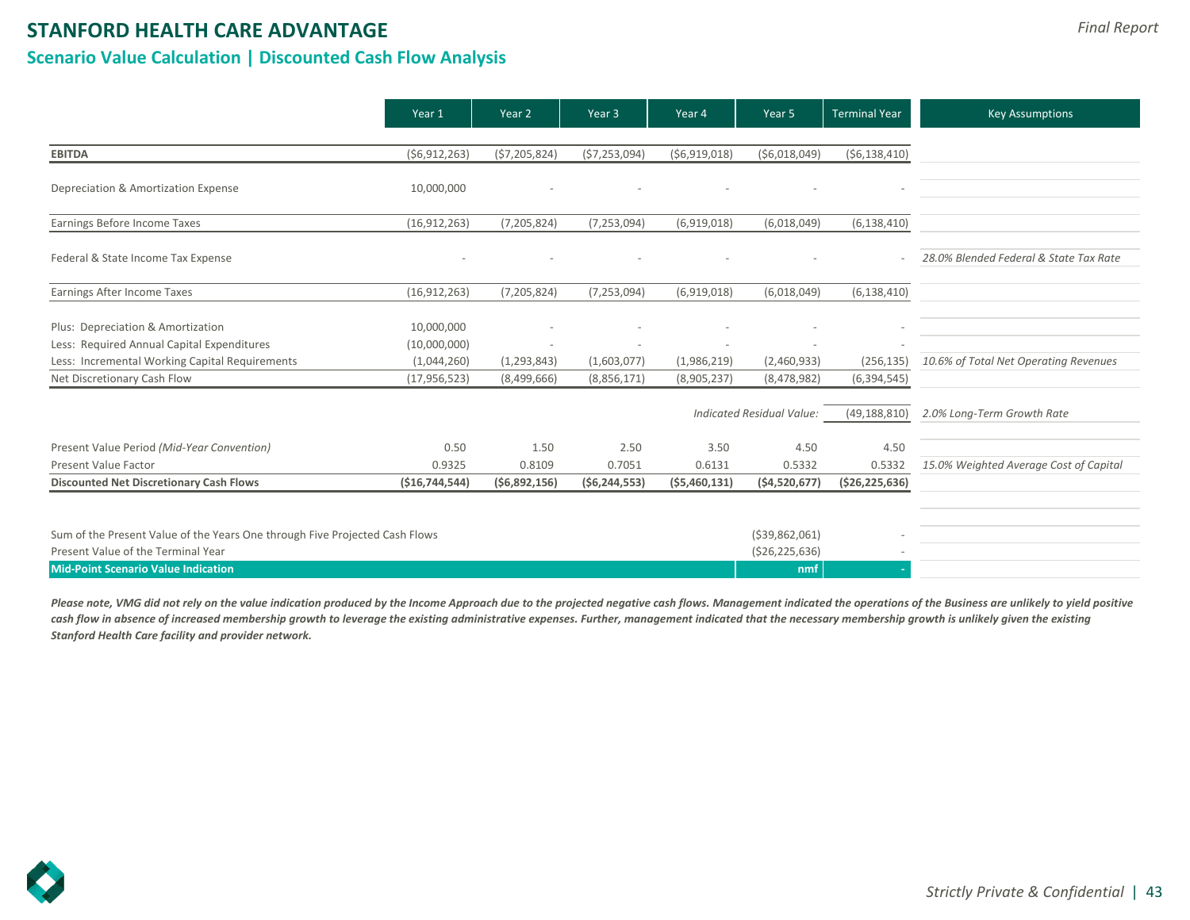# STANFORD HEALTH CARE ADVANTAGE

## Scenario Value Calculation | Discounted Cash Flow Analysis

*Final Report*

| | Year 1 | Year 2 | Year 3 | Year 4 | Year 5 | Terminal Year | Key Assumptions |
|---|---|---|---|---|---|---|---|
| **EBITDA** | ($6,912,263) | ($7,205,824) | ($7,253,094) | ($6,919,018) | ($6,018,049) | ($6,138,410) | |
| Depreciation & Amortization Expense | 10,000,000 | - | - | - | - | - | |
| Earnings Before Income Taxes | (16,912,263) | (7,205,824) | (7,253,094) | (6,919,018) | (6,018,049) | (6,138,410) | |
| Federal & State Income Tax Expense | - | - | - | - | - | - | *28.0% Blended Federal & State Tax Rate* |
| Earnings After Income Taxes | (16,912,263) | (7,205,824) | (7,253,094) | (6,919,018) | (6,018,049) | (6,138,410) | |
| Plus: Depreciation & Amortization | 10,000,000 | - | - | - | - | - | |
| Less: Required Annual Capital Expenditures | (10,000,000) | - | - | - | - | - | |
| Less: Incremental Working Capital Requirements | (1,044,260) | (1,293,843) | (1,603,077) | (1,986,219) | (2,460,933) | (256,135) | *10.6% of Total Net Operating Revenues* |
| Net Discretionary Cash Flow | (17,956,523) | (8,499,666) | (8,856,171) | (8,905,237) | (8,478,982) | (6,394,545) | |
| | | | | | *Indicated Residual Value:* | (49,188,810) | *2.0% Long-Term Growth Rate* |
| Present Value Period *(Mid-Year Convention)* | 0.50 | 1.50 | 2.50 | 3.50 | 4.50 | 4.50 | |
| Present Value Factor | 0.9325 | 0.8109 | 0.7051 | 0.6131 | 0.5332 | 0.5332 | *15.0% Weighted Average Cost of Capital* |
| **Discounted Net Discretionary Cash Flows** | **($16,744,544)** | **($6,892,156)** | **($6,244,553)** | **($5,460,131)** | **($4,520,677)** | **($26,225,636)** | |

| | | |
|---|---|---|
| Sum of the Present Value of the Years One through Five Projected Cash Flows | ($39,862,061) | - |
| Present Value of the Terminal Year | ($26,225,636) | - |
| **Mid-Point Scenario Value Indication** | **nmf** | **-** |

***Please note, VMG did not rely on the value indication produced by the Income Approach due to the projected negative cash flows. Management indicated the operations of the Business are unlikely to yield positive cash flow in absence of increased membership growth to leverage the existing administrative expenses. Further, management indicated that the necessary membership growth is unlikely given the existing Stanford Health Care facility and provider network.***

*Strictly Private & Confidential*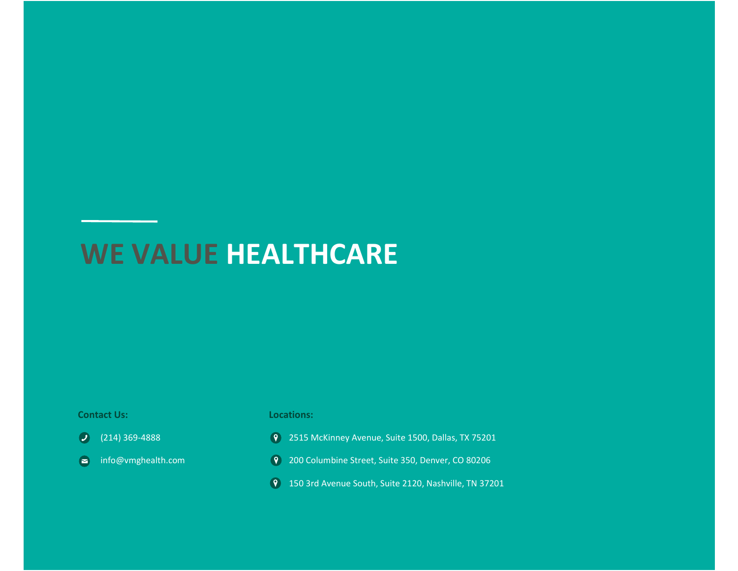# WE VALUE HEALTHCARE

**Contact Us:**

- (214) 369-4888
- info@vmghealth.com

**Locations:**

- 2515 McKinney Avenue, Suite 1500, Dallas, TX 75201
- 200 Columbine Street, Suite 350, Denver, CO 80206
- 150 3rd Avenue South, Suite 2120, Nashville, TN 37201